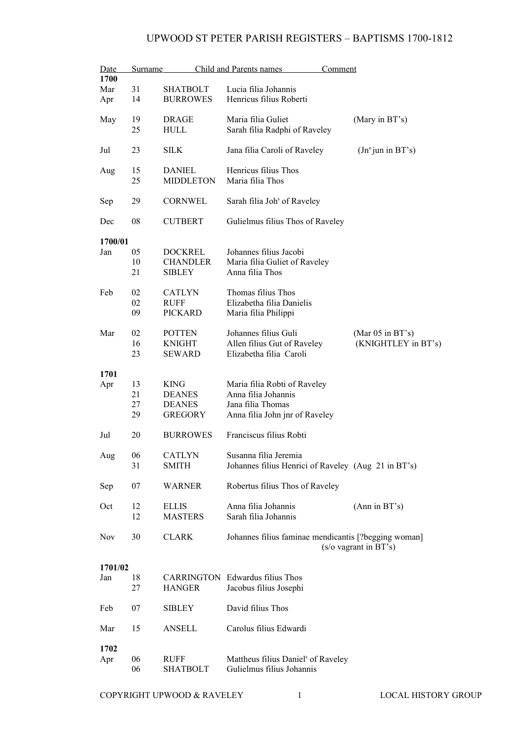# UPWOOD ST PETER PARISH REGISTERS – BAPTISMS 1700-1812

| Date | | Surname | Child and Parents names | Comment |
|---|---|---|---|---|
| **1700** | | | | |
| Mar | 31 | SHATBOLT | Lucia filia Johannis | |
| Apr | 14 | BURROWES | Henricus filius Roberti | |
| May | 19 | DRAGE | Maria filia Guliet | (Mary in BT's) |
| | 25 | HULL | Sarah filia Radphi of Raveley | |
| Jul | 23 | SILK | Jana filia Caroli of Raveley | (Jn°jun in BT's) |
| Aug | 15 | DANIEL | Henricus filius Thos | |
| | 25 | MIDDLETON | Maria filia Thos | |
| Sep | 29 | CORNWEL | Sarah filia Joh[s] of Raveley | |
| Dec | 08 | CUTBERT | Gulielmus filius Thos of Raveley | |
| **1700/01** | | | | |
| Jan | 05 | DOCKREL | Johannes filius Jacobi | |
| | 10 | CHANDLER | Maria filia Guliet of Raveley | |
| | 21 | SIBLEY | Anna filia Thos | |
| Feb | 02 | CATLYN | Thomas filius Thos | |
| | 02 | RUFF | Elizabetha filia Danielis | |
| | 09 | PICKARD | Maria filia Philippi | |
| Mar | 02 | POTTEN | Johannes filius Guli | (Mar 05 in BT's) |
| | 16 | KNIGHT | Allen filius Gut of Raveley | (KNIGHTLEY in BT's) |
| | 23 | SEWARD | Elizabetha filia Caroli | |
| **1701** | | | | |
| Apr | 13 | KING | Maria filia Robti of Raveley | |
| | 21 | DEANES | Anna filia Johannis | |
| | 27 | DEANES | Jana filia Thomas | |
| | 29 | GREGORY | Anna filia John jnr of Raveley | |
| Jul | 20 | BURROWES | Franciscus filius Robti | |
| Aug | 06 | CATLYN | Susanna filia Jeremia | |
| | 31 | SMITH | Johannes filius Henrici of Raveley | (Aug 21 in BT's) |
| Sep | 07 | WARNER | Robertus filius Thos of Raveley | |
| Oct | 12 | ELLIS | Anna filia Johannis | (Ann in BT's) |
| | 12 | MASTERS | Sarah filia Johannis | |
| Nov | 30 | CLARK | Johannes filius faminae mendicantis [?begging woman] | (s/o vagrant in BT's) |
| **1701/02** | | | | |
| Jan | 18 | CARRINGTON | Edwardus filius Thos | |
| | 27 | HANGER | Jacobus filius Josephi | |
| Feb | 07 | SIBLEY | David filius Thos | |
| Mar | 15 | ANSELL | Carolus filius Edwardi | |
| **1702** | | | | |
| Apr | 06 | RUFF | Mattheus filius Daniel[s] of Raveley | |
| | 06 | SHATBOLT | Gulielmus filius Johannis | |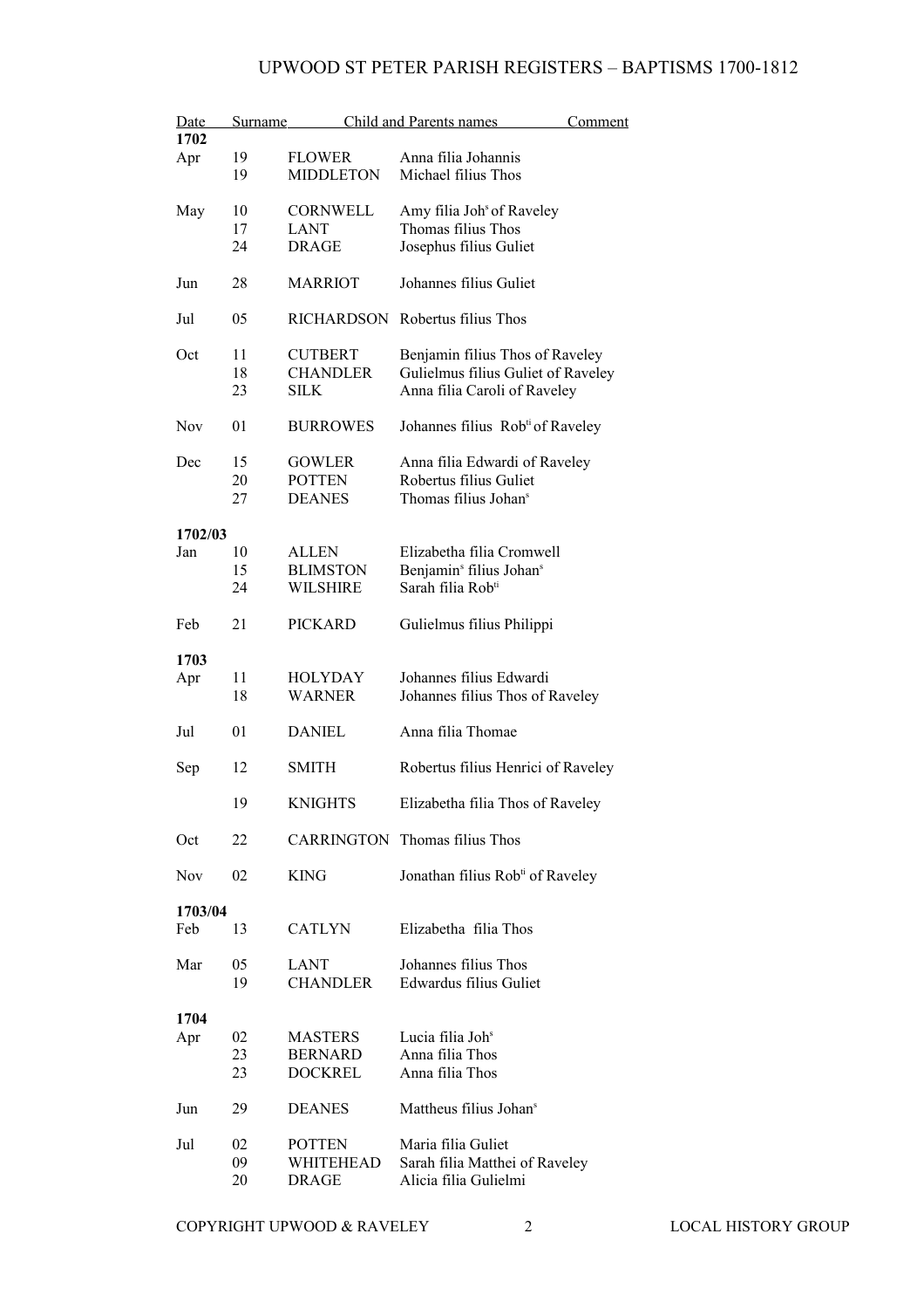# UPWOOD ST PETER PARISH REGISTERS – BAPTISMS 1700-1812

| Date | | Surname | Child and Parents names | Comment |
|---|---|---|---|---|
| **1702** | | | | |
| Apr | 19 | FLOWER | Anna filia Johannis | |
| | 19 | MIDDLETON | Michael filius Thos | |
| May | 10 | CORNWELL | Amy filia Joh[s] of Raveley | |
| | 17 | LANT | Thomas filius Thos | |
| | 24 | DRAGE | Josephus filius Guliet | |
| Jun | 28 | MARRIOT | Johannes filius Guliet | |
| Jul | 05 | RICHARDSON | Robertus filius Thos | |
| Oct | 11 | CUTBERT | Benjamin filius Thos of Raveley | |
| | 18 | CHANDLER | Gulielmus filius Guliet of Raveley | |
| | 23 | SILK | Anna filia Caroli of Raveley | |
| Nov | 01 | BURROWES | Johannes filius Rob[ti] of Raveley | |
| Dec | 15 | GOWLER | Anna filia Edwardi of Raveley | |
| | 20 | POTTEN | Robertus filius Guliet | |
| | 27 | DEANES | Thomas filius Johan[s] | |
| **1702/03** | | | | |
| Jan | 10 | ALLEN | Elizabetha filia Cromwell | |
| | 15 | BLIMSTON | Benjamin[s] filius Johan[s] | |
| | 24 | WILSHIRE | Sarah filia Rob[ti] | |
| Feb | 21 | PICKARD | Gulielmus filius Philippi | |
| **1703** | | | | |
| Apr | 11 | HOLYDAY | Johannes filius Edwardi | |
| | 18 | WARNER | Johannes filius Thos of Raveley | |
| Jul | 01 | DANIEL | Anna filia Thomae | |
| Sep | 12 | SMITH | Robertus filius Henrici of Raveley | |
| | 19 | KNIGHTS | Elizabetha filia Thos of Raveley | |
| Oct | 22 | CARRINGTON | Thomas filius Thos | |
| Nov | 02 | KING | Jonathan filius Rob[ti] of Raveley | |
| **1703/04** | | | | |
| Feb | 13 | CATLYN | Elizabetha filia Thos | |
| Mar | 05 | LANT | Johannes filius Thos | |
| | 19 | CHANDLER | Edwardus filius Guliet | |
| **1704** | | | | |
| Apr | 02 | MASTERS | Lucia filia Joh[s] | |
| | 23 | BERNARD | Anna filia Thos | |
| | 23 | DOCKREL | Anna filia Thos | |
| Jun | 29 | DEANES | Mattheus filius Johan[s] | |
| Jul | 02 | POTTEN | Maria filia Guliet | |
| | 09 | WHITEHEAD | Sarah filia Matthei of Raveley | |
| | 20 | DRAGE | Alicia filia Gulielmi | |

COPYRIGHT UPWOOD & RAVELEY LOCAL HISTORY GROUP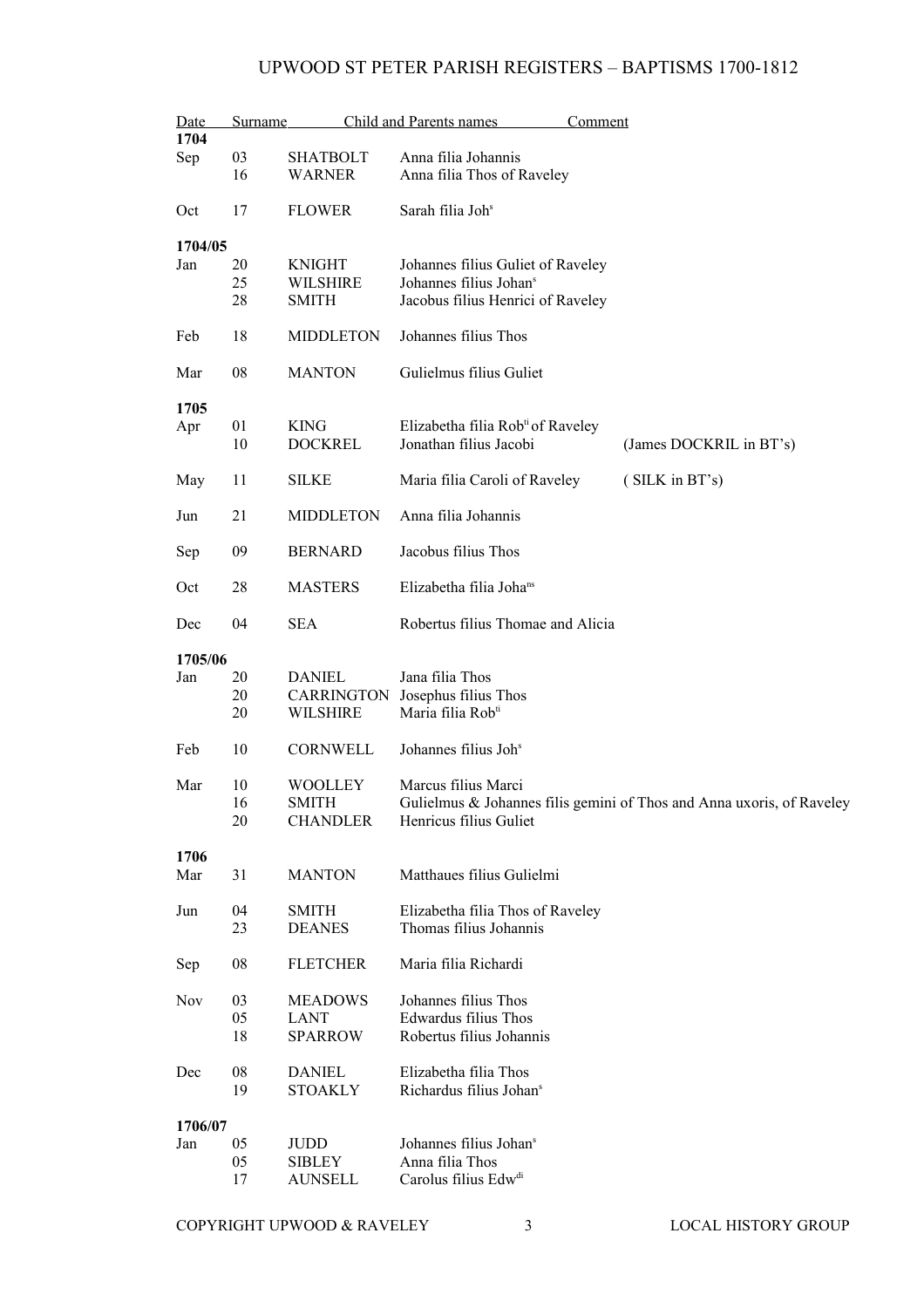# UPWOOD ST PETER PARISH REGISTERS – BAPTISMS 1700-1812

| Date | | Surname | Child and Parents names | Comment |
|---|---|---|---|---|
| **1704** | | | | |
| Sep | 03 | SHATBOLT | Anna filia Johannis | |
| | 16 | WARNER | Anna filia Thos of Raveley | |
| Oct | 17 | FLOWER | Sarah filia Joh[s] | |
| **1704/05** | | | | |
| Jan | 20 | KNIGHT | Johannes filius Guliet of Raveley | |
| | 25 | WILSHIRE | Johannes filius Johan[s] | |
| | 28 | SMITH | Jacobus filius Henrici of Raveley | |
| Feb | 18 | MIDDLETON | Johannes filius Thos | |
| Mar | 08 | MANTON | Gulielmus filius Guliet | |
| **1705** | | | | |
| Apr | 01 | KING | Elizabetha filia Rob[ti] of Raveley | |
| | 10 | DOCKREL | Jonathan filius Jacobi | (James DOCKRIL in BT's) |
| May | 11 | SILKE | Maria filia Caroli of Raveley | ( SILK in BT's) |
| Jun | 21 | MIDDLETON | Anna filia Johannis | |
| Sep | 09 | BERNARD | Jacobus filius Thos | |
| Oct | 28 | MASTERS | Elizabetha filia Joha[ns] | |
| Dec | 04 | SEA | Robertus filius Thomae and Alicia | |
| **1705/06** | | | | |
| Jan | 20 | DANIEL | Jana filia Thos | |
| | 20 | CARRINGTON | Josephus filius Thos | |
| | 20 | WILSHIRE | Maria filia Rob[ti] | |
| Feb | 10 | CORNWELL | Johannes filius Joh[s] | |
| Mar | 10 | WOOLLEY | Marcus filius Marci | |
| | 16 | SMITH | Gulielmus & Johannes filis gemini of Thos and Anna uxoris, of Raveley | |
| | 20 | CHANDLER | Henricus filius Guliet | |
| **1706** | | | | |
| Mar | 31 | MANTON | Matthaues filius Gulielmi | |
| Jun | 04 | SMITH | Elizabetha filia Thos of Raveley | |
| | 23 | DEANES | Thomas filius Johannis | |
| Sep | 08 | FLETCHER | Maria filia Richardi | |
| Nov | 03 | MEADOWS | Johannes filius Thos | |
| | 05 | LANT | Edwardus filius Thos | |
| | 18 | SPARROW | Robertus filius Johannis | |
| Dec | 08 | DANIEL | Elizabetha filia Thos | |
| | 19 | STOAKLY | Richardus filius Johan[s] | |
| **1706/07** | | | | |
| Jan | 05 | JUDD | Johannes filius Johan[s] | |
| | 05 | SIBLEY | Anna filia Thos | |
| | 17 | AUNSELL | Carolus filius Edw[di] | |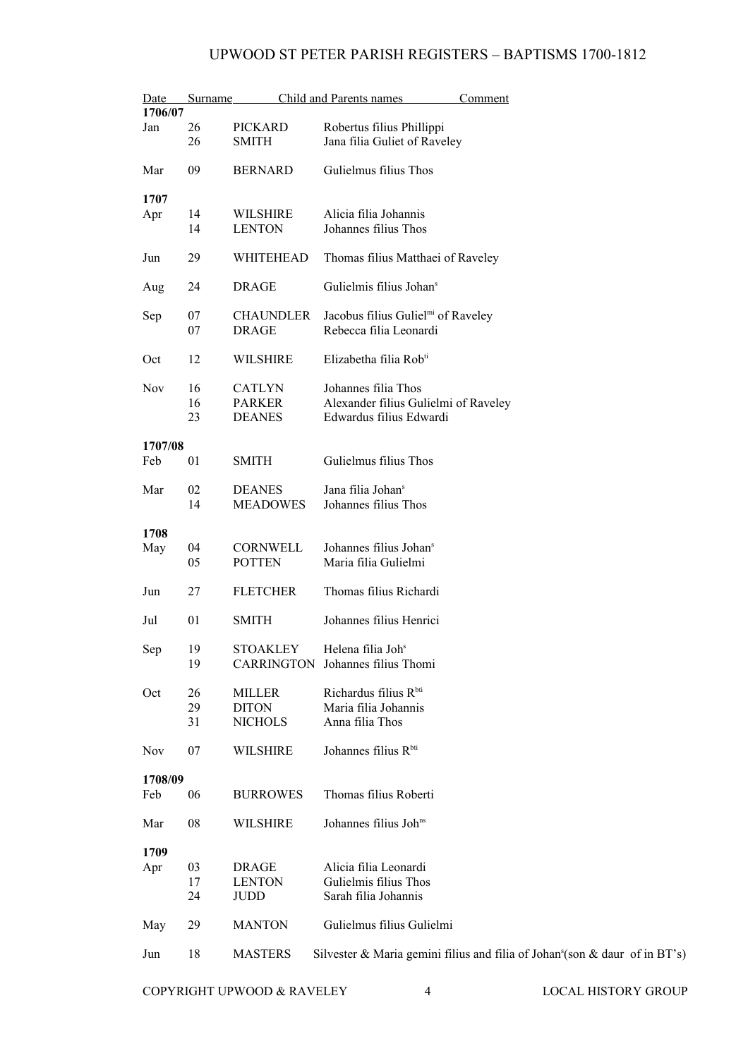# UPWOOD ST PETER PARISH REGISTERS – BAPTISMS 1700-1812

| Date | | Surname | Child and Parents names | Comment |
|---|---|---|---|---|
| **1706/07** | | | | |
| Jan | 26 | PICKARD | Robertus filius Phillippi | |
| | 26 | SMITH | Jana filia Guliet of Raveley | |
| Mar | 09 | BERNARD | Gulielmus filius Thos | |
| **1707** | | | | |
| Apr | 14 | WILSHIRE | Alicia filia Johannis | |
| | 14 | LENTON | Johannes filius Thos | |
| Jun | 29 | WHITEHEAD | Thomas filius Matthaei of Raveley | |
| Aug | 24 | DRAGE | Gulielmis filius Johan[s] | |
| Sep | 07 | CHAUNDLER | Jacobus filius Guliel[mi] of Raveley | |
| | 07 | DRAGE | Rebecca filia Leonardi | |
| Oct | 12 | WILSHIRE | Elizabetha filia Rob[ti] | |
| Nov | 16 | CATLYN | Johannes filia Thos | |
| | 16 | PARKER | Alexander filius Gulielmi of Raveley | |
| | 23 | DEANES | Edwardus filius Edwardi | |
| **1707/08** | | | | |
| Feb | 01 | SMITH | Gulielmus filius Thos | |
| Mar | 02 | DEANES | Jana filia Johan[s] | |
| | 14 | MEADOWES | Johannes filius Thos | |
| **1708** | | | | |
| May | 04 | CORNWELL | Johannes filius Johan[s] | |
| | 05 | POTTEN | Maria filia Gulielmi | |
| Jun | 27 | FLETCHER | Thomas filius Richardi | |
| Jul | 01 | SMITH | Johannes filius Henrici | |
| Sep | 19 | STOAKLEY | Helena filia Joh[s] | |
| | 19 | CARRINGTON | Johannes filius Thomi | |
| Oct | 26 | MILLER | Richardus filius R[bti] | |
| | 29 | DITON | Maria filia Johannis | |
| | 31 | NICHOLS | Anna filia Thos | |
| Nov | 07 | WILSHIRE | Johannes filius R[bti] | |
| **1708/09** | | | | |
| Feb | 06 | BURROWES | Thomas filius Roberti | |
| Mar | 08 | WILSHIRE | Johannes filius Joh[ns] | |
| **1709** | | | | |
| Apr | 03 | DRAGE | Alicia filia Leonardi | |
| | 17 | LENTON | Gulielmis filius Thos | |
| | 24 | JUDD | Sarah filia Johannis | |
| May | 29 | MANTON | Gulielmus filius Gulielmi | |
| Jun | 18 | MASTERS | Silvester & Maria gemini filius and filia of Johan[s] | (son & daur of in BT's) |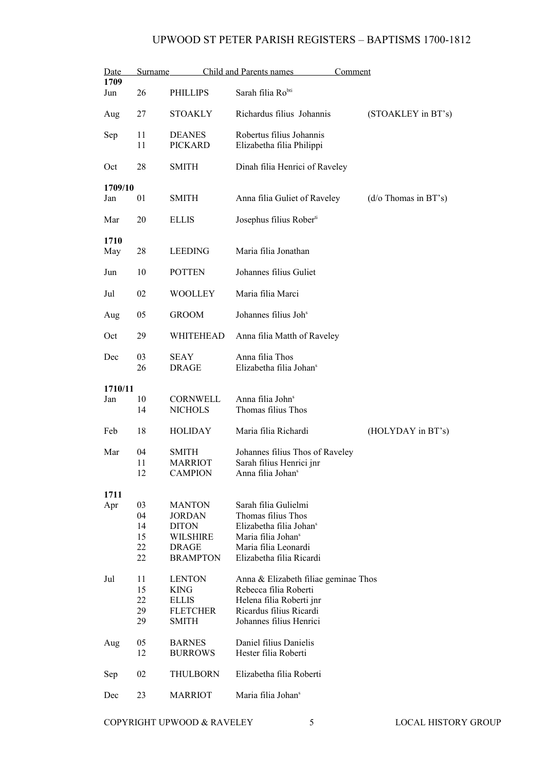| Date | | Surname | Child and Parents names | Comment |
|---|---|---|---|---|
| **1709** | | | | |
| Jun | 26 | PHILLIPS | Sarah filia Ro[bti] | |
| Aug | 27 | STOAKLY | Richardus filius Johannis | (STOAKLEY in BT's) |
| Sep | 11 | DEANES | Robertus filius Johannis | |
| | 11 | PICKARD | Elizabetha filia Philippi | |
| Oct | 28 | SMITH | Dinah filia Henrici of Raveley | |
| **1709/10** | | | | |
| Jan | 01 | SMITH | Anna filia Guliet of Raveley | (d/o Thomas in BT's) |
| Mar | 20 | ELLIS | Josephus filius Rober[ti] | |
| **1710** | | | | |
| May | 28 | LEEDING | Maria filia Jonathan | |
| Jun | 10 | POTTEN | Johannes filius Guliet | |
| Jul | 02 | WOOLLEY | Maria filia Marci | |
| Aug | 05 | GROOM | Johannes filius Joh[s] | |
| Oct | 29 | WHITEHEAD | Anna filia Matth of Raveley | |
| Dec | 03 | SEAY | Anna filia Thos | |
| | 26 | DRAGE | Elizabetha filia Johan[s] | |
| **1710/11** | | | | |
| Jan | 10 | CORNWELL | Anna filia John[s] | |
| | 14 | NICHOLS | Thomas filius Thos | |
| Feb | 18 | HOLIDAY | Maria filia Richardi | (HOLYDAY in BT's) |
| Mar | 04 | SMITH | Johannes filius Thos of Raveley | |
| | 11 | MARRIOT | Sarah filius Henrici jnr | |
| | 12 | CAMPION | Anna filia Johan[s] | |
| **1711** | | | | |
| Apr | 03 | MANTON | Sarah filia Gulielmi | |
| | 04 | JORDAN | Thomas filius Thos | |
| | 14 | DITON | Elizabetha filia Johan[s] | |
| | 15 | WILSHIRE | Maria filia Johan[s] | |
| | 22 | DRAGE | Maria filia Leonardi | |
| | 22 | BRAMPTON | Elizabetha filia Ricardi | |
| Jul | 11 | LENTON | Anna & Elizabeth filiae geminae Thos | |
| | 15 | KING | Rebecca filia Roberti | |
| | 22 | ELLIS | Helena filia Roberti jnr | |
| | 29 | FLETCHER | Ricardus filius Ricardi | |
| | 29 | SMITH | Johannes filius Henrici | |
| Aug | 05 | BARNES | Daniel filius Danielis | |
| | 12 | BURROWS | Hester filia Roberti | |
| Sep | 02 | THULBORN | Elizabetha filia Roberti | |
| Dec | 23 | MARRIOT | Maria filia Johan[s] | |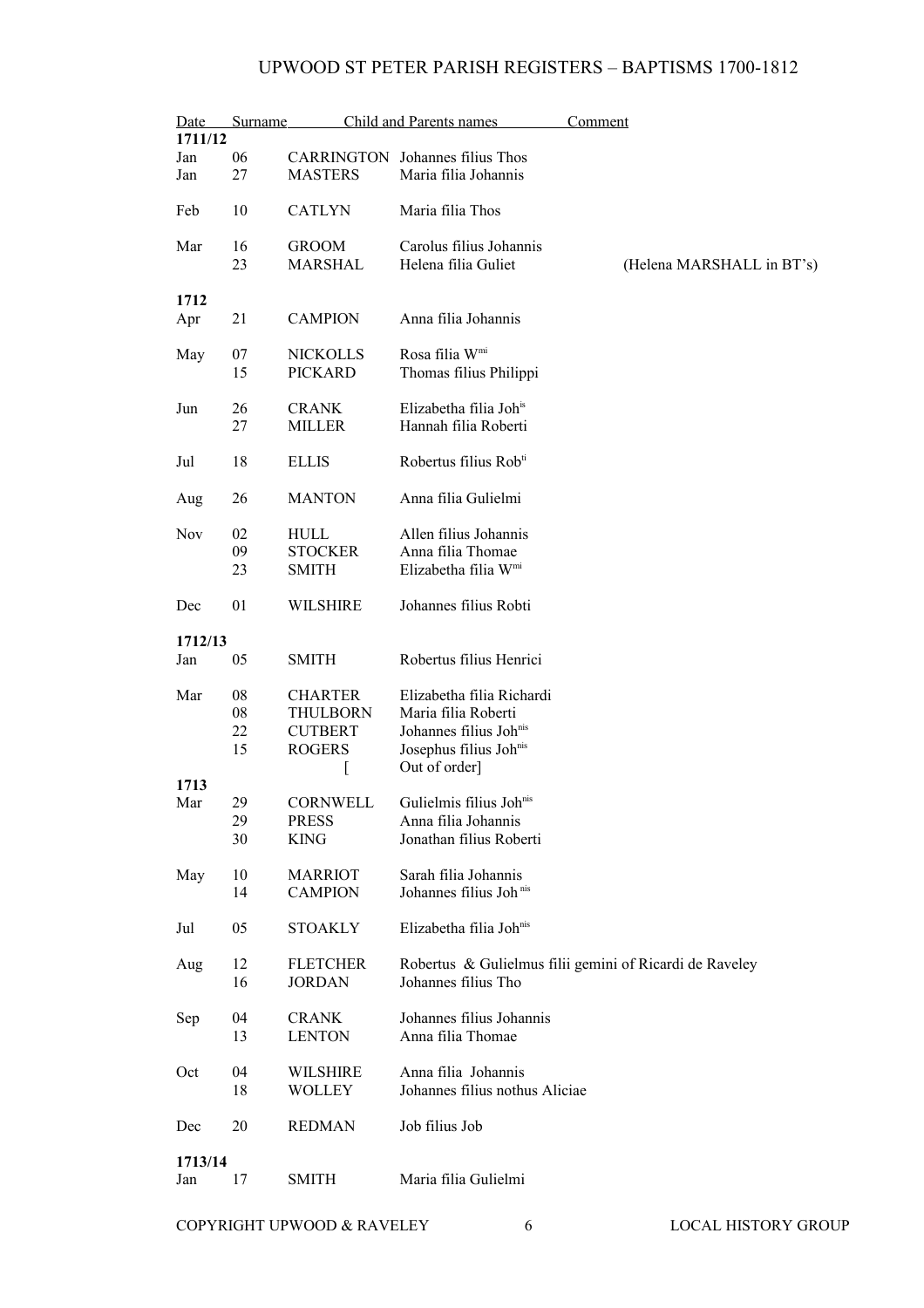# UPWOOD ST PETER PARISH REGISTERS – BAPTISMS 1700-1812

| Date | | Surname | Child and Parents names | Comment |
|---|---|---|---|---|
| **1711/12** | | | | |
| Jan | 06 | CARRINGTON | Johannes filius Thos | |
| Jan | 27 | MASTERS | Maria filia Johannis | |
| Feb | 10 | CATLYN | Maria filia Thos | |
| Mar | 16 | GROOM | Carolus filius Johannis | |
| | 23 | MARSHAL | Helena filia Guliet | (Helena MARSHALL in BT's) |
| **1712** | | | | |
| Apr | 21 | CAMPION | Anna filia Johannis | |
| May | 07 | NICKOLLS | Rosa filia Wmi | |
| | 15 | PICKARD | Thomas filius Philippi | |
| Jun | 26 | CRANK | Elizabetha filia Johis | |
| | 27 | MILLER | Hannah filia Roberti | |
| Jul | 18 | ELLIS | Robertus filius Robti | |
| Aug | 26 | MANTON | Anna filia Gulielmi | |
| Nov | 02 | HULL | Allen filius Johannis | |
| | 09 | STOCKER | Anna filia Thomae | |
| | 23 | SMITH | Elizabetha filia Wmi | |
| Dec | 01 | WILSHIRE | Johannes filius Robti | |
| **1712/13** | | | | |
| Jan | 05 | SMITH | Robertus filius Henrici | |
| Mar | 08 | CHARTER | Elizabetha filia Richardi | |
| | 08 | THULBORN | Maria filia Roberti | |
| | 22 | CUTBERT | Johannes filius Johnis | |
| | 15 | ROGERS | Josephus filius Johnis | |
| | | [ | Out of order] | |
| **1713** | | | | |
| Mar | 29 | CORNWELL | Gulielmis filius Johnis | |
| | 29 | PRESS | Anna filia Johannis | |
| | 30 | KING | Jonathan filius Roberti | |
| May | 10 | MARRIOT | Sarah filia Johannis | |
| | 14 | CAMPION | Johannes filius Joh nis | |
| Jul | 05 | STOAKLY | Elizabetha filia Johnis | |
| Aug | 12 | FLETCHER | Robertus & Gulielmus filii gemini of Ricardi de Raveley | |
| | 16 | JORDAN | Johannes filius Tho | |
| Sep | 04 | CRANK | Johannes filius Johannis | |
| | 13 | LENTON | Anna filia Thomae | |
| Oct | 04 | WILSHIRE | Anna filia Johannis | |
| | 18 | WOLLEY | Johannes filius nothus Aliciae | |
| Dec | 20 | REDMAN | Job filius Job | |
| **1713/14** | | | | |
| Jan | 17 | SMITH | Maria filia Gulielmi | |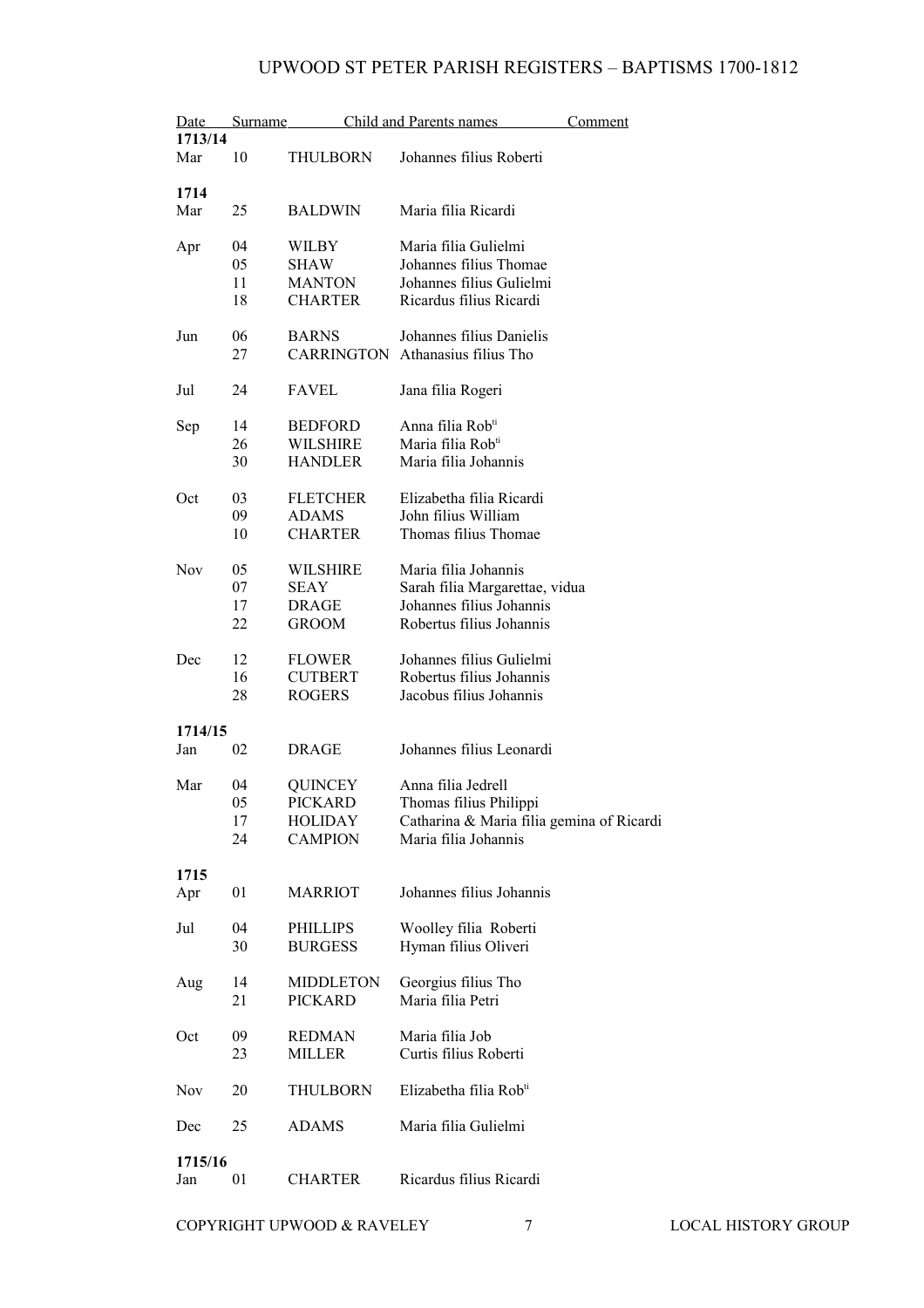| Date | | Surname | Child and Parents names | Comment |
|---|---|---|---|---|
| **1713/14** | | | | |
| Mar | 10 | THULBORN | Johannes filius Roberti | |
| **1714** | | | | |
| Mar | 25 | BALDWIN | Maria filia Ricardi | |
| Apr | 04 | WILBY | Maria filia Gulielmi | |
| | 05 | SHAW | Johannes filius Thomae | |
| | 11 | MANTON | Johannes filius Gulielmi | |
| | 18 | CHARTER | Ricardus filius Ricardi | |
| Jun | 06 | BARNS | Johannes filius Danielis | |
| | 27 | CARRINGTON | Athanasius filius Tho | |
| Jul | 24 | FAVEL | Jana filia Rogeri | |
| Sep | 14 | BEDFORD | Anna filia Rob[ti] | |
| | 26 | WILSHIRE | Maria filia Rob[ti] | |
| | 30 | HANDLER | Maria filia Johannis | |
| Oct | 03 | FLETCHER | Elizabetha filia Ricardi | |
| | 09 | ADAMS | John filius William | |
| | 10 | CHARTER | Thomas filius Thomae | |
| Nov | 05 | WILSHIRE | Maria filia Johannis | |
| | 07 | SEAY | Sarah filia Margarettae, vidua | |
| | 17 | DRAGE | Johannes filius Johannis | |
| | 22 | GROOM | Robertus filius Johannis | |
| Dec | 12 | FLOWER | Johannes filius Gulielmi | |
| | 16 | CUTBERT | Robertus filius Johannis | |
| | 28 | ROGERS | Jacobus filius Johannis | |
| **1714/15** | | | | |
| Jan | 02 | DRAGE | Johannes filius Leonardi | |
| Mar | 04 | QUINCEY | Anna filia Jedrell | |
| | 05 | PICKARD | Thomas filius Philippi | |
| | 17 | HOLIDAY | Catharina & Maria filia gemina of Ricardi | |
| | 24 | CAMPION | Maria filia Johannis | |
| **1715** | | | | |
| Apr | 01 | MARRIOT | Johannes filius Johannis | |
| Jul | 04 | PHILLIPS | Woolley filia Roberti | |
| | 30 | BURGESS | Hyman filius Oliveri | |
| Aug | 14 | MIDDLETON | Georgius filius Tho | |
| | 21 | PICKARD | Maria filia Petri | |
| Oct | 09 | REDMAN | Maria filia Job | |
| | 23 | MILLER | Curtis filius Roberti | |
| Nov | 20 | THULBORN | Elizabetha filia Rob[ti] | |
| Dec | 25 | ADAMS | Maria filia Gulielmi | |
| **1715/16** | | | | |
| Jan | 01 | CHARTER | Ricardus filius Ricardi | |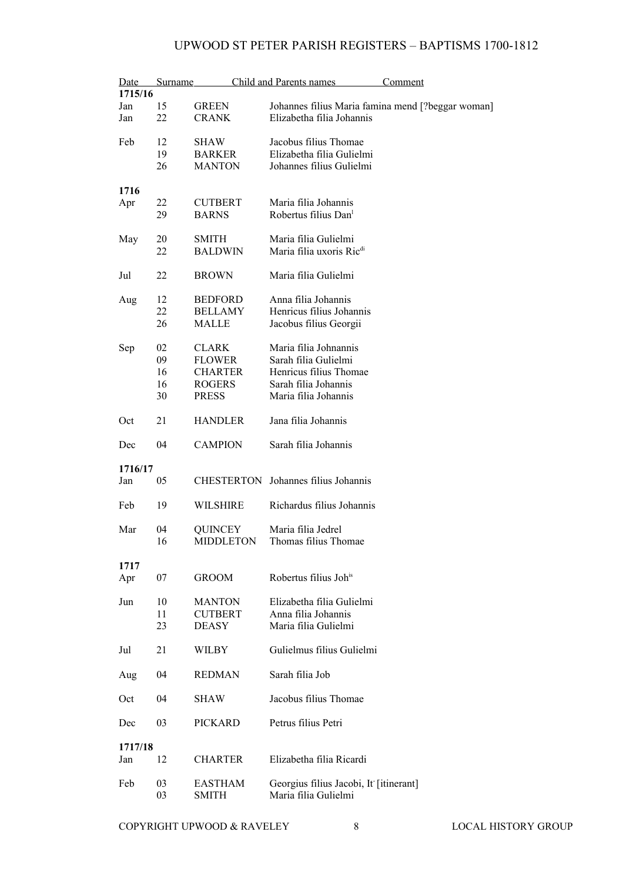| Date | | Surname | Child and Parents names | Comment |
|---|---|---|---|---|
| **1715/16** | | | | |
| Jan | 15 | GREEN | Johannes filius Maria famina mend | [?beggar woman] |
| Jan | 22 | CRANK | Elizabetha filia Johannis | |
| Feb | 12 | SHAW | Jacobus filius Thomae | |
| | 19 | BARKER | Elizabetha filia Gulielmi | |
| | 26 | MANTON | Johannes filius Gulielmi | |
| **1716** | | | | |
| Apr | 22 | CUTBERT | Maria filia Johannis | |
| | 29 | BARNS | Robertus filius Dan[l] | |
| May | 20 | SMITH | Maria filia Gulielmi | |
| | 22 | BALDWIN | Maria filia uxoris Ric[di] | |
| Jul | 22 | BROWN | Maria filia Gulielmi | |
| Aug | 12 | BEDFORD | Anna filia Johannis | |
| | 22 | BELLAMY | Henricus filius Johannis | |
| | 26 | MALLE | Jacobus filius Georgii | |
| Sep | 02 | CLARK | Maria filia Johnannis | |
| | 09 | FLOWER | Sarah filia Gulielmi | |
| | 16 | CHARTER | Henricus filius Thomae | |
| | 16 | ROGERS | Sarah filia Johannis | |
| | 30 | PRESS | Maria filia Johannis | |
| Oct | 21 | HANDLER | Jana filia Johannis | |
| Dec | 04 | CAMPION | Sarah filia Johannis | |
| **1716/17** | | | | |
| Jan | 05 | CHESTERTON | Johannes filius Johannis | |
| Feb | 19 | WILSHIRE | Richardus filius Johannis | |
| Mar | 04 | QUINCEY | Maria filia Jedrel | |
| | 16 | MIDDLETON | Thomas filius Thomae | |
| **1717** | | | | |
| Apr | 07 | GROOM | Robertus filius Joh[is] | |
| Jun | 10 | MANTON | Elizabetha filia Gulielmi | |
| | 11 | CUTBERT | Anna filia Johannis | |
| | 23 | DEASY | Maria filia Gulielmi | |
| Jul | 21 | WILBY | Gulielmus filius Gulielmi | |
| Aug | 04 | REDMAN | Sarah filia Job | |
| Oct | 04 | SHAW | Jacobus filius Thomae | |
| Dec | 03 | PICKARD | Petrus filius Petri | |
| **1717/18** | | | | |
| Jan | 12 | CHARTER | Elizabetha filia Ricardi | |
| Feb | 03 | EASTHAM | Georgius filius Jacobi, It[-] | [itinerant] |
| | 03 | SMITH | Maria filia Gulielmi | |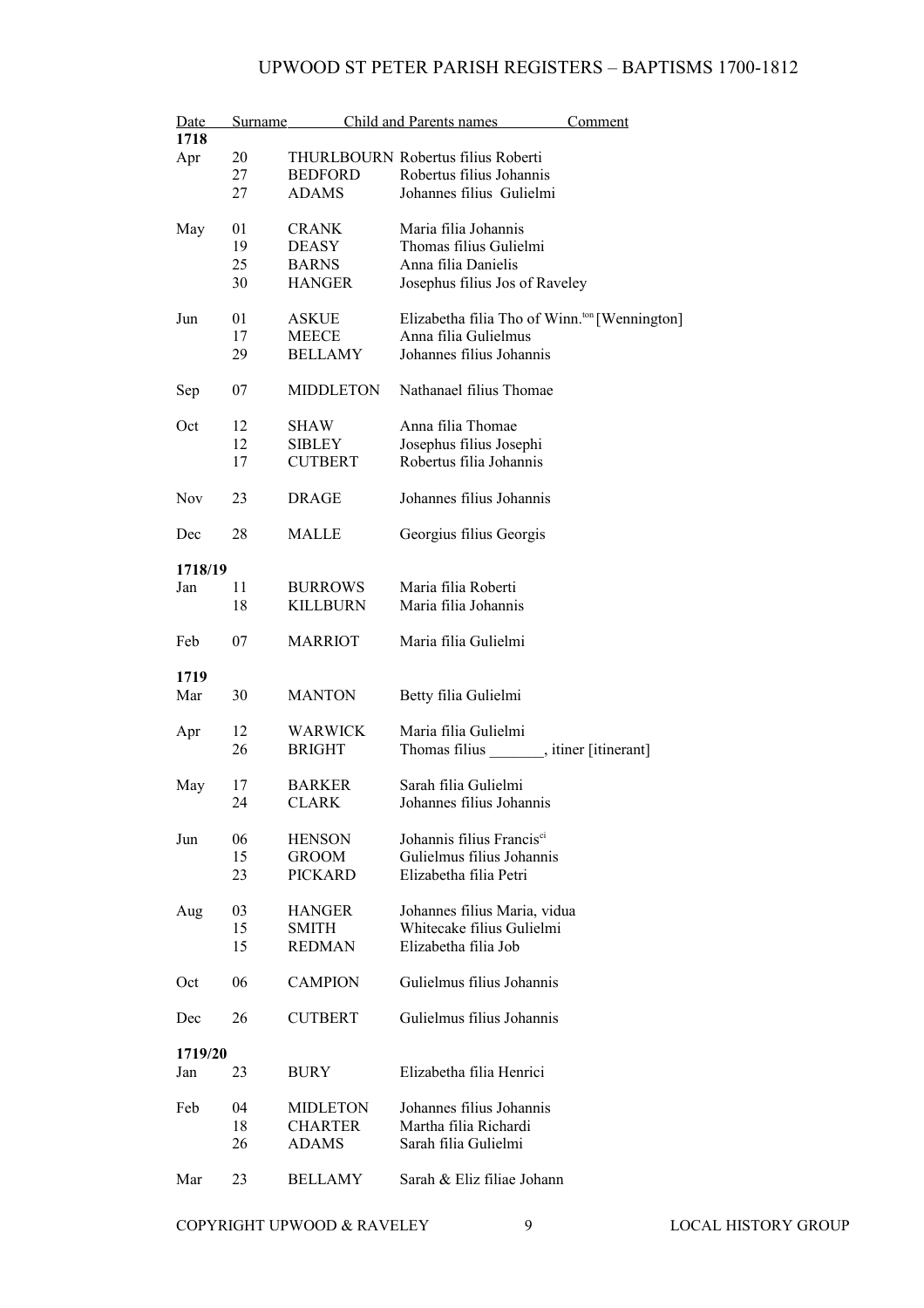| Date | | Surname | Child and Parents names | Comment |
|---|---|---|---|---|
| **1718** | | | | |
| Apr | 20 | THURLBOURN | Robertus filius Roberti | |
| | 27 | BEDFORD | Robertus filius Johannis | |
| | 27 | ADAMS | Johannes filius Gulielmi | |
| May | 01 | CRANK | Maria filia Johannis | |
| | 19 | DEASY | Thomas filius Gulielmi | |
| | 25 | BARNS | Anna filia Danielis | |
| | 30 | HANGER | Josephus filius Jos of Raveley | |
| Jun | 01 | ASKUE | Elizabetha filia Tho of Winn.[ton] [Wennington] | |
| | 17 | MEECE | Anna filia Gulielmus | |
| | 29 | BELLAMY | Johannes filius Johannis | |
| Sep | 07 | MIDDLETON | Nathanael filius Thomae | |
| Oct | 12 | SHAW | Anna filia Thomae | |
| | 12 | SIBLEY | Josephus filius Josephi | |
| | 17 | CUTBERT | Robertus filia Johannis | |
| Nov | 23 | DRAGE | Johannes filius Johannis | |
| Dec | 28 | MALLE | Georgius filius Georgis | |
| **1718/19** | | | | |
| Jan | 11 | BURROWS | Maria filia Roberti | |
| | 18 | KILLBURN | Maria filia Johannis | |
| Feb | 07 | MARRIOT | Maria filia Gulielmi | |
| **1719** | | | | |
| Mar | 30 | MANTON | Betty filia Gulielmi | |
| Apr | 12 | WARWICK | Maria filia Gulielmi | |
| | 26 | BRIGHT | Thomas filius _______, itiner [itinerant] | |
| May | 17 | BARKER | Sarah filia Gulielmi | |
| | 24 | CLARK | Johannes filius Johannis | |
| Jun | 06 | HENSON | Johannis filius Francis[ci] | |
| | 15 | GROOM | Gulielmus filius Johannis | |
| | 23 | PICKARD | Elizabetha filia Petri | |
| Aug | 03 | HANGER | Johannes filius Maria, vidua | |
| | 15 | SMITH | Whitecake filius Gulielmi | |
| | 15 | REDMAN | Elizabetha filia Job | |
| Oct | 06 | CAMPION | Gulielmus filius Johannis | |
| Dec | 26 | CUTBERT | Gulielmus filius Johannis | |
| **1719/20** | | | | |
| Jan | 23 | BURY | Elizabetha filia Henrici | |
| Feb | 04 | MIDLETON | Johannes filius Johannis | |
| | 18 | CHARTER | Martha filia Richardi | |
| | 26 | ADAMS | Sarah filia Gulielmi | |
| Mar | 23 | BELLAMY | Sarah & Eliz filiae Johann | |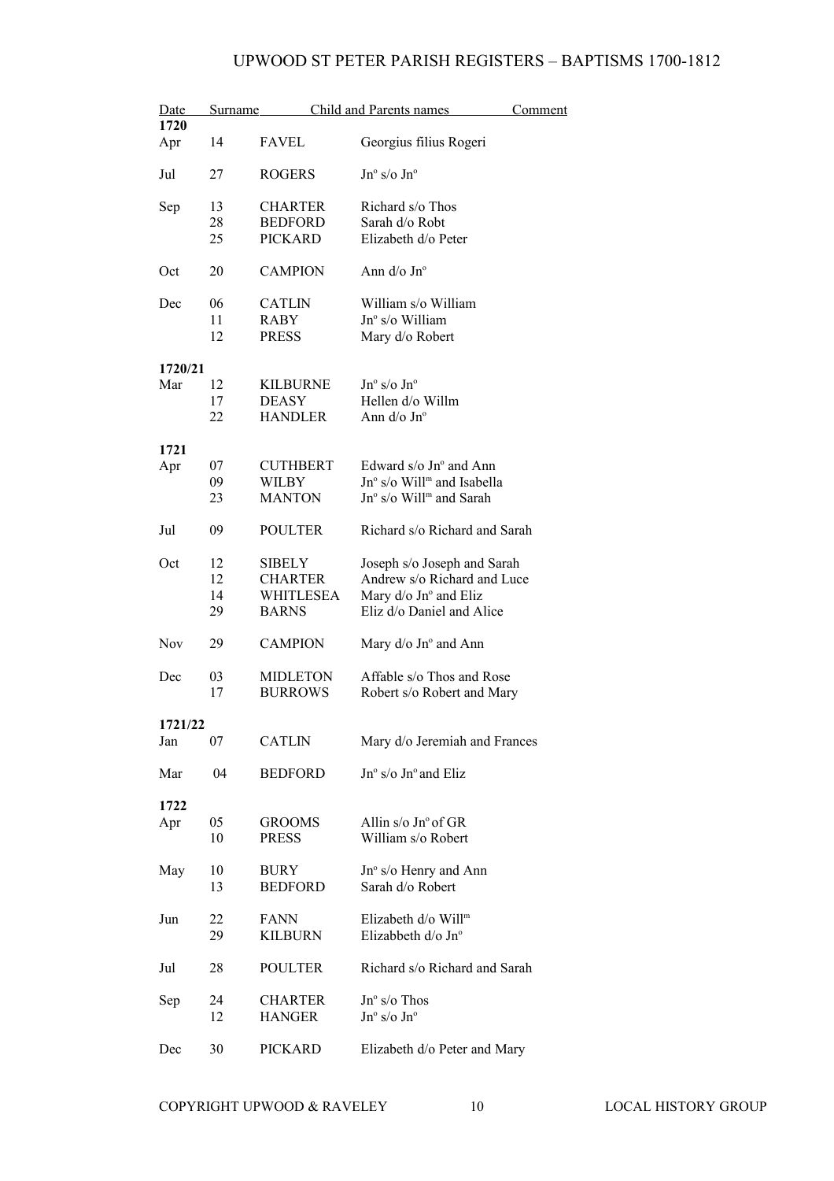| Date | Surname | | Child and Parents names | Comment |
|---|---|---|---|---|
| **1720** | | | | |
| Apr | 14 | FAVEL | Georgius filius Rogeri | |
| Jul | 27 | ROGERS | Jn$^{o}$ s/o Jn$^{o}$ | |
| Sep | 13 | CHARTER | Richard s/o Thos | |
| | 28 | BEDFORD | Sarah d/o Robt | |
| | 25 | PICKARD | Elizabeth d/o Peter | |
| Oct | 20 | CAMPION | Ann d/o Jn$^{o}$ | |
| Dec | 06 | CATLIN | William s/o William | |
| | 11 | RABY | Jn$^{o}$ s/o William | |
| | 12 | PRESS | Mary d/o Robert | |
| **1720/21** | | | | |
| Mar | 12 | KILBURNE | Jn$^{o}$ s/o Jn$^{o}$ | |
| | 17 | DEASY | Hellen d/o Willm | |
| | 22 | HANDLER | Ann d/o Jn$^{o}$ | |
| **1721** | | | | |
| Apr | 07 | CUTHBERT | Edward s/o Jn$^{o}$ and Ann | |
| | 09 | WILBY | Jn$^{o}$ s/o Will$^{m}$ and Isabella | |
| | 23 | MANTON | Jn$^{o}$ s/o Will$^{m}$ and Sarah | |
| Jul | 09 | POULTER | Richard s/o Richard and Sarah | |
| Oct | 12 | SIBELY | Joseph s/o Joseph and Sarah | |
| | 12 | CHARTER | Andrew s/o Richard and Luce | |
| | 14 | WHITLESEA | Mary d/o Jn$^{o}$ and Eliz | |
| | 29 | BARNS | Eliz d/o Daniel and Alice | |
| Nov | 29 | CAMPION | Mary d/o Jn$^{o}$ and Ann | |
| Dec | 03 | MIDLETON | Affable s/o Thos and Rose | |
| | 17 | BURROWS | Robert s/o Robert and Mary | |
| **1721/22** | | | | |
| Jan | 07 | CATLIN | Mary d/o Jeremiah and Frances | |
| Mar | 04 | BEDFORD | Jn$^{o}$ s/o Jn$^{o}$ and Eliz | |
| **1722** | | | | |
| Apr | 05 | GROOMS | Allin s/o Jn$^{o}$ of GR | |
| | 10 | PRESS | William s/o Robert | |
| May | 10 | BURY | Jn$^{o}$ s/o Henry and Ann | |
| | 13 | BEDFORD | Sarah d/o Robert | |
| Jun | 22 | FANN | Elizabeth d/o Will$^{m}$ | |
| | 29 | KILBURN | Elizabbeth d/o Jn$^{o}$ | |
| Jul | 28 | POULTER | Richard s/o Richard and Sarah | |
| Sep | 24 | CHARTER | Jn$^{o}$ s/o Thos | |
| | 12 | HANGER | Jn$^{o}$ s/o Jn$^{o}$ | |
| Dec | 30 | PICKARD | Elizabeth d/o Peter and Mary | |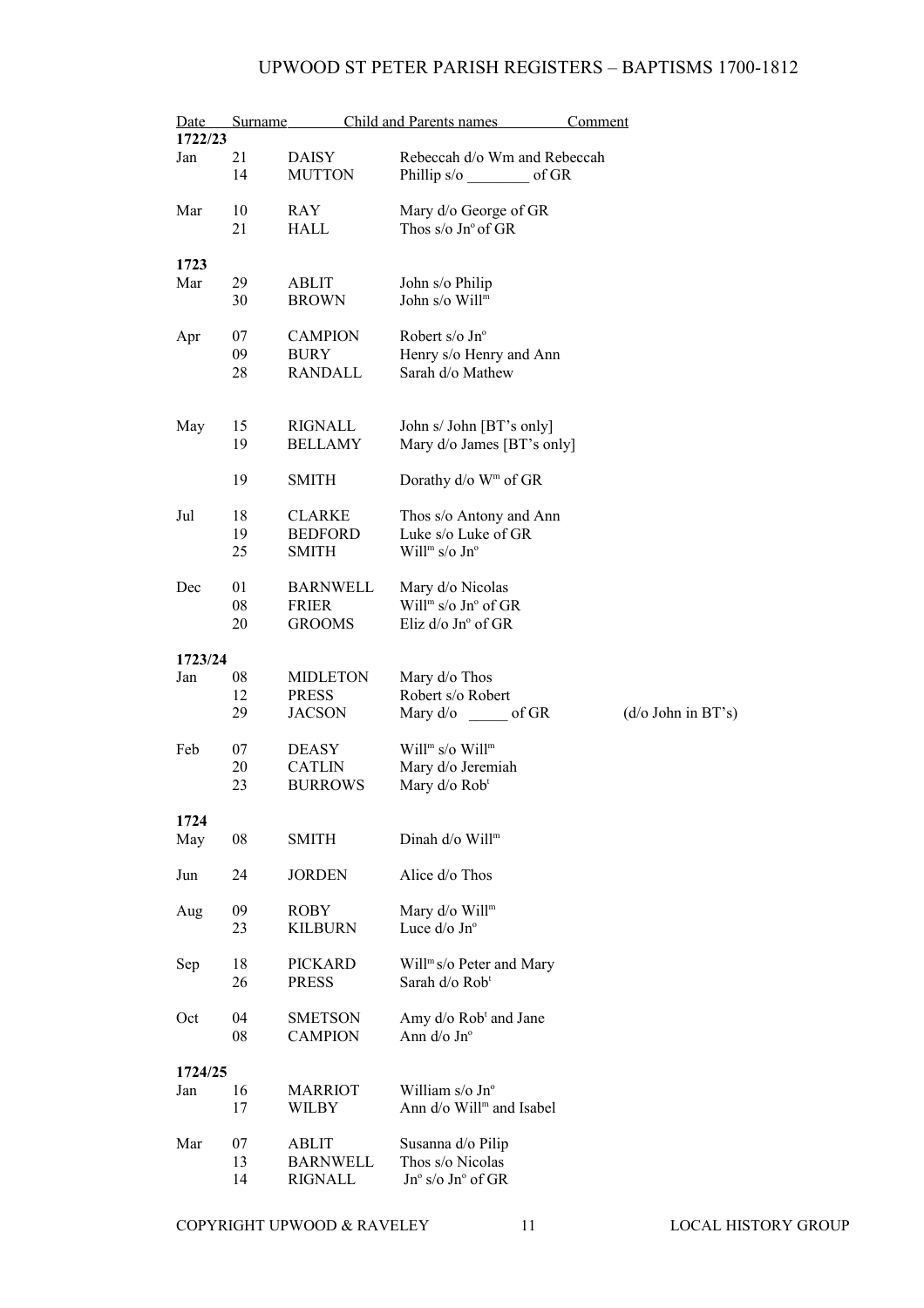| Date | | Surname | Child and Parents names | Comment |
|---|---|---|---|---|
| **1722/23** | | | | |
| Jan | 21 | DAISY | Rebeccah d/o Wm and Rebeccah | |
| | 14 | MUTTON | Phillip s/o ________ of GR | |
| Mar | 10 | RAY | Mary d/o George of GR | |
| | 21 | HALL | Thos s/o Jn° of GR | |
| **1723** | | | | |
| Mar | 29 | ABLIT | John s/o Philip | |
| | 30 | BROWN | John s/o Will^m | |
| Apr | 07 | CAMPION | Robert s/o Jn° | |
| | 09 | BURY | Henry s/o Henry and Ann | |
| | 28 | RANDALL | Sarah d/o Mathew | |
| May | 15 | RIGNALL | John s/ John [BT's only] | |
| | 19 | BELLAMY | Mary d/o James [BT's only] | |
| | 19 | SMITH | Dorathy d/o W^m of GR | |
| Jul | 18 | CLARKE | Thos s/o Antony and Ann | |
| | 19 | BEDFORD | Luke s/o Luke of GR | |
| | 25 | SMITH | Will^m s/o Jn° | |
| Dec | 01 | BARNWELL | Mary d/o Nicolas | |
| | 08 | FRIER | Will^m s/o Jn° of GR | |
| | 20 | GROOMS | Eliz d/o Jn° of GR | |
| **1723/24** | | | | |
| Jan | 08 | MIDLETON | Mary d/o Thos | |
| | 12 | PRESS | Robert s/o Robert | |
| | 29 | JACSON | Mary d/o _____ of GR | (d/o John in BT's) |
| Feb | 07 | DEASY | Will^m s/o Will^m | |
| | 20 | CATLIN | Mary d/o Jeremiah | |
| | 23 | BURROWS | Mary d/o Rob^t | |
| **1724** | | | | |
| May | 08 | SMITH | Dinah d/o Will^m | |
| Jun | 24 | JORDEN | Alice d/o Thos | |
| Aug | 09 | ROBY | Mary d/o Will^m | |
| | 23 | KILBURN | Luce d/o Jn° | |
| Sep | 18 | PICKARD | Will^m s/o Peter and Mary | |
| | 26 | PRESS | Sarah d/o Rob^t | |
| Oct | 04 | SMETSON | Amy d/o Rob^t and Jane | |
| | 08 | CAMPION | Ann d/o Jn° | |
| **1724/25** | | | | |
| Jan | 16 | MARRIOT | William s/o Jn° | |
| | 17 | WILBY | Ann d/o Will^m and Isabel | |
| Mar | 07 | ABLIT | Susanna d/o Pilip | |
| | 13 | BARNWELL | Thos s/o Nicolas | |
| | 14 | RIGNALL | Jn° s/o Jn° of GR | |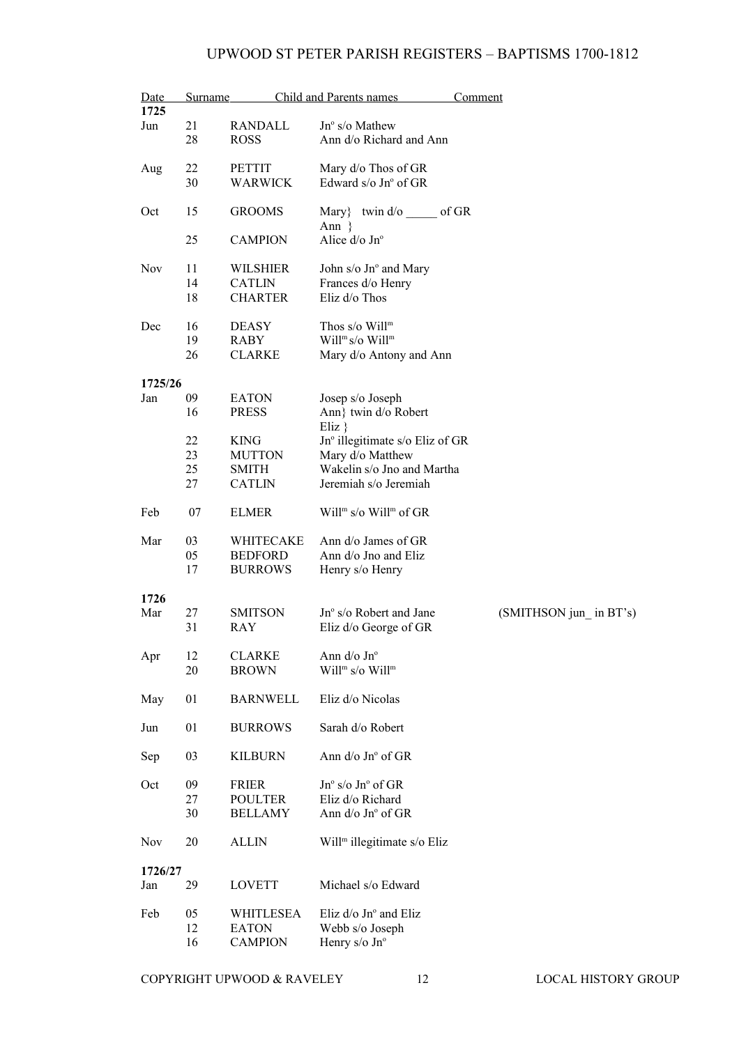| Date | | Surname | Child and Parents names | Comment |
|---|---|---|---|---|
| **1725** | | | | |
| Jun | 21 | RANDALL | Jn$^{o}$ s/o Mathew | |
| | 28 | ROSS | Ann d/o Richard and Ann | |
| Aug | 22 | PETTIT | Mary d/o Thos of GR | |
| | 30 | WARWICK | Edward s/o Jn$^{o}$ of GR | |
| Oct | 15 | GROOMS | Mary} twin d/o _____ of GR<br>Ann } | |
| | 25 | CAMPION | Alice d/o Jn$^{o}$ | |
| Nov | 11 | WILSHIER | John s/o Jn$^{o}$ and Mary | |
| | 14 | CATLIN | Frances d/o Henry | |
| | 18 | CHARTER | Eliz d/o Thos | |
| Dec | 16 | DEASY | Thos s/o Will$^{m}$ | |
| | 19 | RABY | Will$^{m}$ s/o Will$^{m}$ | |
| | 26 | CLARKE | Mary d/o Antony and Ann | |
| **1725/26** | | | | |
| Jan | 09 | EATON | Josep s/o Joseph | |
| | 16 | PRESS | Ann} twin d/o Robert<br>Eliz } | |
| | 22 | KING | Jn$^{o}$ illegitimate s/o Eliz of GR | |
| | 23 | MUTTON | Mary d/o Matthew | |
| | 25 | SMITH | Wakelin s/o Jno and Martha | |
| | 27 | CATLIN | Jeremiah s/o Jeremiah | |
| Feb | 07 | ELMER | Will$^{m}$ s/o Will$^{m}$ of GR | |
| Mar | 03 | WHITECAKE | Ann d/o James of GR | |
| | 05 | BEDFORD | Ann d/o Jno and Eliz | |
| | 17 | BURROWS | Henry s/o Henry | |
| **1726** | | | | |
| Mar | 27 | SMITSON | Jn$^{o}$ s/o Robert and Jane | (SMITHSON jun_ in BT's) |
| | 31 | RAY | Eliz d/o George of GR | |
| Apr | 12 | CLARKE | Ann d/o Jn$^{o}$ | |
| | 20 | BROWN | Will$^{m}$ s/o Will$^{m}$ | |
| May | 01 | BARNWELL | Eliz d/o Nicolas | |
| Jun | 01 | BURROWS | Sarah d/o Robert | |
| Sep | 03 | KILBURN | Ann d/o Jn$^{o}$ of GR | |
| Oct | 09 | FRIER | Jn$^{o}$ s/o Jn$^{o}$ of GR | |
| | 27 | POULTER | Eliz d/o Richard | |
| | 30 | BELLAMY | Ann d/o Jn$^{o}$ of GR | |
| Nov | 20 | ALLIN | Will$^{m}$ illegitimate s/o Eliz | |
| **1726/27** | | | | |
| Jan | 29 | LOVETT | Michael s/o Edward | |
| Feb | 05 | WHITLESEA | Eliz d/o Jn$^{o}$ and Eliz | |
| | 12 | EATON | Webb s/o Joseph | |
| | 16 | CAMPION | Henry s/o Jn$^{o}$ | |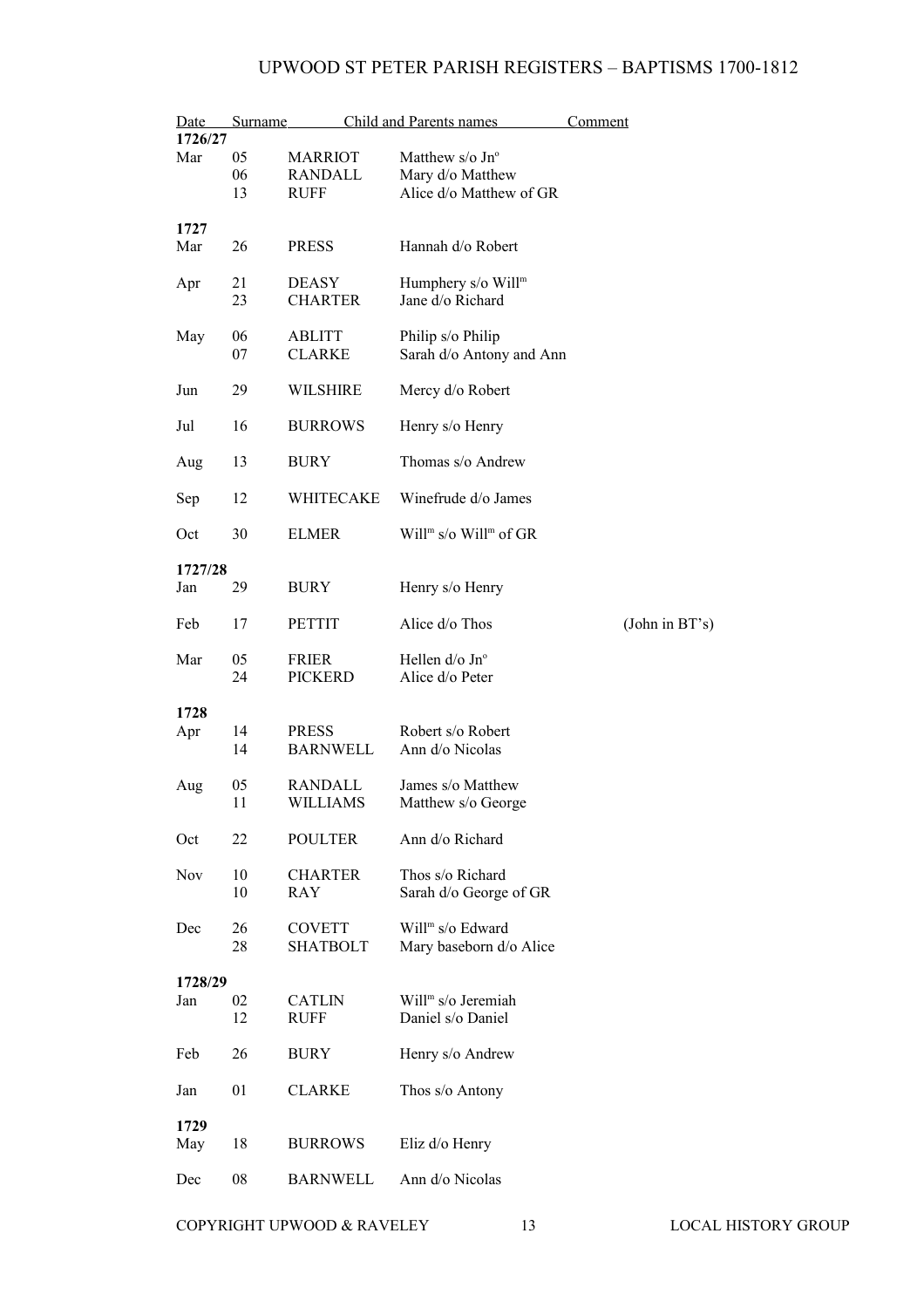| Date | | Surname | Child and Parents names | Comment |
|---|---|---|---|---|
| **1726/27** | | | | |
| Mar | 05 | MARRIOT | Matthew s/o Jn° | |
| | 06 | RANDALL | Mary d/o Matthew | |
| | 13 | RUFF | Alice d/o Matthew of GR | |
| **1727** | | | | |
| Mar | 26 | PRESS | Hannah d/o Robert | |
| Apr | 21 | DEASY | Humphery s/o Will^m | |
| | 23 | CHARTER | Jane d/o Richard | |
| May | 06 | ABLITT | Philip s/o Philip | |
| | 07 | CLARKE | Sarah d/o Antony and Ann | |
| Jun | 29 | WILSHIRE | Mercy d/o Robert | |
| Jul | 16 | BURROWS | Henry s/o Henry | |
| Aug | 13 | BURY | Thomas s/o Andrew | |
| Sep | 12 | WHITECAKE | Winefrude d/o James | |
| Oct | 30 | ELMER | Will^m s/o Will^m of GR | |
| **1727/28** | | | | |
| Jan | 29 | BURY | Henry s/o Henry | |
| Feb | 17 | PETTIT | Alice d/o Thos | (John in BT's) |
| Mar | 05 | FRIER | Hellen d/o Jn° | |
| | 24 | PICKERD | Alice d/o Peter | |
| **1728** | | | | |
| Apr | 14 | PRESS | Robert s/o Robert | |
| | 14 | BARNWELL | Ann d/o Nicolas | |
| Aug | 05 | RANDALL | James s/o Matthew | |
| | 11 | WILLIAMS | Matthew s/o George | |
| Oct | 22 | POULTER | Ann d/o Richard | |
| Nov | 10 | CHARTER | Thos s/o Richard | |
| | 10 | RAY | Sarah d/o George of GR | |
| Dec | 26 | COVETT | Will^m s/o Edward | |
| | 28 | SHATBOLT | Mary baseborn d/o Alice | |
| **1728/29** | | | | |
| Jan | 02 | CATLIN | Will^m s/o Jeremiah | |
| | 12 | RUFF | Daniel s/o Daniel | |
| Feb | 26 | BURY | Henry s/o Andrew | |
| Jan | 01 | CLARKE | Thos s/o Antony | |
| **1729** | | | | |
| May | 18 | BURROWS | Eliz d/o Henry | |
| Dec | 08 | BARNWELL | Ann d/o Nicolas | |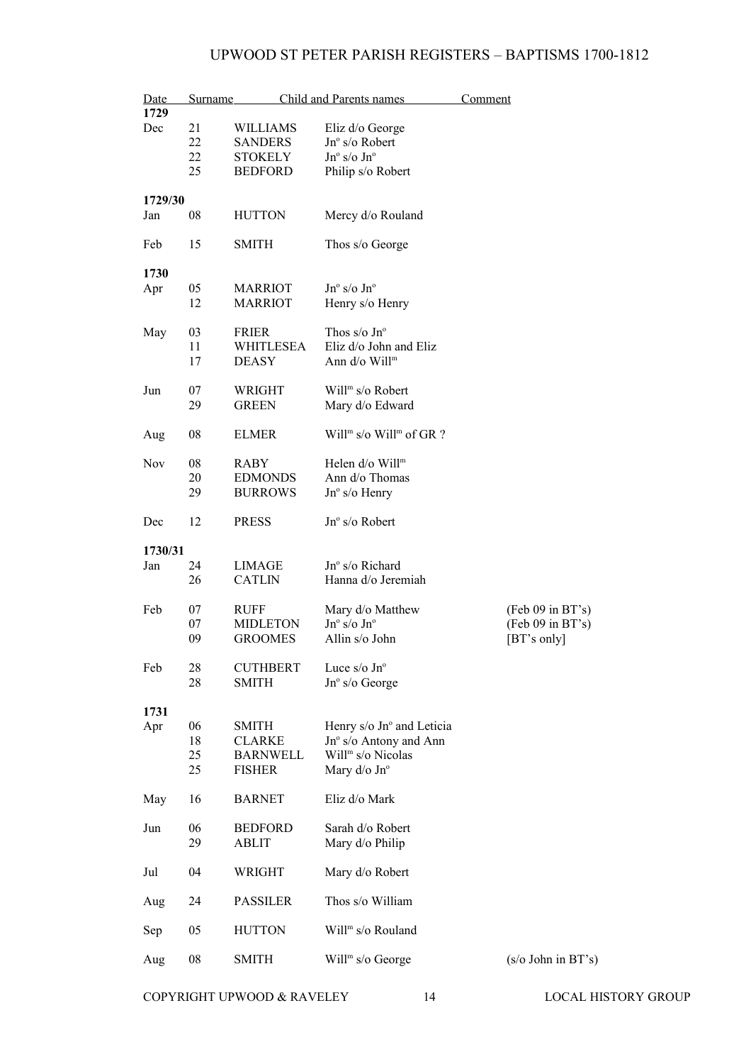| Date | | Surname | Child and Parents names | Comment |
|---|---|---|---|---|
| **1729** | | | | |
| Dec | 21 | WILLIAMS | Eliz d/o George | |
| | 22 | SANDERS | Jn$^{o}$ s/o Robert | |
| | 22 | STOKELY | Jn$^{o}$ s/o Jn$^{o}$ | |
| | 25 | BEDFORD | Philip s/o Robert | |
| **1729/30** | | | | |
| Jan | 08 | HUTTON | Mercy d/o Rouland | |
| Feb | 15 | SMITH | Thos s/o George | |
| **1730** | | | | |
| Apr | 05 | MARRIOT | Jn$^{o}$ s/o Jn$^{o}$ | |
| | 12 | MARRIOT | Henry s/o Henry | |
| May | 03 | FRIER | Thos s/o Jn$^{o}$ | |
| | 11 | WHITLESEA | Eliz d/o John and Eliz | |
| | 17 | DEASY | Ann d/o Will$^{m}$ | |
| Jun | 07 | WRIGHT | Will$^{m}$ s/o Robert | |
| | 29 | GREEN | Mary d/o Edward | |
| Aug | 08 | ELMER | Will$^{m}$ s/o Will$^{m}$ of GR ? | |
| Nov | 08 | RABY | Helen d/o Will$^{m}$ | |
| | 20 | EDMONDS | Ann d/o Thomas | |
| | 29 | BURROWS | Jn$^{o}$ s/o Henry | |
| Dec | 12 | PRESS | Jn$^{o}$ s/o Robert | |
| **1730/31** | | | | |
| Jan | 24 | LIMAGE | Jn$^{o}$ s/o Richard | |
| | 26 | CATLIN | Hanna d/o Jeremiah | |
| Feb | 07 | RUFF | Mary d/o Matthew | (Feb 09 in BT's) |
| | 07 | MIDLETON | Jn$^{o}$ s/o Jn$^{o}$ | (Feb 09 in BT's) |
| | 09 | GROOMES | Allin s/o John | [BT's only] |
| Feb | 28 | CUTHBERT | Luce s/o Jn$^{o}$ | |
| | 28 | SMITH | Jn$^{o}$ s/o George | |
| **1731** | | | | |
| Apr | 06 | SMITH | Henry s/o Jn$^{o}$ and Leticia | |
| | 18 | CLARKE | Jn$^{o}$ s/o Antony and Ann | |
| | 25 | BARNWELL | Will$^{m}$ s/o Nicolas | |
| | 25 | FISHER | Mary d/o Jn$^{o}$ | |
| May | 16 | BARNET | Eliz d/o Mark | |
| Jun | 06 | BEDFORD | Sarah d/o Robert | |
| | 29 | ABLIT | Mary d/o Philip | |
| Jul | 04 | WRIGHT | Mary d/o Robert | |
| Aug | 24 | PASSILER | Thos s/o William | |
| Sep | 05 | HUTTON | Will$^{m}$ s/o Rouland | |
| Aug | 08 | SMITH | Will$^{m}$ s/o George | (s/o John in BT's) |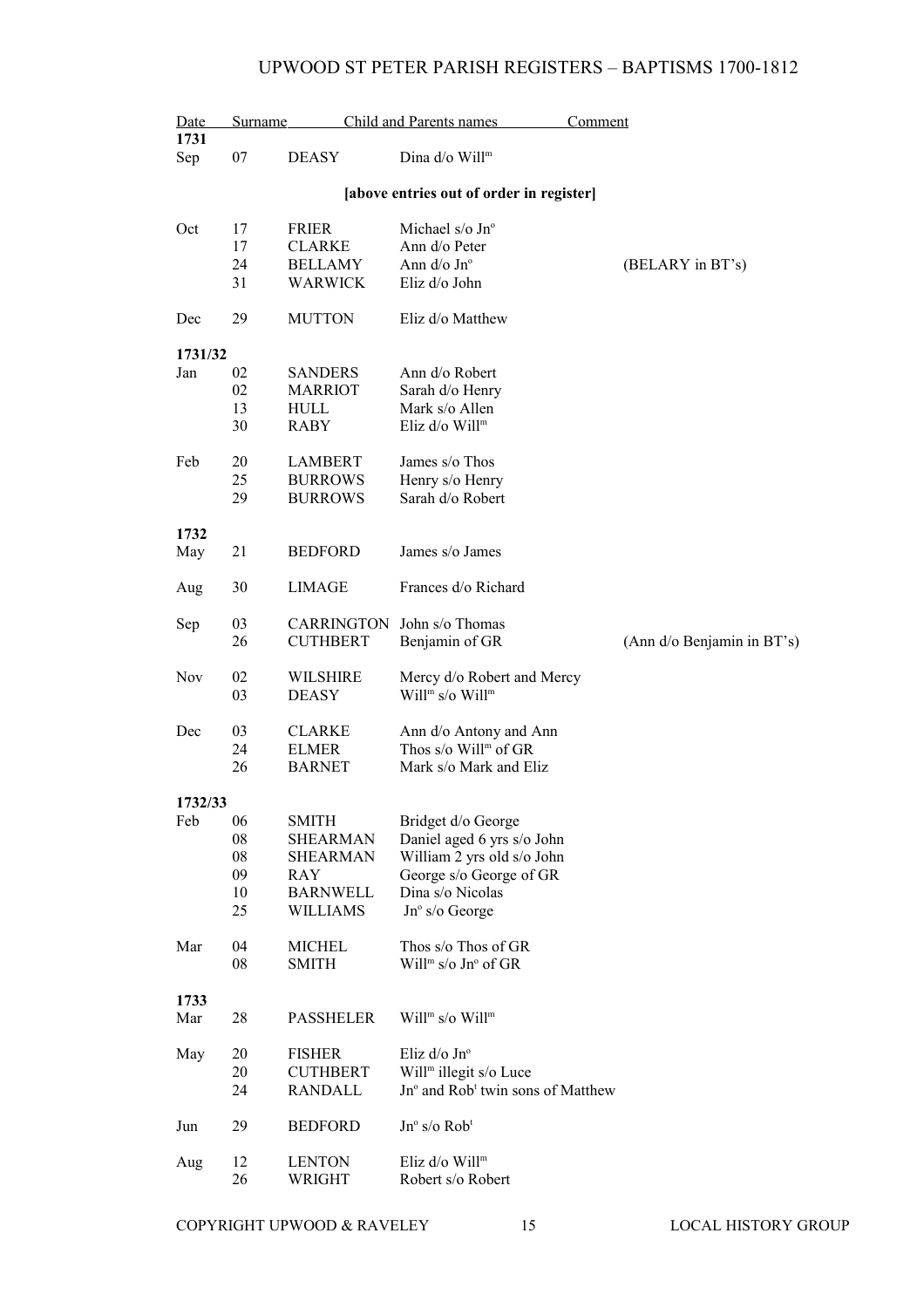| Date | Surname | | Child and Parents names | Comment |
|---|---|---|---|---|
| **1731** | | | | |
| Sep | 07 | DEASY | Dina d/o Will^m | |
| | | | **[above entries out of order in register]** | |
| Oct | 17 | FRIER | Michael s/o Jn^o | |
| | 17 | CLARKE | Ann d/o Peter | |
| | 24 | BELLAMY | Ann d/o Jn^o | (BELARY in BT's) |
| | 31 | WARWICK | Eliz d/o John | |
| Dec | 29 | MUTTON | Eliz d/o Matthew | |
| **1731/32** | | | | |
| Jan | 02 | SANDERS | Ann d/o Robert | |
| | 02 | MARRIOT | Sarah d/o Henry | |
| | 13 | HULL | Mark s/o Allen | |
| | 30 | RABY | Eliz d/o Will^m | |
| Feb | 20 | LAMBERT | James s/o Thos | |
| | 25 | BURROWS | Henry s/o Henry | |
| | 29 | BURROWS | Sarah d/o Robert | |
| **1732** | | | | |
| May | 21 | BEDFORD | James s/o James | |
| Aug | 30 | LIMAGE | Frances d/o Richard | |
| Sep | 03 | CARRINGTON | John s/o Thomas | |
| | 26 | CUTHBERT | Benjamin of GR | (Ann d/o Benjamin in BT's) |
| Nov | 02 | WILSHIRE | Mercy d/o Robert and Mercy | |
| | 03 | DEASY | Will^m s/o Will^m | |
| Dec | 03 | CLARKE | Ann d/o Antony and Ann | |
| | 24 | ELMER | Thos s/o Will^m of GR | |
| | 26 | BARNET | Mark s/o Mark and Eliz | |
| **1732/33** | | | | |
| Feb | 06 | SMITH | Bridget d/o George | |
| | 08 | SHEARMAN | Daniel aged 6 yrs s/o John | |
| | 08 | SHEARMAN | William 2 yrs old s/o John | |
| | 09 | RAY | George s/o George of GR | |
| | 10 | BARNWELL | Dina s/o Nicolas | |
| | 25 | WILLIAMS | Jn^o s/o George | |
| Mar | 04 | MICHEL | Thos s/o Thos of GR | |
| | 08 | SMITH | Will^m s/o Jn^o of GR | |
| **1733** | | | | |
| Mar | 28 | PASSHELER | Will^m s/o Will^m | |
| May | 20 | FISHER | Eliz d/o Jn^o | |
| | 20 | CUTHBERT | Will^m illegit s/o Luce | |
| | 24 | RANDALL | Jn^o and Rob^t twin sons of Matthew | |
| Jun | 29 | BEDFORD | Jn^o s/o Rob^t | |
| Aug | 12 | LENTON | Eliz d/o Will^m | |
| | 26 | WRIGHT | Robert s/o Robert | |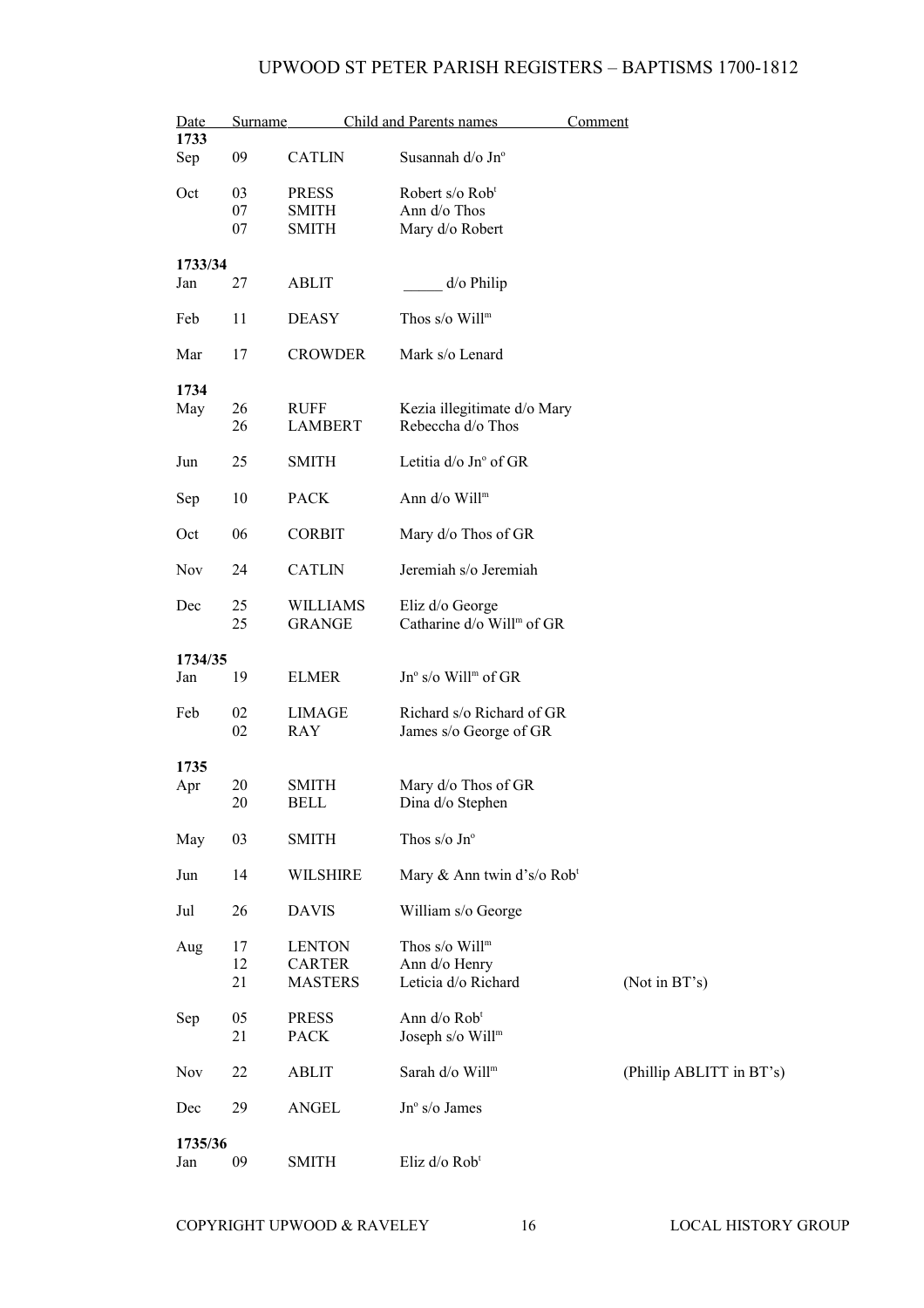| Date | | Surname | Child and Parents names | Comment |
|---|---|---|---|---|
| **1733** | | | | |
| Sep | 09 | CATLIN | Susannah d/o Jn^o | |
| Oct | 03 | PRESS | Robert s/o Rob^t | |
| | 07 | SMITH | Ann d/o Thos | |
| | 07 | SMITH | Mary d/o Robert | |
| **1733/34** | | | | |
| Jan | 27 | ABLIT | _____ d/o Philip | |
| Feb | 11 | DEASY | Thos s/o Will^m | |
| Mar | 17 | CROWDER | Mark s/o Lenard | |
| **1734** | | | | |
| May | 26 | RUFF | Kezia illegitimate d/o Mary | |
| | 26 | LAMBERT | Rebeccha d/o Thos | |
| Jun | 25 | SMITH | Letitia d/o Jn^o of GR | |
| Sep | 10 | PACK | Ann d/o Will^m | |
| Oct | 06 | CORBIT | Mary d/o Thos of GR | |
| Nov | 24 | CATLIN | Jeremiah s/o Jeremiah | |
| Dec | 25 | WILLIAMS | Eliz d/o George | |
| | 25 | GRANGE | Catharine d/o Will^m of GR | |
| **1734/35** | | | | |
| Jan | 19 | ELMER | Jn^o s/o Will^m of GR | |
| Feb | 02 | LIMAGE | Richard s/o Richard of GR | |
| | 02 | RAY | James s/o George of GR | |
| **1735** | | | | |
| Apr | 20 | SMITH | Mary d/o Thos of GR | |
| | 20 | BELL | Dina d/o Stephen | |
| May | 03 | SMITH | Thos s/o Jn^o | |
| Jun | 14 | WILSHIRE | Mary & Ann twin d's/o Rob^t | |
| Jul | 26 | DAVIS | William s/o George | |
| Aug | 17 | LENTON | Thos s/o Will^m | |
| | 12 | CARTER | Ann d/o Henry | |
| | 21 | MASTERS | Leticia d/o Richard | (Not in BT's) |
| Sep | 05 | PRESS | Ann d/o Rob^t | |
| | 21 | PACK | Joseph s/o Will^m | |
| Nov | 22 | ABLIT | Sarah d/o Will^m | (Phillip ABLITT in BT's) |
| Dec | 29 | ANGEL | Jn^o s/o James | |
| **1735/36** | | | | |
| Jan | 09 | SMITH | Eliz d/o Rob^t | |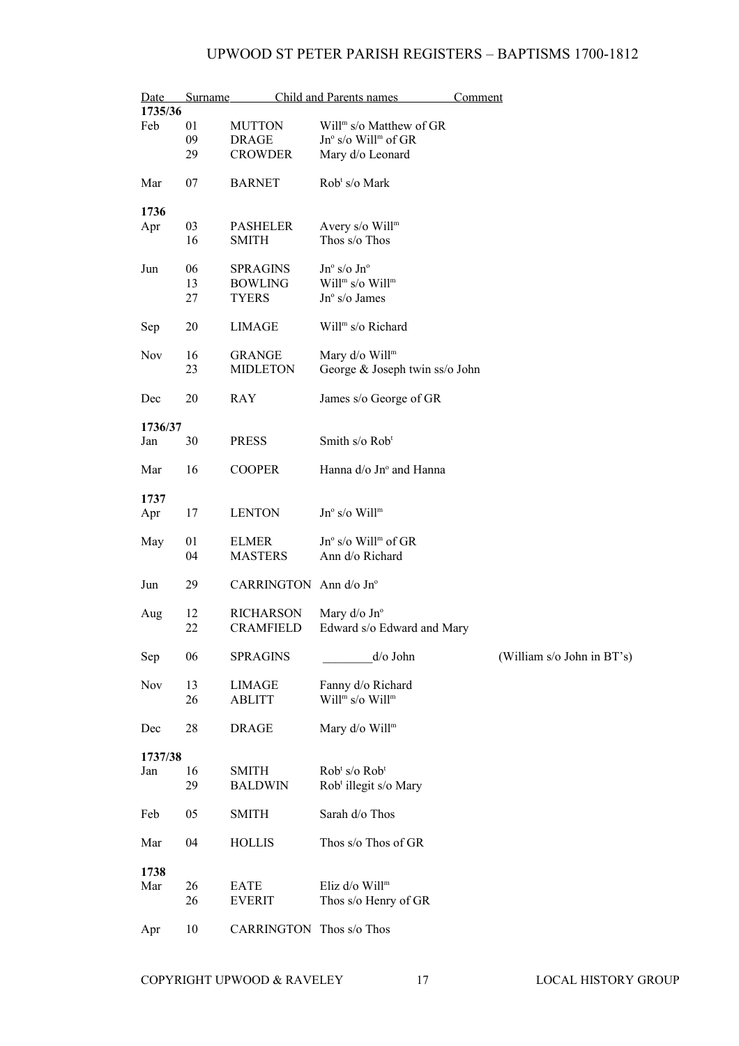| Date | | Surname | Child and Parents names | Comment |
|---|---|---|---|---|
| **1735/36** | | | | |
| Feb | 01 | MUTTON | Will^m s/o Matthew of GR | |
| | 09 | DRAGE | Jn^o s/o Will^m of GR | |
| | 29 | CROWDER | Mary d/o Leonard | |
| Mar | 07 | BARNET | Rob^t s/o Mark | |
| **1736** | | | | |
| Apr | 03 | PASHELER | Avery s/o Will^m | |
| | 16 | SMITH | Thos s/o Thos | |
| Jun | 06 | SPRAGINS | Jn^o s/o Jn^o | |
| | 13 | BOWLING | Will^m s/o Will^m | |
| | 27 | TYERS | Jn^o s/o James | |
| Sep | 20 | LIMAGE | Will^m s/o Richard | |
| Nov | 16 | GRANGE | Mary d/o Will^m | |
| | 23 | MIDLETON | George & Joseph twin ss/o John | |
| Dec | 20 | RAY | James s/o George of GR | |
| **1736/37** | | | | |
| Jan | 30 | PRESS | Smith s/o Rob^t | |
| Mar | 16 | COOPER | Hanna d/o Jn^o and Hanna | |
| **1737** | | | | |
| Apr | 17 | LENTON | Jn^o s/o Will^m | |
| May | 01 | ELMER | Jn^o s/o Will^m of GR | |
| | 04 | MASTERS | Ann d/o Richard | |
| Jun | 29 | CARRINGTON | Ann d/o Jn^o | |
| Aug | 12 | RICHARSON | Mary d/o Jn^o | |
| | 22 | CRAMFIELD | Edward s/o Edward and Mary | |
| Sep | 06 | SPRAGINS | ________d/o John | (William s/o John in BT's) |
| Nov | 13 | LIMAGE | Fanny d/o Richard | |
| | 26 | ABLITT | Will^m s/o Will^m | |
| Dec | 28 | DRAGE | Mary d/o Will^m | |
| **1737/38** | | | | |
| Jan | 16 | SMITH | Rob^t s/o Rob^t | |
| | 29 | BALDWIN | Rob^t illegit s/o Mary | |
| Feb | 05 | SMITH | Sarah d/o Thos | |
| Mar | 04 | HOLLIS | Thos s/o Thos of GR | |
| **1738** | | | | |
| Mar | 26 | EATE | Eliz d/o Will^m | |
| | 26 | EVERIT | Thos s/o Henry of GR | |
| Apr | 10 | CARRINGTON | Thos s/o Thos | |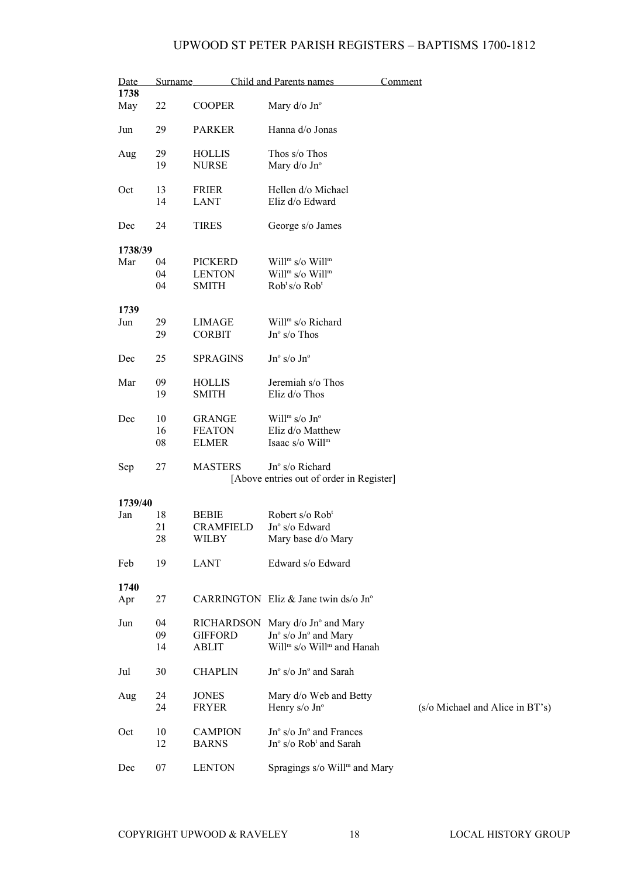# UPWOOD ST PETER PARISH REGISTERS – BAPTISMS 1700-1812

| Date | | Surname | Child and Parents names | Comment |
|---|---|---|---|---|
| **1738** | | | | |
| May | 22 | COOPER | Mary d/o Jn$^{o}$ | |
| Jun | 29 | PARKER | Hanna d/o Jonas | |
| Aug | 29 | HOLLIS | Thos s/o Thos | |
| | 19 | NURSE | Mary d/o Jn$^{o}$ | |
| Oct | 13 | FRIER | Hellen d/o Michael | |
| | 14 | LANT | Eliz d/o Edward | |
| Dec | 24 | TIRES | George s/o James | |
| **1738/39** | | | | |
| Mar | 04 | PICKERD | Will$^{m}$ s/o Will$^{m}$ | |
| | 04 | LENTON | Will$^{m}$ s/o Will$^{m}$ | |
| | 04 | SMITH | Rob$^{t}$ s/o Rob$^{t}$ | |
| **1739** | | | | |
| Jun | 29 | LIMAGE | Will$^{m}$ s/o Richard | |
| | 29 | CORBIT | Jn$^{o}$ s/o Thos | |
| Dec | 25 | SPRAGINS | Jn$^{o}$ s/o Jn$^{o}$ | |
| Mar | 09 | HOLLIS | Jeremiah s/o Thos | |
| | 19 | SMITH | Eliz d/o Thos | |
| Dec | 10 | GRANGE | Will$^{m}$ s/o Jn$^{o}$ | |
| | 16 | FEATON | Eliz d/o Matthew | |
| | 08 | ELMER | Isaac s/o Will$^{m}$ | |
| Sep | 27 | MASTERS | Jn$^{o}$ s/o Richard | |
| | | | [Above entries out of order in Register] | |
| **1739/40** | | | | |
| Jan | 18 | BEBIE | Robert s/o Rob$^{t}$ | |
| | 21 | CRAMFIELD | Jn$^{o}$ s/o Edward | |
| | 28 | WILBY | Mary base d/o Mary | |
| Feb | 19 | LANT | Edward s/o Edward | |
| **1740** | | | | |
| Apr | 27 | CARRINGTON | Eliz & Jane twin ds/o Jn$^{o}$ | |
| Jun | 04 | RICHARDSON | Mary d/o Jn$^{o}$ and Mary | |
| | 09 | GIFFORD | Jn$^{o}$ s/o Jn$^{o}$ and Mary | |
| | 14 | ABLIT | Will$^{m}$ s/o Will$^{m}$ and Hanah | |
| Jul | 30 | CHAPLIN | Jn$^{o}$ s/o Jn$^{o}$ and Sarah | |
| Aug | 24 | JONES | Mary d/o Web and Betty | |
| | 24 | FRYER | Henry s/o Jn$^{o}$ | (s/o Michael and Alice in BT's) |
| Oct | 10 | CAMPION | Jn$^{o}$ s/o Jn$^{o}$ and Frances | |
| | 12 | BARNS | Jn$^{o}$ s/o Rob$^{t}$ and Sarah | |
| Dec | 07 | LENTON | Spragings s/o Will$^{m}$ and Mary | |

COPYRIGHT UPWOOD & RAVELEY LOCAL HISTORY GROUP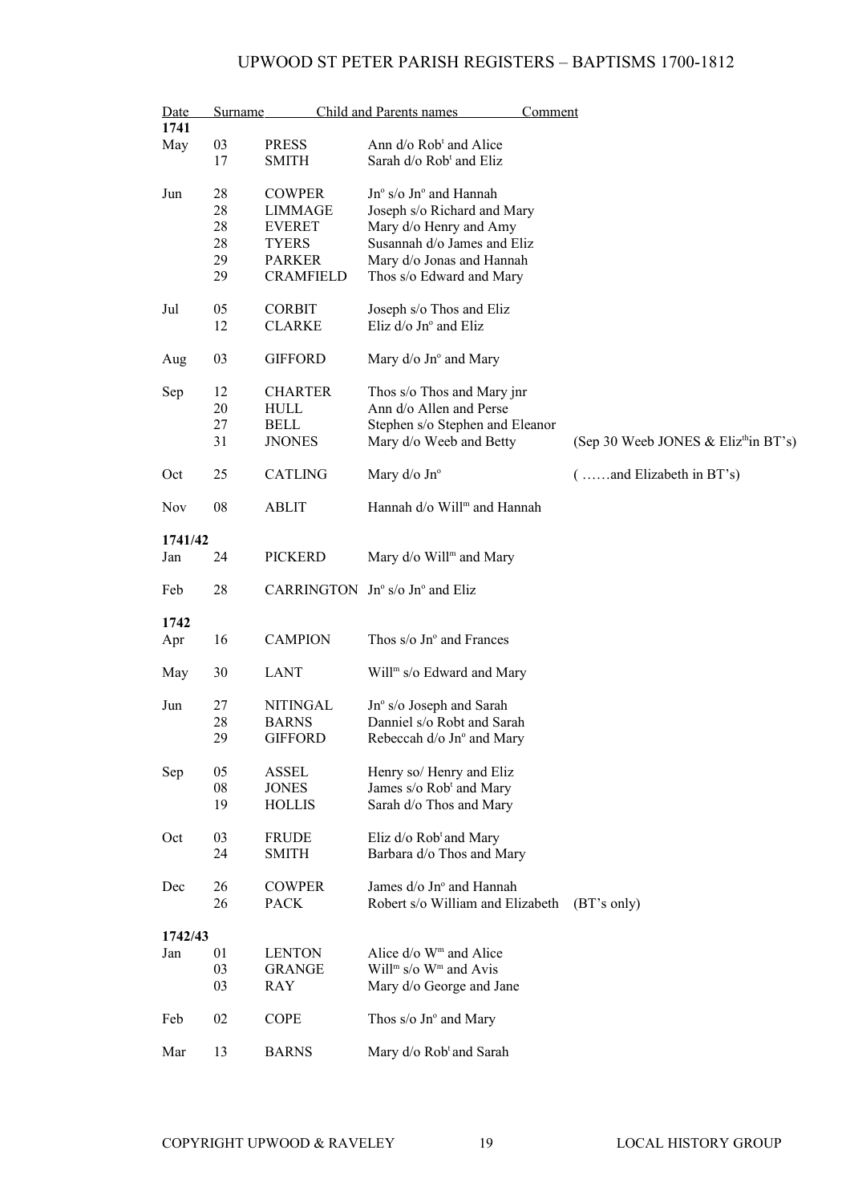# UPWOOD ST PETER PARISH REGISTERS – BAPTISMS 1700-1812

| Date | | Surname | Child and Parents names | Comment |
|---|---|---|---|---|
| **1741** | | | | |
| May | 03 | PRESS | Ann d/o Rob$^{t}$ and Alice | |
| | 17 | SMITH | Sarah d/o Rob$^{t}$ and Eliz | |
| Jun | 28 | COWPER | Jn$^{o}$ s/o Jn$^{o}$ and Hannah | |
| | 28 | LIMMAGE | Joseph s/o Richard and Mary | |
| | 28 | EVERET | Mary d/o Henry and Amy | |
| | 28 | TYERS | Susannah d/o James and Eliz | |
| | 29 | PARKER | Mary d/o Jonas and Hannah | |
| | 29 | CRAMFIELD | Thos s/o Edward and Mary | |
| Jul | 05 | CORBIT | Joseph s/o Thos and Eliz | |
| | 12 | CLARKE | Eliz d/o Jn$^{o}$ and Eliz | |
| Aug | 03 | GIFFORD | Mary d/o Jn$^{o}$ and Mary | |
| Sep | 12 | CHARTER | Thos s/o Thos and Mary jnr | |
| | 20 | HULL | Ann d/o Allen and Perse | |
| | 27 | BELL | Stephen s/o Stephen and Eleanor | |
| | 31 | JNONES | Mary d/o Weeb and Betty | (Sep 30 Weeb JONES & Eliz$^{th}$in BT's) |
| Oct | 25 | CATLING | Mary d/o Jn$^{o}$ | ( ……and Elizabeth in BT's) |
| Nov | 08 | ABLIT | Hannah d/o Will$^{m}$ and Hannah | |
| **1741/42** | | | | |
| Jan | 24 | PICKERD | Mary d/o Will$^{m}$ and Mary | |
| Feb | 28 | CARRINGTON | Jn$^{o}$ s/o Jn$^{o}$ and Eliz | |
| **1742** | | | | |
| Apr | 16 | CAMPION | Thos s/o Jn$^{o}$ and Frances | |
| May | 30 | LANT | Will$^{m}$ s/o Edward and Mary | |
| Jun | 27 | NITINGAL | Jn$^{o}$ s/o Joseph and Sarah | |
| | 28 | BARNS | Danniel s/o Robt and Sarah | |
| | 29 | GIFFORD | Rebeccah d/o Jn$^{o}$ and Mary | |
| Sep | 05 | ASSEL | Henry so/ Henry and Eliz | |
| | 08 | JONES | James s/o Rob$^{t}$ and Mary | |
| | 19 | HOLLIS | Sarah d/o Thos and Mary | |
| Oct | 03 | FRUDE | Eliz d/o Rob$^{t}$ and Mary | |
| | 24 | SMITH | Barbara d/o Thos and Mary | |
| Dec | 26 | COWPER | James d/o Jn$^{o}$ and Hannah | |
| | 26 | PACK | Robert s/o William and Elizabeth | (BT's only) |
| **1742/43** | | | | |
| Jan | 01 | LENTON | Alice d/o W$^{m}$ and Alice | |
| | 03 | GRANGE | Will$^{m}$ s/o W$^{m}$ and Avis | |
| | 03 | RAY | Mary d/o George and Jane | |
| Feb | 02 | COPE | Thos s/o Jn$^{o}$ and Mary | |
| Mar | 13 | BARNS | Mary d/o Rob$^{t}$ and Sarah | |

COPYRIGHT UPWOOD & RAVELEY LOCAL HISTORY GROUP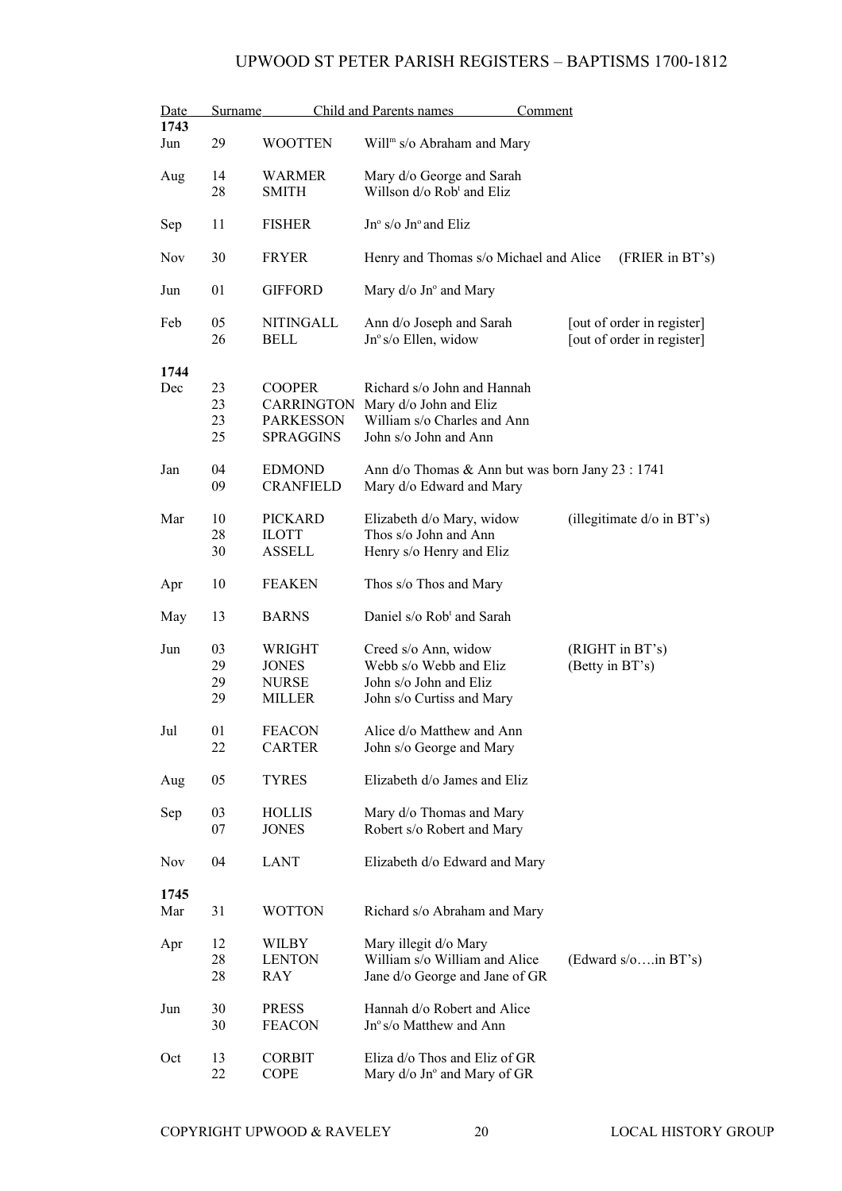| Date | Surname | | Child and Parents names | Comment |
|---|---|---|---|---|
| **1743** | | | | |
| Jun | 29 | WOOTTEN | Will$^{m}$ s/o Abraham and Mary | |
| Aug | 14 | WARMER | Mary d/o George and Sarah | |
| | 28 | SMITH | Willson d/o Rob$^{t}$ and Eliz | |
| Sep | 11 | FISHER | Jn$^{o}$ s/o Jn$^{o}$ and Eliz | |
| Nov | 30 | FRYER | Henry and Thomas s/o Michael and Alice | (FRIER in BT's) |
| Jun | 01 | GIFFORD | Mary d/o Jn$^{o}$ and Mary | |
| Feb | 05 | NITINGALL | Ann d/o Joseph and Sarah | [out of order in register] |
| | 26 | BELL | Jn$^{o}$ s/o Ellen, widow | [out of order in register] |
| **1744** | | | | |
| Dec | 23 | COOPER | Richard s/o John and Hannah | |
| | 23 | CARRINGTON | Mary d/o John and Eliz | |
| | 23 | PARKESSON | William s/o Charles and Ann | |
| | 25 | SPRAGGINS | John s/o John and Ann | |
| Jan | 04 | EDMOND | Ann d/o Thomas & Ann but was born Jany 23 : 1741 | |
| | 09 | CRANFIELD | Mary d/o Edward and Mary | |
| Mar | 10 | PICKARD | Elizabeth d/o Mary, widow | (illegitimate d/o in BT's) |
| | 28 | ILOTT | Thos s/o John and Ann | |
| | 30 | ASSELL | Henry s/o Henry and Eliz | |
| Apr | 10 | FEAKEN | Thos s/o Thos and Mary | |
| May | 13 | BARNS | Daniel s/o Rob$^{t}$ and Sarah | |
| Jun | 03 | WRIGHT | Creed s/o Ann, widow | (RIGHT in BT's) |
| | 29 | JONES | Webb s/o Webb and Eliz | (Betty in BT's) |
| | 29 | NURSE | John s/o John and Eliz | |
| | 29 | MILLER | John s/o Curtiss and Mary | |
| Jul | 01 | FEACON | Alice d/o Matthew and Ann | |
| | 22 | CARTER | John s/o George and Mary | |
| Aug | 05 | TYRES | Elizabeth d/o James and Eliz | |
| Sep | 03 | HOLLIS | Mary d/o Thomas and Mary | |
| | 07 | JONES | Robert s/o Robert and Mary | |
| Nov | 04 | LANT | Elizabeth d/o Edward and Mary | |
| **1745** | | | | |
| Mar | 31 | WOTTON | Richard s/o Abraham and Mary | |
| Apr | 12 | WILBY | Mary illegit d/o Mary | |
| | 28 | LENTON | William s/o William and Alice | (Edward s/o….in BT's) |
| | 28 | RAY | Jane d/o George and Jane of GR | |
| Jun | 30 | PRESS | Hannah d/o Robert and Alice | |
| | 30 | FEACON | Jn$^{o}$ s/o Matthew and Ann | |
| Oct | 13 | CORBIT | Eliza d/o Thos and Eliz of GR | |
| | 22 | COPE | Mary d/o Jn$^{o}$ and Mary of GR | |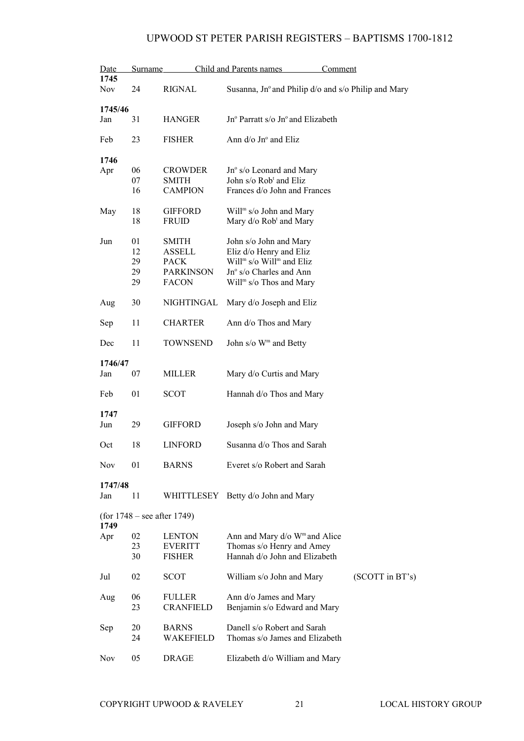# UPWOOD ST PETER PARISH REGISTERS – BAPTISMS 1700-1812

| Date | | Surname | Child and Parents names | Comment |
|---|---|---|---|---|
| **1745** | | | | |
| Nov | 24 | RIGNAL | Susanna, Jn$^{o}$ and Philip d/o and s/o Philip and Mary | |
| **1745/46** | | | | |
| Jan | 31 | HANGER | Jn$^{o}$ Parratt s/o Jn$^{o}$ and Elizabeth | |
| Feb | 23 | FISHER | Ann d/o Jn$^{o}$ and Eliz | |
| **1746** | | | | |
| Apr | 06 | CROWDER | Jn$^{o}$ s/o Leonard and Mary | |
| | 07 | SMITH | John s/o Rob$^{t}$ and Eliz | |
| | 16 | CAMPION | Frances d/o John and Frances | |
| May | 18 | GIFFORD | Will$^{m}$ s/o John and Mary | |
| | 18 | FRUID | Mary d/o Rob$^{t}$ and Mary | |
| Jun | 01 | SMITH | John s/o John and Mary | |
| | 12 | ASSELL | Eliz d/o Henry and Eliz | |
| | 29 | PACK | Will$^{m}$ s/o Will$^{m}$ and Eliz | |
| | 29 | PARKINSON | Jn$^{o}$ s/o Charles and Ann | |
| | 29 | FACON | Will$^{m}$ s/o Thos and Mary | |
| Aug | 30 | NIGHTINGAL | Mary d/o Joseph and Eliz | |
| Sep | 11 | CHARTER | Ann d/o Thos and Mary | |
| Dec | 11 | TOWNSEND | John s/o W$^{m}$ and Betty | |
| **1746/47** | | | | |
| Jan | 07 | MILLER | Mary d/o Curtis and Mary | |
| Feb | 01 | SCOT | Hannah d/o Thos and Mary | |
| **1747** | | | | |
| Jun | 29 | GIFFORD | Joseph s/o John and Mary | |
| Oct | 18 | LINFORD | Susanna d/o Thos and Sarah | |
| Nov | 01 | BARNS | Everet s/o Robert and Sarah | |
| **1747/48** | | | | |
| Jan | 11 | WHITTLESEY | Betty d/o John and Mary | |
| (for 1748 – see after 1749) | | | | |
| **1749** | | | | |
| Apr | 02 | LENTON | Ann and Mary d/o W$^{m}$ and Alice | |
| | 23 | EVERITT | Thomas s/o Henry and Amey | |
| | 30 | FISHER | Hannah d/o John and Elizabeth | |
| Jul | 02 | SCOT | William s/o John and Mary | (SCOTT in BT's) |
| Aug | 06 | FULLER | Ann d/o James and Mary | |
| | 23 | CRANFIELD | Benjamin s/o Edward and Mary | |
| Sep | 20 | BARNS | Danell s/o Robert and Sarah | |
| | 24 | WAKEFIELD | Thomas s/o James and Elizabeth | |
| Nov | 05 | DRAGE | Elizabeth d/o William and Mary | |

COPYRIGHT UPWOOD & RAVELEY LOCAL HISTORY GROUP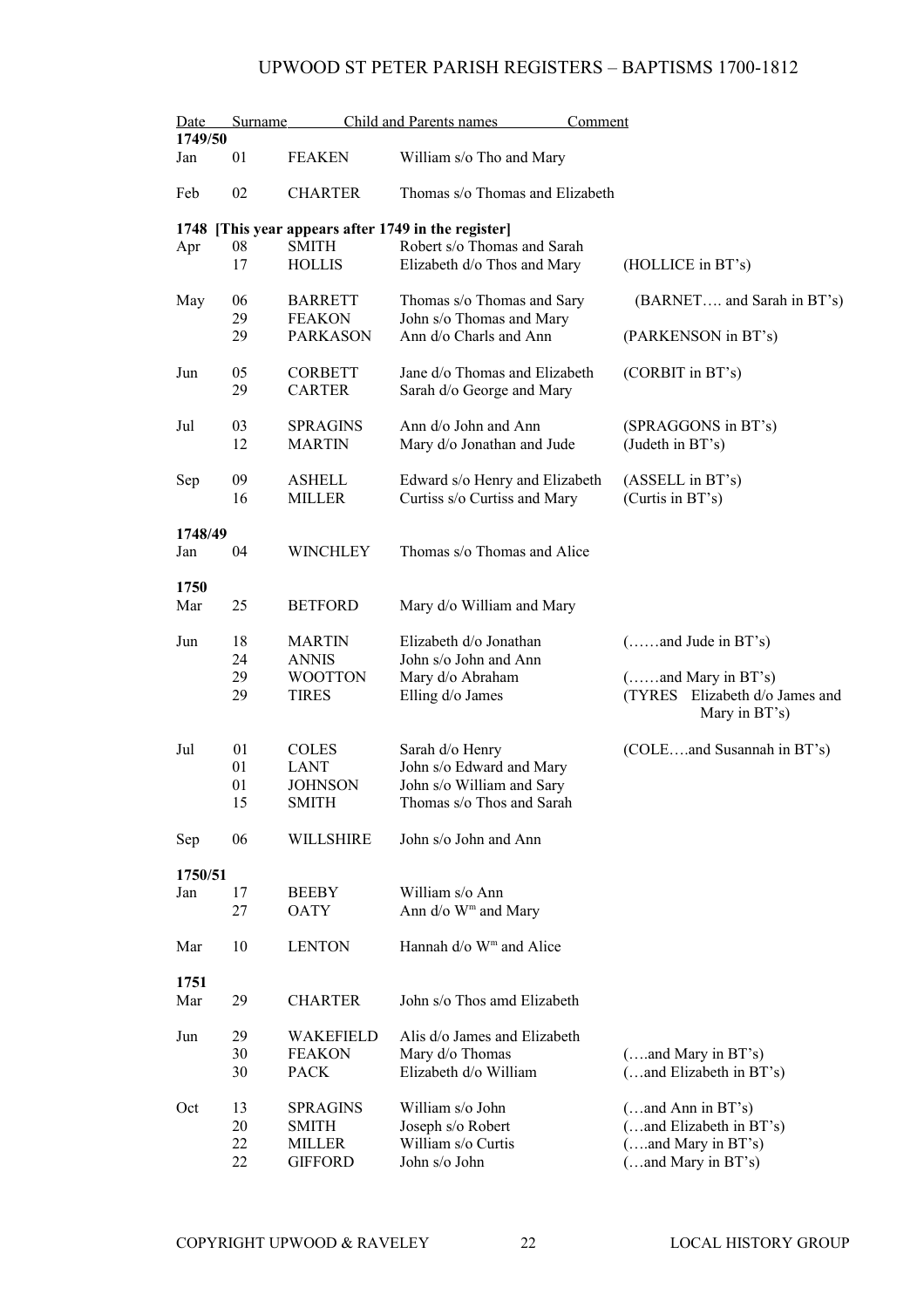# UPWOOD ST PETER PARISH REGISTERS – BAPTISMS 1700-1812

| Date | | Surname | Child and Parents names | Comment |
|---|---|---|---|---|
| **1749/50** | | | | |
| Jan | 01 | FEAKEN | William s/o Tho and Mary | |
| Feb | 02 | CHARTER | Thomas s/o Thomas and Elizabeth | |
| **1748 [This year appears after 1749 in the register]** | | | | |
| Apr | 08 | SMITH | Robert s/o Thomas and Sarah | |
| | 17 | HOLLIS | Elizabeth d/o Thos and Mary | (HOLLICE in BT's) |
| May | 06 | BARRETT | Thomas s/o Thomas and Sary | (BARNET…. and Sarah in BT's) |
| | 29 | FEAKON | John s/o Thomas and Mary | |
| | 29 | PARKASON | Ann d/o Charls and Ann | (PARKENSON in BT's) |
| Jun | 05 | CORBETT | Jane d/o Thomas and Elizabeth | (CORBIT in BT's) |
| | 29 | CARTER | Sarah d/o George and Mary | |
| Jul | 03 | SPRAGINS | Ann d/o John and Ann | (SPRAGGONS in BT's) |
| | 12 | MARTIN | Mary d/o Jonathan and Jude | (Judeth in BT's) |
| Sep | 09 | ASHELL | Edward s/o Henry and Elizabeth | (ASSELL in BT's) |
| | 16 | MILLER | Curtiss s/o Curtiss and Mary | (Curtis in BT's) |
| **1748/49** | | | | |
| Jan | 04 | WINCHLEY | Thomas s/o Thomas and Alice | |
| **1750** | | | | |
| Mar | 25 | BETFORD | Mary d/o William and Mary | |
| Jun | 18 | MARTIN | Elizabeth d/o Jonathan | (……and Jude in BT's) |
| | 24 | ANNIS | John s/o John and Ann | |
| | 29 | WOOTTON | Mary d/o Abraham | (……and Mary in BT's) |
| | 29 | TIRES | Elling d/o James | (TYRES Elizabeth d/o James and Mary in BT's) |
| Jul | 01 | COLES | Sarah d/o Henry | (COLE….and Susannah in BT's) |
| | 01 | LANT | John s/o Edward and Mary | |
| | 01 | JOHNSON | John s/o William and Sary | |
| | 15 | SMITH | Thomas s/o Thos and Sarah | |
| Sep | 06 | WILLSHIRE | John s/o John and Ann | |
| **1750/51** | | | | |
| Jan | 17 | BEEBY | William s/o Ann | |
| | 27 | OATY | Ann d/o W^m and Mary | |
| Mar | 10 | LENTON | Hannah d/o W^m and Alice | |
| **1751** | | | | |
| Mar | 29 | CHARTER | John s/o Thos amd Elizabeth | |
| Jun | 29 | WAKEFIELD | Alis d/o James and Elizabeth | |
| | 30 | FEAKON | Mary d/o Thomas | (….and Mary in BT's) |
| | 30 | PACK | Elizabeth d/o William | (…and Elizabeth in BT's) |
| Oct | 13 | SPRAGINS | William s/o John | (…and Ann in BT's) |
| | 20 | SMITH | Joseph s/o Robert | (…and Elizabeth in BT's) |
| | 22 | MILLER | William s/o Curtis | (….and Mary in BT's) |
| | 22 | GIFFORD | John s/o John | (…and Mary in BT's) |

COPYRIGHT UPWOOD & RAVELEY LOCAL HISTORY GROUP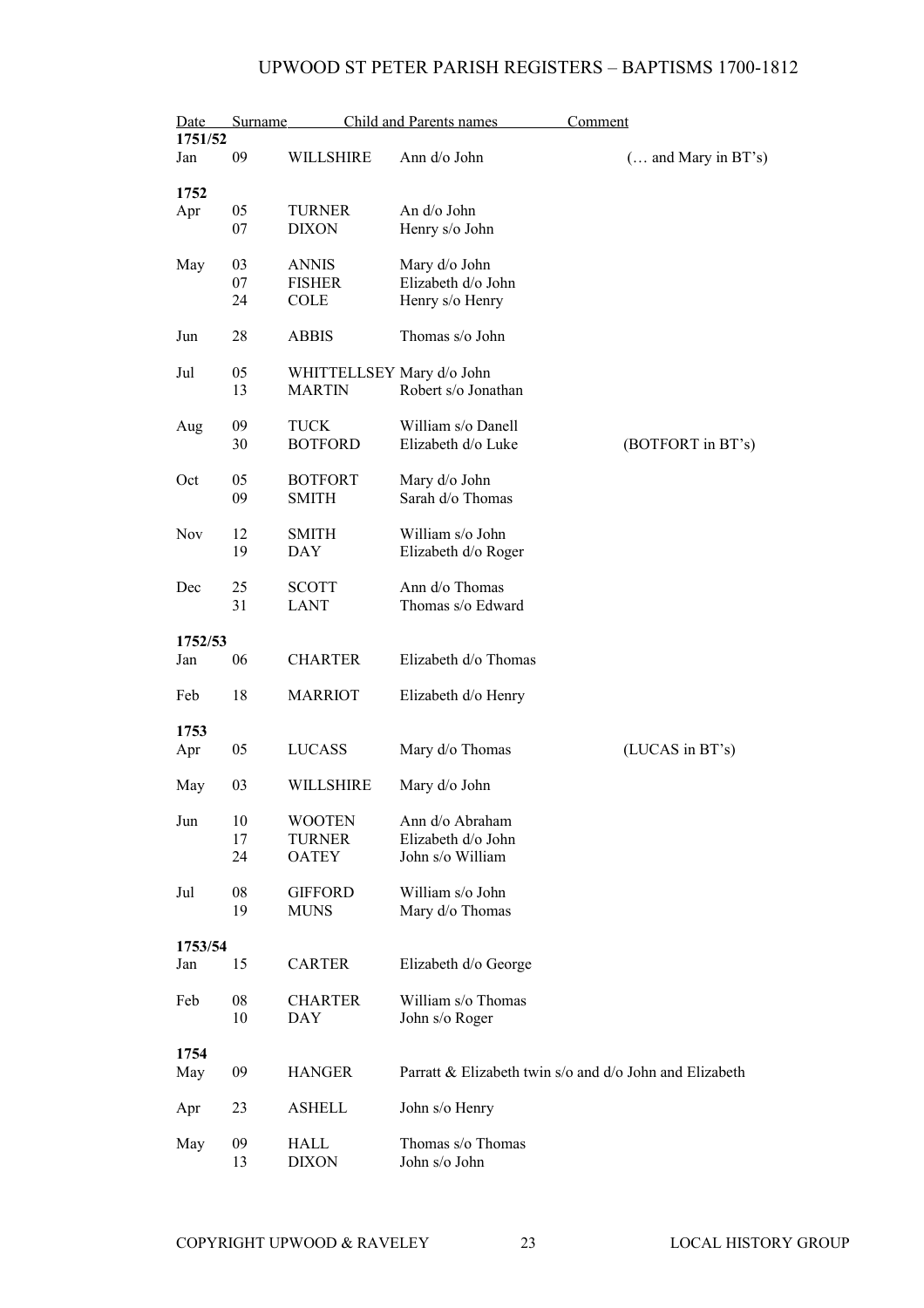# UPWOOD ST PETER PARISH REGISTERS – BAPTISMS 1700-1812

| Date | | Surname | Child and Parents names | Comment |
|---|---|---|---|---|
| **1751/52** | | | | |
| Jan | 09 | WILLSHIRE | Ann d/o John | (… and Mary in BT's) |
| **1752** | | | | |
| Apr | 05 | TURNER | An d/o John | |
| | 07 | DIXON | Henry s/o John | |
| May | 03 | ANNIS | Mary d/o John | |
| | 07 | FISHER | Elizabeth d/o John | |
| | 24 | COLE | Henry s/o Henry | |
| Jun | 28 | ABBIS | Thomas s/o John | |
| Jul | 05 | WHITTELLSEY | Mary d/o John | |
| | 13 | MARTIN | Robert s/o Jonathan | |
| Aug | 09 | TUCK | William s/o Danell | |
| | 30 | BOTFORD | Elizabeth d/o Luke | (BOTFORT in BT's) |
| Oct | 05 | BOTFORT | Mary d/o John | |
| | 09 | SMITH | Sarah d/o Thomas | |
| Nov | 12 | SMITH | William s/o John | |
| | 19 | DAY | Elizabeth d/o Roger | |
| Dec | 25 | SCOTT | Ann d/o Thomas | |
| | 31 | LANT | Thomas s/o Edward | |
| **1752/53** | | | | |
| Jan | 06 | CHARTER | Elizabeth d/o Thomas | |
| Feb | 18 | MARRIOT | Elizabeth d/o Henry | |
| **1753** | | | | |
| Apr | 05 | LUCASS | Mary d/o Thomas | (LUCAS in BT's) |
| May | 03 | WILLSHIRE | Mary d/o John | |
| Jun | 10 | WOOTEN | Ann d/o Abraham | |
| | 17 | TURNER | Elizabeth d/o John | |
| | 24 | OATEY | John s/o William | |
| Jul | 08 | GIFFORD | William s/o John | |
| | 19 | MUNS | Mary d/o Thomas | |
| **1753/54** | | | | |
| Jan | 15 | CARTER | Elizabeth d/o George | |
| Feb | 08 | CHARTER | William s/o Thomas | |
| | 10 | DAY | John s/o Roger | |
| **1754** | | | | |
| May | 09 | HANGER | Parratt & Elizabeth twin s/o and d/o John and Elizabeth | |
| Apr | 23 | ASHELL | John s/o Henry | |
| May | 09 | HALL | Thomas s/o Thomas | |
| | 13 | DIXON | John s/o John | |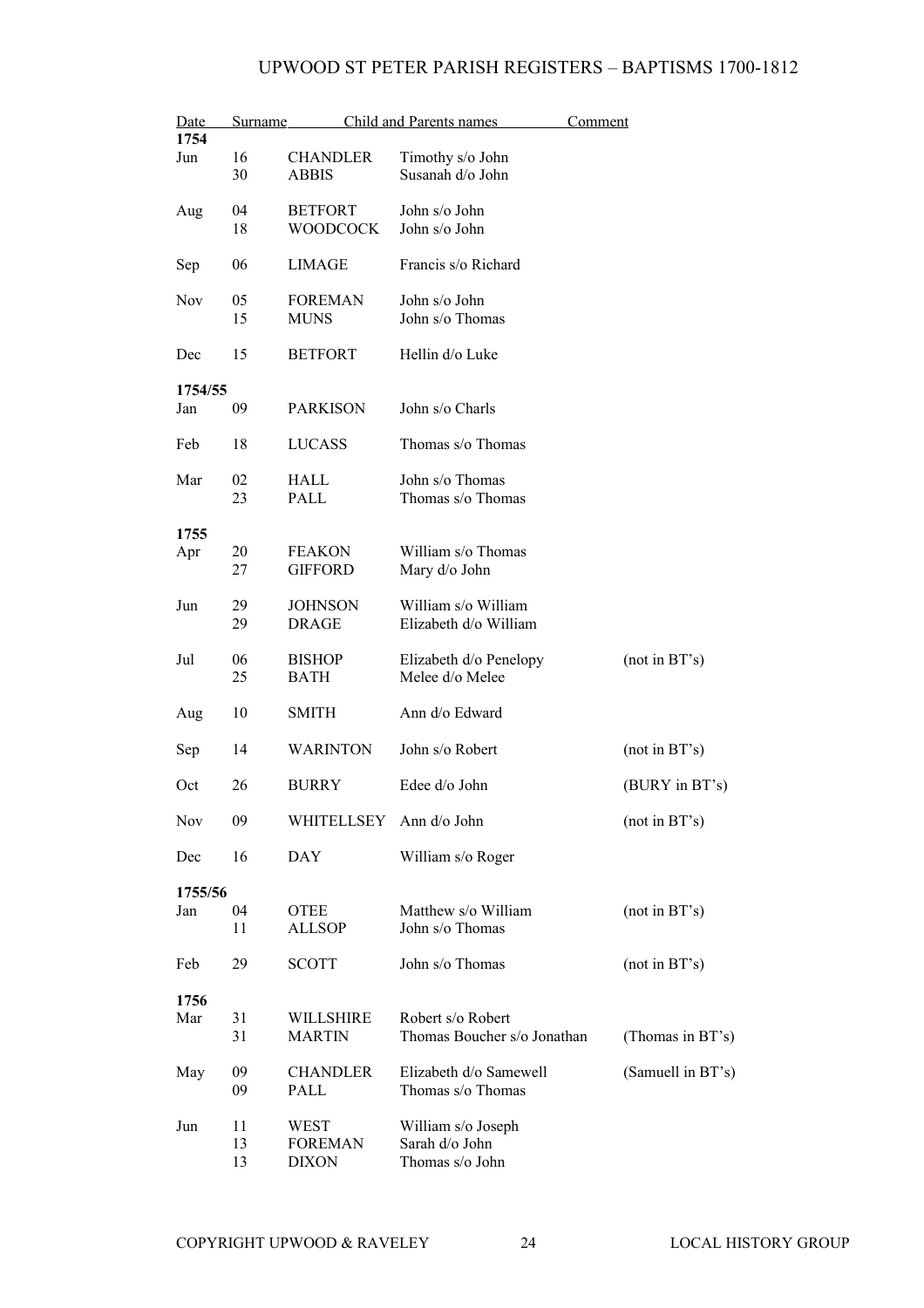| Date | | Surname | Child and Parents names | Comment |
|---|---|---|---|---|
| **1754** | | | | |
| Jun | 16 | CHANDLER | Timothy s/o John | |
| | 30 | ABBIS | Susanah d/o John | |
| Aug | 04 | BETFORT | John s/o John | |
| | 18 | WOODCOCK | John s/o John | |
| Sep | 06 | LIMAGE | Francis s/o Richard | |
| Nov | 05 | FOREMAN | John s/o John | |
| | 15 | MUNS | John s/o Thomas | |
| Dec | 15 | BETFORT | Hellin d/o Luke | |
| **1754/55** | | | | |
| Jan | 09 | PARKISON | John s/o Charls | |
| Feb | 18 | LUCASS | Thomas s/o Thomas | |
| Mar | 02 | HALL | John s/o Thomas | |
| | 23 | PALL | Thomas s/o Thomas | |
| **1755** | | | | |
| Apr | 20 | FEAKON | William s/o Thomas | |
| | 27 | GIFFORD | Mary d/o John | |
| Jun | 29 | JOHNSON | William s/o William | |
| | 29 | DRAGE | Elizabeth d/o William | |
| Jul | 06 | BISHOP | Elizabeth d/o Penelopy | (not in BT's) |
| | 25 | BATH | Melee d/o Melee | |
| Aug | 10 | SMITH | Ann d/o Edward | |
| Sep | 14 | WARINTON | John s/o Robert | (not in BT's) |
| Oct | 26 | BURRY | Edee d/o John | (BURY in BT's) |
| Nov | 09 | WHITELLSEY | Ann d/o John | (not in BT's) |
| Dec | 16 | DAY | William s/o Roger | |
| **1755/56** | | | | |
| Jan | 04 | OTEE | Matthew s/o William | (not in BT's) |
| | 11 | ALLSOP | John s/o Thomas | |
| Feb | 29 | SCOTT | John s/o Thomas | (not in BT's) |
| **1756** | | | | |
| Mar | 31 | WILLSHIRE | Robert s/o Robert | |
| | 31 | MARTIN | Thomas Boucher s/o Jonathan | (Thomas in BT's) |
| May | 09 | CHANDLER | Elizabeth d/o Samewell | (Samuell in BT's) |
| | 09 | PALL | Thomas s/o Thomas | |
| Jun | 11 | WEST | William s/o Joseph | |
| | 13 | FOREMAN | Sarah d/o John | |
| | 13 | DIXON | Thomas s/o John | |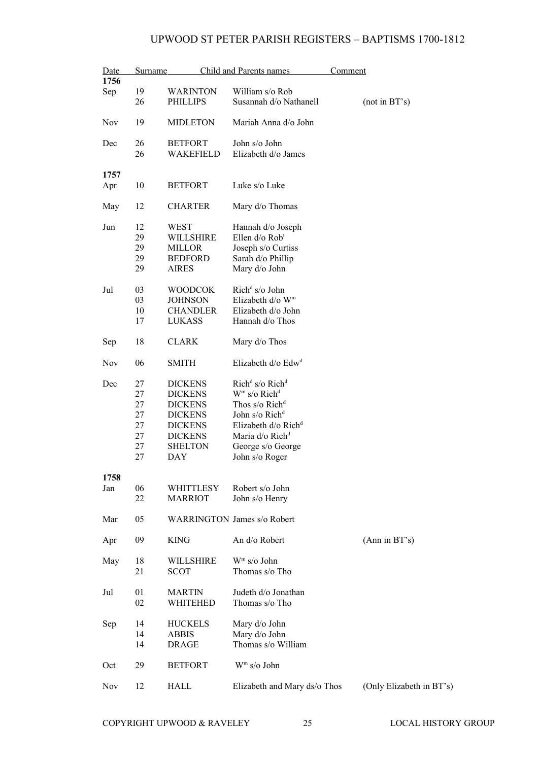# UPWOOD ST PETER PARISH REGISTERS – BAPTISMS 1700-1812

| Date | | Surname | Child and Parents names | Comment |
|---|---|---|---|---|
| **1756** | | | | |
| Sep | 19 | WARINTON | William s/o Rob | |
| | 26 | PHILLIPS | Susannah d/o Nathanell | (not in BT's) |
| Nov | 19 | MIDLETON | Mariah Anna d/o John | |
| Dec | 26 | BETFORT | John s/o John | |
| | 26 | WAKEFIELD | Elizabeth d/o James | |
| **1757** | | | | |
| Apr | 10 | BETFORT | Luke s/o Luke | |
| May | 12 | CHARTER | Mary d/o Thomas | |
| Jun | 12 | WEST | Hannah d/o Joseph | |
| | 29 | WILLSHIRE | Ellen d/o Rob$^{t}$ | |
| | 29 | MILLOR | Joseph s/o Curtiss | |
| | 29 | BEDFORD | Sarah d/o Phillip | |
| | 29 | AIRES | Mary d/o John | |
| Jul | 03 | WOODCOK | Rich$^{d}$ s/o John | |
| | 03 | JOHNSON | Elizabeth d/o W$^{m}$ | |
| | 10 | CHANDLER | Elizabeth d/o John | |
| | 17 | LUKASS | Hannah d/o Thos | |
| Sep | 18 | CLARK | Mary d/o Thos | |
| Nov | 06 | SMITH | Elizabeth d/o Edw$^{d}$ | |
| Dec | 27 | DICKENS | Rich$^{d}$ s/o Rich$^{d}$ | |
| | 27 | DICKENS | W$^{m}$ s/o Rich$^{d}$ | |
| | 27 | DICKENS | Thos s/o Rich$^{d}$ | |
| | 27 | DICKENS | John s/o Rich$^{d}$ | |
| | 27 | DICKENS | Elizabeth d/o Rich$^{d}$ | |
| | 27 | DICKENS | Maria d/o Rich$^{d}$ | |
| | 27 | SHELTON | George s/o George | |
| | 27 | DAY | John s/o Roger | |
| **1758** | | | | |
| Jan | 06 | WHITTLESY | Robert s/o John | |
| | 22 | MARRIOT | John s/o Henry | |
| Mar | 05 | WARRINGTON | James s/o Robert | |
| Apr | 09 | KING | An d/o Robert | (Ann in BT's) |
| May | 18 | WILLSHIRE | W$^{m}$ s/o John | |
| | 21 | SCOT | Thomas s/o Tho | |
| Jul | 01 | MARTIN | Judeth d/o Jonathan | |
| | 02 | WHITEHED | Thomas s/o Tho | |
| Sep | 14 | HUCKELS | Mary d/o John | |
| | 14 | ABBIS | Mary d/o John | |
| | 14 | DRAGE | Thomas s/o William | |
| Oct | 29 | BETFORT | W$^{m}$ s/o John | |
| Nov | 12 | HALL | Elizabeth and Mary ds/o Thos | (Only Elizabeth in BT's) |

COPYRIGHT UPWOOD & RAVELEY LOCAL HISTORY GROUP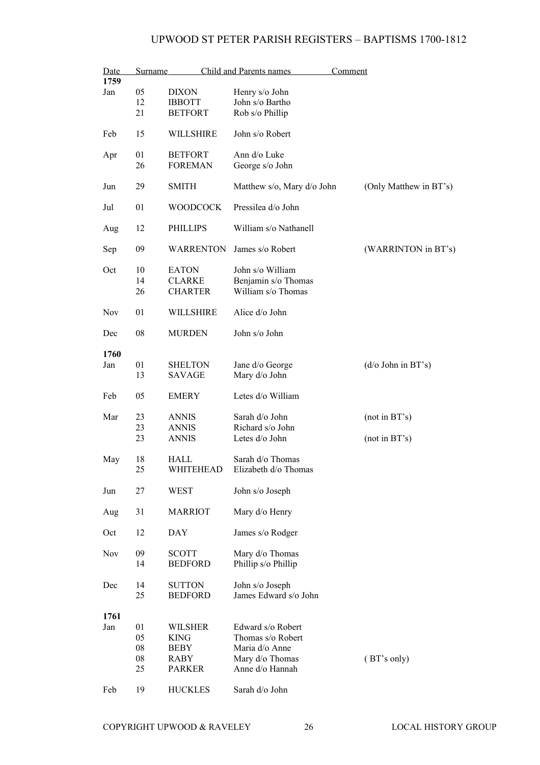# UPWOOD ST PETER PARISH REGISTERS – BAPTISMS 1700-1812

| Date | | Surname | Child and Parents names | Comment |
|---|---|---|---|---|
| **1759** | | | | |
| Jan | 05 | DIXON | Henry s/o John | |
| | 12 | IBBOTT | John s/o Bartho | |
| | 21 | BETFORT | Rob s/o Phillip | |
| Feb | 15 | WILLSHIRE | John s/o Robert | |
| Apr | 01 | BETFORT | Ann d/o Luke | |
| | 26 | FOREMAN | George s/o John | |
| Jun | 29 | SMITH | Matthew s/o, Mary d/o John | (Only Matthew in BT's) |
| Jul | 01 | WOODCOCK | Pressilea d/o John | |
| Aug | 12 | PHILLIPS | William s/o Nathanell | |
| Sep | 09 | WARRENTON | James s/o Robert | (WARRINTON in BT's) |
| Oct | 10 | EATON | John s/o William | |
| | 14 | CLARKE | Benjamin s/o Thomas | |
| | 26 | CHARTER | William s/o Thomas | |
| Nov | 01 | WILLSHIRE | Alice d/o John | |
| Dec | 08 | MURDEN | John s/o John | |
| **1760** | | | | |
| Jan | 01 | SHELTON | Jane d/o George | (d/o John in BT's) |
| | 13 | SAVAGE | Mary d/o John | |
| Feb | 05 | EMERY | Letes d/o William | |
| Mar | 23 | ANNIS | Sarah d/o John | (not in BT's) |
| | 23 | ANNIS | Richard s/o John | |
| | 23 | ANNIS | Letes d/o John | (not in BT's) |
| May | 18 | HALL | Sarah d/o Thomas | |
| | 25 | WHITEHEAD | Elizabeth d/o Thomas | |
| Jun | 27 | WEST | John s/o Joseph | |
| Aug | 31 | MARRIOT | Mary d/o Henry | |
| Oct | 12 | DAY | James s/o Rodger | |
| Nov | 09 | SCOTT | Mary d/o Thomas | |
| | 14 | BEDFORD | Phillip s/o Phillip | |
| Dec | 14 | SUTTON | John s/o Joseph | |
| | 25 | BEDFORD | James Edward s/o John | |
| **1761** | | | | |
| Jan | 01 | WILSHER | Edward s/o Robert | |
| | 05 | KING | Thomas s/o Robert | |
| | 08 | BEBY | Maria d/o Anne | |
| | 08 | RABY | Mary d/o Thomas | ( BT's only) |
| | 25 | PARKER | Anne d/o Hannah | |
| Feb | 19 | HUCKLES | Sarah d/o John | |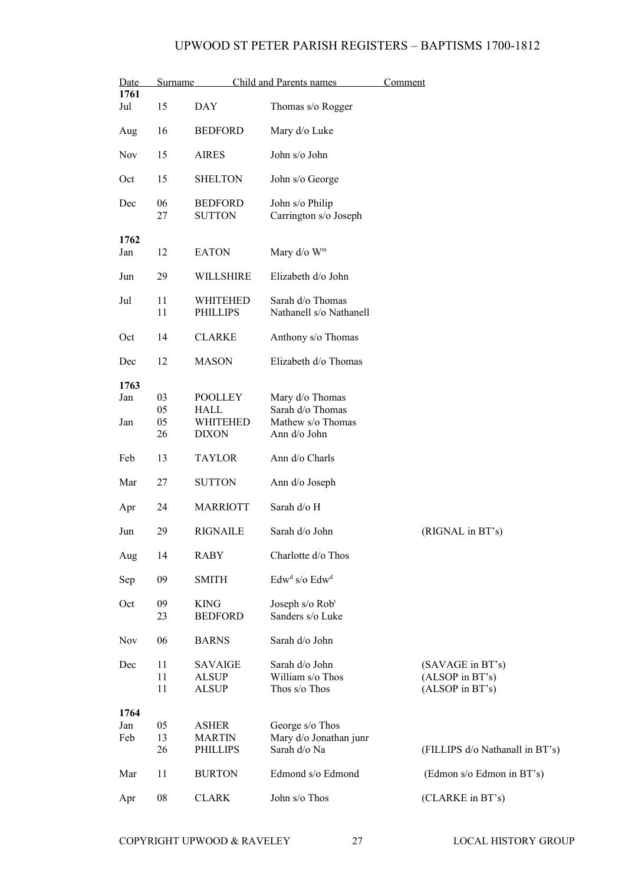# UPWOOD ST PETER PARISH REGISTERS – BAPTISMS 1700-1812

| Date | | Surname | Child and Parents names | Comment |
|---|---|---|---|---|
| **1761** | | | | |
| Jul | 15 | DAY | Thomas s/o Rogger | |
| Aug | 16 | BEDFORD | Mary d/o Luke | |
| Nov | 15 | AIRES | John s/o John | |
| Oct | 15 | SHELTON | John s/o George | |
| Dec | 06 | BEDFORD | John s/o Philip | |
| | 27 | SUTTON | Carrington s/o Joseph | |
| **1762** | | | | |
| Jan | 12 | EATON | Mary d/o W[m] | |
| Jun | 29 | WILLSHIRE | Elizabeth d/o John | |
| Jul | 11 | WHITEHED | Sarah d/o Thomas | |
| | 11 | PHILLIPS | Nathanell s/o Nathanell | |
| Oct | 14 | CLARKE | Anthony s/o Thomas | |
| Dec | 12 | MASON | Elizabeth d/o Thomas | |
| **1763** | | | | |
| Jan | 03 | POOLLEY | Mary d/o Thomas | |
| | 05 | HALL | Sarah d/o Thomas | |
| Jan | 05 | WHITEHED | Mathew s/o Thomas | |
| | 26 | DIXON | Ann d/o John | |
| Feb | 13 | TAYLOR | Ann d/o Charls | |
| Mar | 27 | SUTTON | Ann d/o Joseph | |
| Apr | 24 | MARRIOTT | Sarah d/o H | |
| Jun | 29 | RIGNAILE | Sarah d/o John | (RIGNAL in BT's) |
| Aug | 14 | RABY | Charlotte d/o Thos | |
| Sep | 09 | SMITH | Edw[d] s/o Edw[d] | |
| Oct | 09 | KING | Joseph s/o Rob[t] | |
| | 23 | BEDFORD | Sanders s/o Luke | |
| Nov | 06 | BARNS | Sarah d/o John | |
| Dec | 11 | SAVAIGE | Sarah d/o John | (SAVAGE in BT's) |
| | 11 | ALSUP | William s/o Thos | (ALSOP in BT's) |
| | 11 | ALSUP | Thos s/o Thos | (ALSOP in BT's) |
| **1764** | | | | |
| Jan | 05 | ASHER | George s/o Thos | |
| Feb | 13 | MARTIN | Mary d/o Jonathan junr | |
| | 26 | PHILLIPS | Sarah d/o Na | (FILLIPS d/o Nathanall in BT's) |
| Mar | 11 | BURTON | Edmond s/o Edmond | (Edmon s/o Edmon in BT's) |
| Apr | 08 | CLARK | John s/o Thos | (CLARKE in BT's) |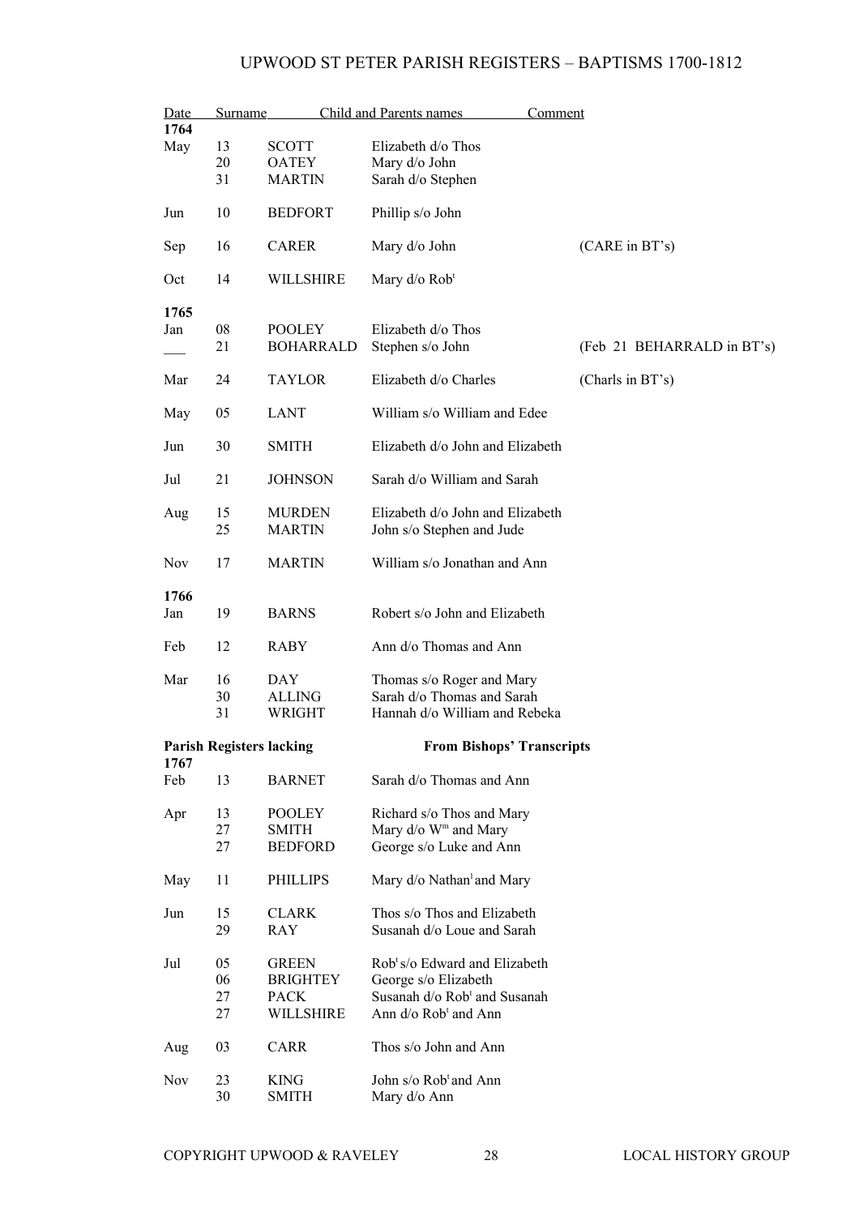# UPWOOD ST PETER PARISH REGISTERS – BAPTISMS 1700-1812

| Date | | Surname | Child and Parents names | Comment |
|---|---|---|---|---|
| **1764** | | | | |
| May | 13 | SCOTT | Elizabeth d/o Thos | |
| | 20 | OATEY | Mary d/o John | |
| | 31 | MARTIN | Sarah d/o Stephen | |
| Jun | 10 | BEDFORT | Phillip s/o John | |
| Sep | 16 | CARER | Mary d/o John | (CARE in BT's) |
| Oct | 14 | WILLSHIRE | Mary d/o Rob[t] | |
| **1765** | | | | |
| Jan | 08 | POOLEY | Elizabeth d/o Thos | |
| ___ | 21 | BOHARRALD | Stephen s/o John | (Feb 21 BEHARRALD in BT's) |
| Mar | 24 | TAYLOR | Elizabeth d/o Charles | (Charls in BT's) |
| May | 05 | LANT | William s/o William and Edee | |
| Jun | 30 | SMITH | Elizabeth d/o John and Elizabeth | |
| Jul | 21 | JOHNSON | Sarah d/o William and Sarah | |
| Aug | 15 | MURDEN | Elizabeth d/o John and Elizabeth | |
| | 25 | MARTIN | John s/o Stephen and Jude | |
| Nov | 17 | MARTIN | William s/o Jonathan and Ann | |
| **1766** | | | | |
| Jan | 19 | BARNS | Robert s/o John and Elizabeth | |
| Feb | 12 | RABY | Ann d/o Thomas and Ann | |
| Mar | 16 | DAY | Thomas s/o Roger and Mary | |
| | 30 | ALLING | Sarah d/o Thomas and Sarah | |
| | 31 | WRIGHT | Hannah d/o William and Rebeka | |

**Parish Registers lacking** — **From Bishops' Transcripts**

| Date | | Surname | Child and Parents names | Comment |
|---|---|---|---|---|
| **1767** | | | | |
| Feb | 13 | BARNET | Sarah d/o Thomas and Ann | |
| Apr | 13 | POOLEY | Richard s/o Thos and Mary | |
| | 27 | SMITH | Mary d/o W[m] and Mary | |
| | 27 | BEDFORD | George s/o Luke and Ann | |
| May | 11 | PHILLIPS | Mary d/o Nathan[l] and Mary | |
| Jun | 15 | CLARK | Thos s/o Thos and Elizabeth | |
| | 29 | RAY | Susanah d/o Loue and Sarah | |
| Jul | 05 | GREEN | Rob[t] s/o Edward and Elizabeth | |
| | 06 | BRIGHTEY | George s/o Elizabeth | |
| | 27 | PACK | Susanah d/o Rob[t] and Susanah | |
| | 27 | WILLSHIRE | Ann d/o Rob[t] and Ann | |
| Aug | 03 | CARR | Thos s/o John and Ann | |
| Nov | 23 | KING | John s/o Rob[t] and Ann | |
| | 30 | SMITH | Mary d/o Ann | |

COPYRIGHT UPWOOD & RAVELEY LOCAL HISTORY GROUP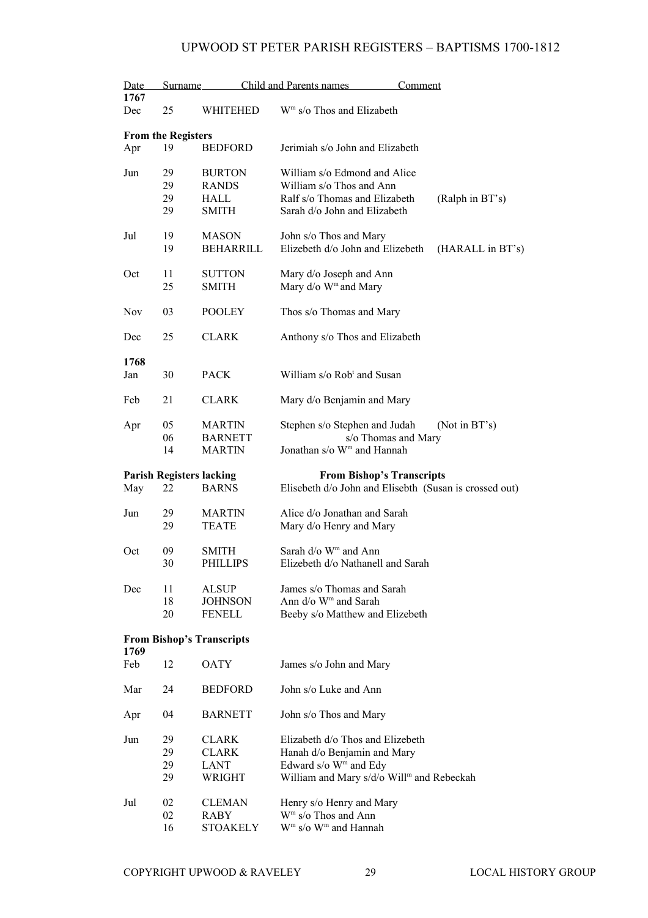| Date | | Surname | Child and Parents names | Comment |
|---|---|---|---|---|
| **1767** | | | | |
| Dec | 25 | WHITEHED | W$^{m}$ s/o Thos and Elizabeth | |
| **From the Registers** | | | | |
| Apr | 19 | BEDFORD | Jerimiah s/o John and Elizabeth | |
| Jun | 29 | BURTON | William s/o Edmond and Alice | |
| | 29 | RANDS | William s/o Thos and Ann | |
| | 29 | HALL | Ralf s/o Thomas and Elizabeth | (Ralph in BT's) |
| | 29 | SMITH | Sarah d/o John and Elizabeth | |
| Jul | 19 | MASON | John s/o Thos and Mary | |
| | 19 | BEHARRILL | Elizebeth d/o John and Elizebeth | (HARALL in BT's) |
| Oct | 11 | SUTTON | Mary d/o Joseph and Ann | |
| | 25 | SMITH | Mary d/o W$^{m}$ and Mary | |
| Nov | 03 | POOLEY | Thos s/o Thomas and Mary | |
| Dec | 25 | CLARK | Anthony s/o Thos and Elizabeth | |
| **1768** | | | | |
| Jan | 30 | PACK | William s/o Rob$^{t}$ and Susan | |
| Feb | 21 | CLARK | Mary d/o Benjamin and Mary | |
| Apr | 05 | MARTIN | Stephen s/o Stephen and Judah | (Not in BT's) |
| | 06 | BARNETT | s/o Thomas and Mary | |
| | 14 | MARTIN | Jonathan s/o W$^{m}$ and Hannah | |
| **Parish Registers lacking** | | | **From Bishop's Transcripts** | |
| May | 22 | BARNS | Elisebeth d/o John and Elisebth (Susan is crossed out) | |
| Jun | 29 | MARTIN | Alice d/o Jonathan and Sarah | |
| | 29 | TEATE | Mary d/o Henry and Mary | |
| Oct | 09 | SMITH | Sarah d/o W$^{m}$ and Ann | |
| | 30 | PHILLIPS | Elizebeth d/o Nathanell and Sarah | |
| Dec | 11 | ALSUP | James s/o Thomas and Sarah | |
| | 18 | JOHNSON | Ann d/o W$^{m}$ and Sarah | |
| | 20 | FENELL | Beeby s/o Matthew and Elizebeth | |
| **From Bishop's Transcripts** | | | | |
| **1769** | | | | |
| Feb | 12 | OATY | James s/o John and Mary | |
| Mar | 24 | BEDFORD | John s/o Luke and Ann | |
| Apr | 04 | BARNETT | John s/o Thos and Mary | |
| Jun | 29 | CLARK | Elizabeth d/o Thos and Elizebeth | |
| | 29 | CLARK | Hanah d/o Benjamin and Mary | |
| | 29 | LANT | Edward s/o W$^{m}$ and Edy | |
| | 29 | WRIGHT | William and Mary s/d/o Will$^{m}$ and Rebeckah | |
| Jul | 02 | CLEMAN | Henry s/o Henry and Mary | |
| | 02 | RABY | W$^{m}$ s/o Thos and Ann | |
| | 16 | STOAKELY | W$^{m}$ s/o W$^{m}$ and Hannah | |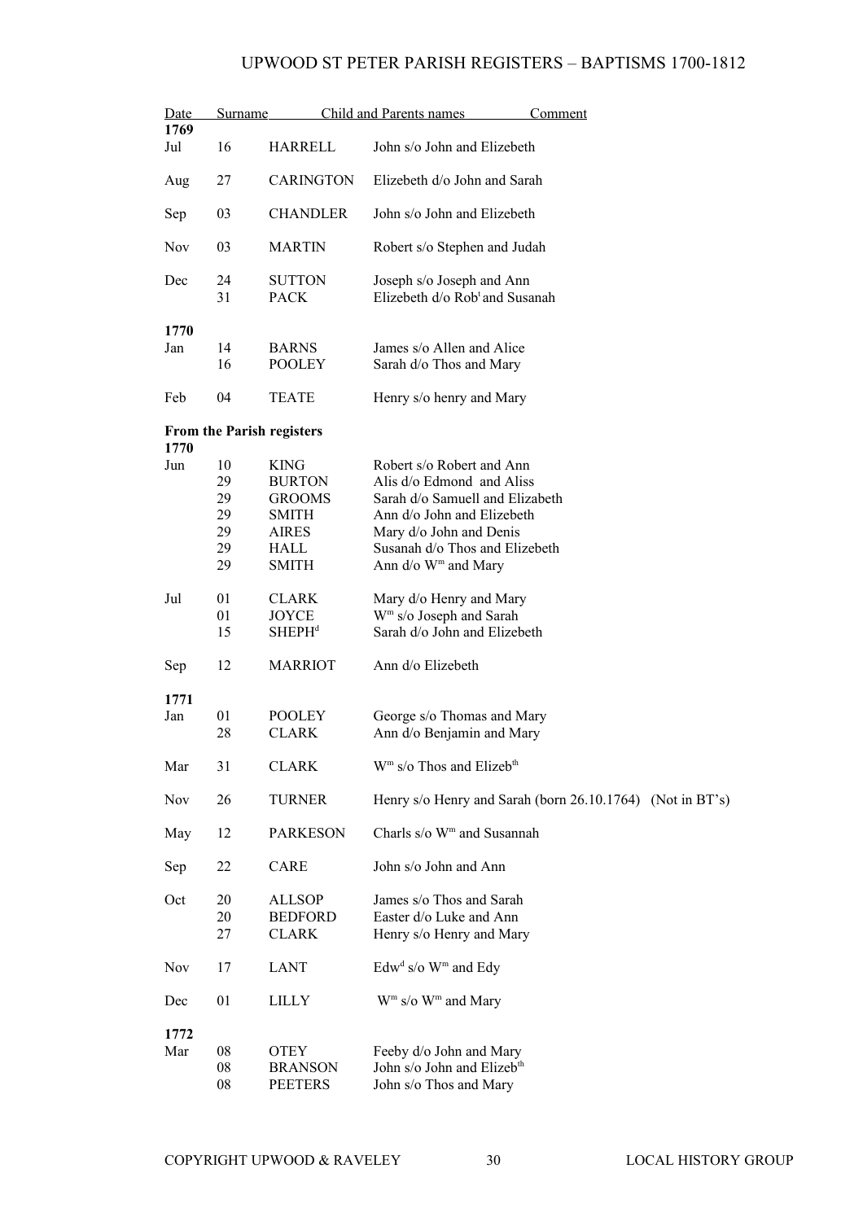| Date | Surname | Child and Parents names | Comment |
|---|---|---|---|
| **1769** | | | |
| Jul 16 | HARRELL | John s/o John and Elizebeth | |
| Aug 27 | CARINGTON | Elizebeth d/o John and Sarah | |
| Sep 03 | CHANDLER | John s/o John and Elizebeth | |
| Nov 03 | MARTIN | Robert s/o Stephen and Judah | |
| Dec 24 | SUTTON | Joseph s/o Joseph and Ann | |
| 31 | PACK | Elizebeth d/o Rob[t] and Susanah | |
| **1770** | | | |
| Jan 14 | BARNS | James s/o Allen and Alice | |
| 16 | POOLEY | Sarah d/o Thos and Mary | |
| Feb 04 | TEATE | Henry s/o henry and Mary | |
| **From the Parish registers** | | | |
| **1770** | | | |
| Jun 10 | KING | Robert s/o Robert and Ann | |
| 29 | BURTON | Alis d/o Edmond and Aliss | |
| 29 | GROOMS | Sarah d/o Samuell and Elizabeth | |
| 29 | SMITH | Ann d/o John and Elizebeth | |
| 29 | AIRES | Mary d/o John and Denis | |
| 29 | HALL | Susanah d/o Thos and Elizebeth | |
| 29 | SMITH | Ann d/o W[m] and Mary | |
| Jul 01 | CLARK | Mary d/o Henry and Mary | |
| 01 | JOYCE | W[m] s/o Joseph and Sarah | |
| 15 | SHEPH[d] | Sarah d/o John and Elizebeth | |
| Sep 12 | MARRIOT | Ann d/o Elizebeth | |
| **1771** | | | |
| Jan 01 | POOLEY | George s/o Thomas and Mary | |
| 28 | CLARK | Ann d/o Benjamin and Mary | |
| Mar 31 | CLARK | W[m] s/o Thos and Elizeb[th] | |
| Nov 26 | TURNER | Henry s/o Henry and Sarah (born 26.10.1764) | (Not in BT's) |
| May 12 | PARKESON | Charls s/o W[m] and Susannah | |
| Sep 22 | CARE | John s/o John and Ann | |
| Oct 20 | ALLSOP | James s/o Thos and Sarah | |
| 20 | BEDFORD | Easter d/o Luke and Ann | |
| 27 | CLARK | Henry s/o Henry and Mary | |
| Nov 17 | LANT | Edw[d] s/o W[m] and Edy | |
| Dec 01 | LILLY | W[m] s/o W[m] and Mary | |
| **1772** | | | |
| Mar 08 | OTEY | Feeby d/o John and Mary | |
| 08 | BRANSON | John s/o John and Elizeb[th] | |
| 08 | PEETERS | John s/o Thos and Mary | |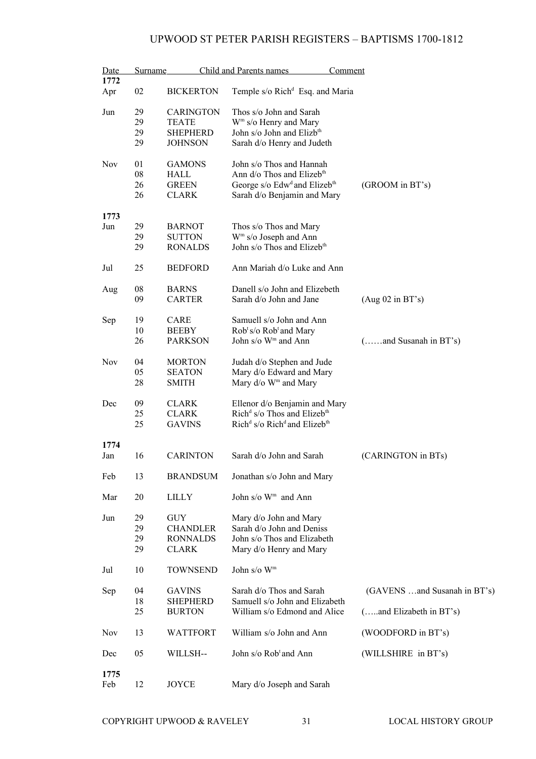| Date | | Surname | Child and Parents names | Comment |
|---|---|---|---|---|
| **1772** | | | | |
| Apr | 02 | BICKERTON | Temple s/o Rich$^{d}$ Esq. and Maria | |
| Jun | 29 | CARINGTON | Thos s/o John and Sarah | |
| | 29 | TEATE | W$^{m}$ s/o Henry and Mary | |
| | 29 | SHEPHERD | John s/o John and Elizb$^{th}$ | |
| | 29 | JOHNSON | Sarah d/o Henry and Judeth | |
| Nov | 01 | GAMONS | John s/o Thos and Hannah | |
| | 08 | HALL | Ann d/o Thos and Elizeb$^{th}$ | |
| | 26 | GREEN | George s/o Edw$^{d}$ and Elizeb$^{th}$ | (GROOM in BT's) |
| | 26 | CLARK | Sarah d/o Benjamin and Mary | |
| **1773** | | | | |
| Jun | 29 | BARNOT | Thos s/o Thos and Mary | |
| | 29 | SUTTON | W$^{m}$ s/o Joseph and Ann | |
| | 29 | RONALDS | John s/o Thos and Elizeb$^{th}$ | |
| Jul | 25 | BEDFORD | Ann Mariah d/o Luke and Ann | |
| Aug | 08 | BARNS | Danell s/o John and Elizebeth | |
| | 09 | CARTER | Sarah d/o John and Jane | (Aug 02 in BT's) |
| Sep | 19 | CARE | Samuell s/o John and Ann | |
| | 10 | BEEBY | Rob$^{t}$ s/o Rob$^{t}$ and Mary | |
| | 26 | PARKSON | John s/o W$^{m}$ and Ann | (……and Susanah in BT's) |
| Nov | 04 | MORTON | Judah d/o Stephen and Jude | |
| | 05 | SEATON | Mary d/o Edward and Mary | |
| | 28 | SMITH | Mary d/o W$^{m}$ and Mary | |
| Dec | 09 | CLARK | Ellenor d/o Benjamin and Mary | |
| | 25 | CLARK | Rich$^{d}$ s/o Thos and Elizeb$^{th}$ | |
| | 25 | GAVINS | Rich$^{d}$ s/o Rich$^{d}$ and Elizeb$^{th}$ | |
| **1774** | | | | |
| Jan | 16 | CARINTON | Sarah d/o John and Sarah | (CARINGTON in BTs) |
| Feb | 13 | BRANDSUM | Jonathan s/o John and Mary | |
| Mar | 20 | LILLY | John s/o W$^{m}$ and Ann | |
| Jun | 29 | GUY | Mary d/o John and Mary | |
| | 29 | CHANDLER | Sarah d/o John and Deniss | |
| | 29 | RONNALDS | John s/o Thos and Elizabeth | |
| | 29 | CLARK | Mary d/o Henry and Mary | |
| Jul | 10 | TOWNSEND | John s/o W$^{m}$ | |
| Sep | 04 | GAVINS | Sarah d/o Thos and Sarah | (GAVENS …and Susanah in BT's) |
| | 18 | SHEPHERD | Samuell s/o John and Elizabeth | |
| | 25 | BURTON | William s/o Edmond and Alice | (…..and Elizabeth in BT's) |
| Nov | 13 | WATTFORT | William s/o John and Ann | (WOODFORD in BT's) |
| Dec | 05 | WILLSH-- | John s/o Rob$^{t}$ and Ann | (WILLSHIRE in BT's) |
| **1775** | | | | |
| Feb | 12 | JOYCE | Mary d/o Joseph and Sarah | |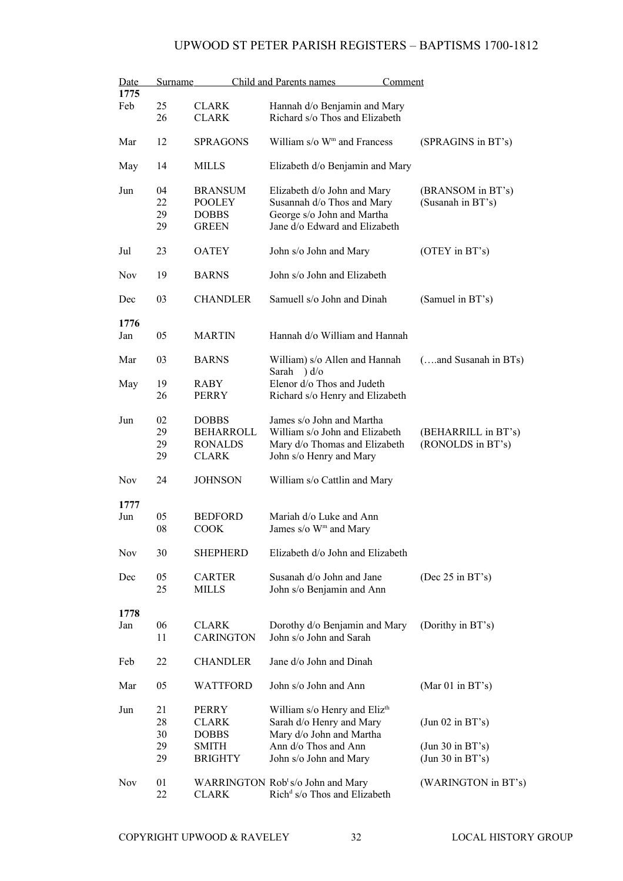# UPWOOD ST PETER PARISH REGISTERS – BAPTISMS 1700-1812

| Date | | Surname | Child and Parents names | Comment |
|---|---|---|---|---|
| **1775** | | | | |
| Feb | 25 | CLARK | Hannah d/o Benjamin and Mary | |
| | 26 | CLARK | Richard s/o Thos and Elizabeth | |
| Mar | 12 | SPRAGONS | William s/o W$^{m}$ and Francess | (SPRAGINS in BT's) |
| May | 14 | MILLS | Elizabeth d/o Benjamin and Mary | |
| Jun | 04 | BRANSUM | Elizabeth d/o John and Mary | (BRANSOM in BT's) |
| | 22 | POOLEY | Susannah d/o Thos and Mary | (Susanah in BT's) |
| | 29 | DOBBS | George s/o John and Martha | |
| | 29 | GREEN | Jane d/o Edward and Elizabeth | |
| Jul | 23 | OATEY | John s/o John and Mary | (OTEY in BT's) |
| Nov | 19 | BARNS | John s/o John and Elizabeth | |
| Dec | 03 | CHANDLER | Samuell s/o John and Dinah | (Samuel in BT's) |
| **1776** | | | | |
| Jan | 05 | MARTIN | Hannah d/o William and Hannah | |
| Mar | 03 | BARNS | William) s/o Allen and Hannah Sarah ) d/o | (….and Susanah in BTs) |
| May | 19 | RABY | Elenor d/o Thos and Judeth | |
| | 26 | PERRY | Richard s/o Henry and Elizabeth | |
| Jun | 02 | DOBBS | James s/o John and Martha | |
| | 29 | BEHARROLL | William s/o John and Elizabeth | (BEHARRILL in BT's) |
| | 29 | RONALDS | Mary d/o Thomas and Elizabeth | (RONOLDS in BT's) |
| | 29 | CLARK | John s/o Henry and Mary | |
| Nov | 24 | JOHNSON | William s/o Cattlin and Mary | |
| **1777** | | | | |
| Jun | 05 | BEDFORD | Mariah d/o Luke and Ann | |
| | 08 | COOK | James s/o W$^{m}$ and Mary | |
| Nov | 30 | SHEPHERD | Elizabeth d/o John and Elizabeth | |
| Dec | 05 | CARTER | Susanah d/o John and Jane | (Dec 25 in BT's) |
| | 25 | MILLS | John s/o Benjamin and Ann | |
| **1778** | | | | |
| Jan | 06 | CLARK | Dorothy d/o Benjamin and Mary | (Dorithy in BT's) |
| | 11 | CARINGTON | John s/o John and Sarah | |
| Feb | 22 | CHANDLER | Jane d/o John and Dinah | |
| Mar | 05 | WATTFORD | John s/o John and Ann | (Mar 01 in BT's) |
| Jun | 21 | PERRY | William s/o Henry and Eliz$^{th}$ | |
| | 28 | CLARK | Sarah d/o Henry and Mary | (Jun 02 in BT's) |
| | 30 | DOBBS | Mary d/o John and Martha | |
| | 29 | SMITH | Ann d/o Thos and Ann | (Jun 30 in BT's) |
| | 29 | BRIGHTY | John s/o John and Mary | (Jun 30 in BT's) |
| Nov | 01 | WARRINGTON | Rob$^{t}$ s/o John and Mary | (WARINGTON in BT's) |
| | 22 | CLARK | Rich$^{d}$ s/o Thos and Elizabeth | |

COPYRIGHT UPWOOD & RAVELEY LOCAL HISTORY GROUP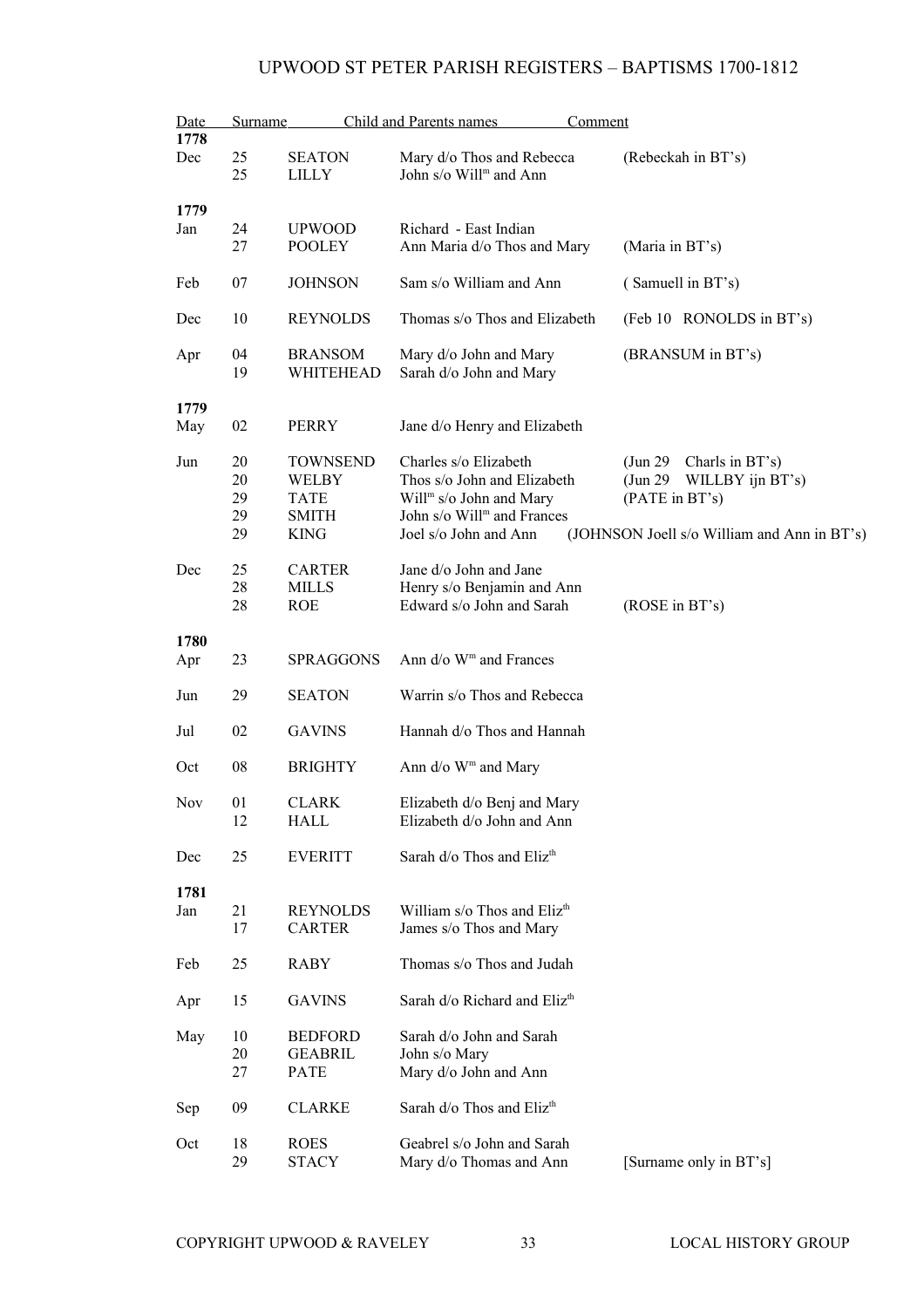# UPWOOD ST PETER PARISH REGISTERS – BAPTISMS 1700-1812

| Date | | Surname | Child and Parents names | Comment |
|---|---|---|---|---|
| **1778** | | | | |
| Dec | 25 | SEATON | Mary d/o Thos and Rebecca | (Rebeckah in BT's) |
| | 25 | LILLY | John s/o Will[m] and Ann | |
| **1779** | | | | |
| Jan | 24 | UPWOOD | Richard - East Indian | |
| | 27 | POOLEY | Ann Maria d/o Thos and Mary | (Maria in BT's) |
| Feb | 07 | JOHNSON | Sam s/o William and Ann | ( Samuell in BT's) |
| Dec | 10 | REYNOLDS | Thomas s/o Thos and Elizabeth | (Feb 10 RONOLDS in BT's) |
| Apr | 04 | BRANSOM | Mary d/o John and Mary | (BRANSUM in BT's) |
| | 19 | WHITEHEAD | Sarah d/o John and Mary | |
| **1779** | | | | |
| May | 02 | PERRY | Jane d/o Henry and Elizabeth | |
| Jun | 20 | TOWNSEND | Charles s/o Elizabeth | (Jun 29 Charls in BT's) |
| | 20 | WELBY | Thos s/o John and Elizabeth | (Jun 29 WILLBY ijn BT's) |
| | 29 | TATE | Will[m] s/o John and Mary | (PATE in BT's) |
| | 29 | SMITH | John s/o Will[m] and Frances | |
| | 29 | KING | Joel s/o John and Ann | (JOHNSON Joell s/o William and Ann in BT's) |
| Dec | 25 | CARTER | Jane d/o John and Jane | |
| | 28 | MILLS | Henry s/o Benjamin and Ann | |
| | 28 | ROE | Edward s/o John and Sarah | (ROSE in BT's) |
| **1780** | | | | |
| Apr | 23 | SPRAGGONS | Ann d/o W[m] and Frances | |
| Jun | 29 | SEATON | Warrin s/o Thos and Rebecca | |
| Jul | 02 | GAVINS | Hannah d/o Thos and Hannah | |
| Oct | 08 | BRIGHTY | Ann d/o W[m] and Mary | |
| Nov | 01 | CLARK | Elizabeth d/o Benj and Mary | |
| | 12 | HALL | Elizabeth d/o John and Ann | |
| Dec | 25 | EVERITT | Sarah d/o Thos and Eliz[th] | |
| **1781** | | | | |
| Jan | 21 | REYNOLDS | William s/o Thos and Eliz[th] | |
| | 17 | CARTER | James s/o Thos and Mary | |
| Feb | 25 | RABY | Thomas s/o Thos and Judah | |
| Apr | 15 | GAVINS | Sarah d/o Richard and Eliz[th] | |
| May | 10 | BEDFORD | Sarah d/o John and Sarah | |
| | 20 | GEABRIL | John s/o Mary | |
| | 27 | PATE | Mary d/o John and Ann | |
| Sep | 09 | CLARKE | Sarah d/o Thos and Eliz[th] | |
| Oct | 18 | ROES | Geabrel s/o John and Sarah | |
| | 29 | STACY | Mary d/o Thomas and Ann | [Surname only in BT's] |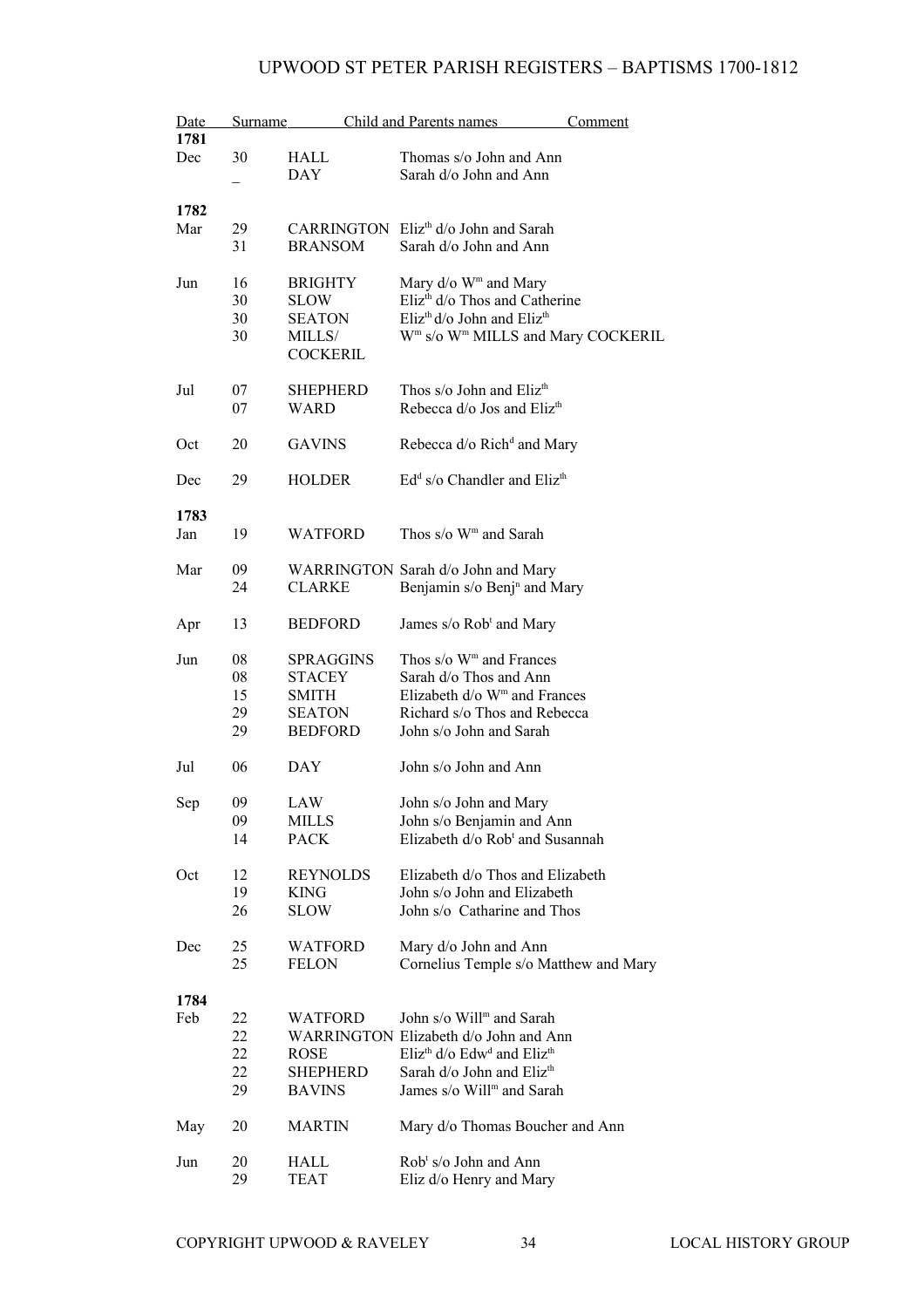# UPWOOD ST PETER PARISH REGISTERS – BAPTISMS 1700-1812

| Date | | Surname | Child and Parents names | Comment |
|---|---|---|---|---|
| **1781** | | | | |
| Dec | 30 | HALL | Thomas s/o John and Ann | |
| | _ | DAY | Sarah d/o John and Ann | |
| **1782** | | | | |
| Mar | 29 | CARRINGTON | Eliz$^{th}$ d/o John and Sarah | |
| | 31 | BRANSOM | Sarah d/o John and Ann | |
| Jun | 16 | BRIGHTY | Mary d/o W$^{m}$ and Mary | |
| | 30 | SLOW | Eliz$^{th}$ d/o Thos and Catherine | |
| | 30 | SEATON | Eliz$^{th}$ d/o John and Eliz$^{th}$ | |
| | 30 | MILLS/ COCKERIL | W$^{m}$ s/o W$^{m}$ MILLS and Mary COCKERIL | |
| Jul | 07 | SHEPHERD | Thos s/o John and Eliz$^{th}$ | |
| | 07 | WARD | Rebecca d/o Jos and Eliz$^{th}$ | |
| Oct | 20 | GAVINS | Rebecca d/o Rich$^{d}$ and Mary | |
| Dec | 29 | HOLDER | Ed$^{d}$ s/o Chandler and Eliz$^{th}$ | |
| **1783** | | | | |
| Jan | 19 | WATFORD | Thos s/o W$^{m}$ and Sarah | |
| Mar | 09 | WARRINGTON | Sarah d/o John and Mary | |
| | 24 | CLARKE | Benjamin s/o Benj$^{n}$ and Mary | |
| Apr | 13 | BEDFORD | James s/o Rob$^{t}$ and Mary | |
| Jun | 08 | SPRAGGINS | Thos s/o W$^{m}$ and Frances | |
| | 08 | STACEY | Sarah d/o Thos and Ann | |
| | 15 | SMITH | Elizabeth d/o W$^{m}$ and Frances | |
| | 29 | SEATON | Richard s/o Thos and Rebecca | |
| | 29 | BEDFORD | John s/o John and Sarah | |
| Jul | 06 | DAY | John s/o John and Ann | |
| Sep | 09 | LAW | John s/o John and Mary | |
| | 09 | MILLS | John s/o Benjamin and Ann | |
| | 14 | PACK | Elizabeth d/o Rob$^{t}$ and Susannah | |
| Oct | 12 | REYNOLDS | Elizabeth d/o Thos and Elizabeth | |
| | 19 | KING | John s/o John and Elizabeth | |
| | 26 | SLOW | John s/o Catharine and Thos | |
| Dec | 25 | WATFORD | Mary d/o John and Ann | |
| | 25 | FELON | Cornelius Temple s/o Matthew and Mary | |
| **1784** | | | | |
| Feb | 22 | WATFORD | John s/o Will$^{m}$ and Sarah | |
| | 22 | WARRINGTON | Elizabeth d/o John and Ann | |
| | 22 | ROSE | Eliz$^{th}$ d/o Edw$^{d}$ and Eliz$^{th}$ | |
| | 22 | SHEPHERD | Sarah d/o John and Eliz$^{th}$ | |
| | 29 | BAVINS | James s/o Will$^{m}$ and Sarah | |
| May | 20 | MARTIN | Mary d/o Thomas Boucher and Ann | |
| Jun | 20 | HALL | Rob$^{t}$ s/o John and Ann | |
| | 29 | TEAT | Eliz d/o Henry and Mary | |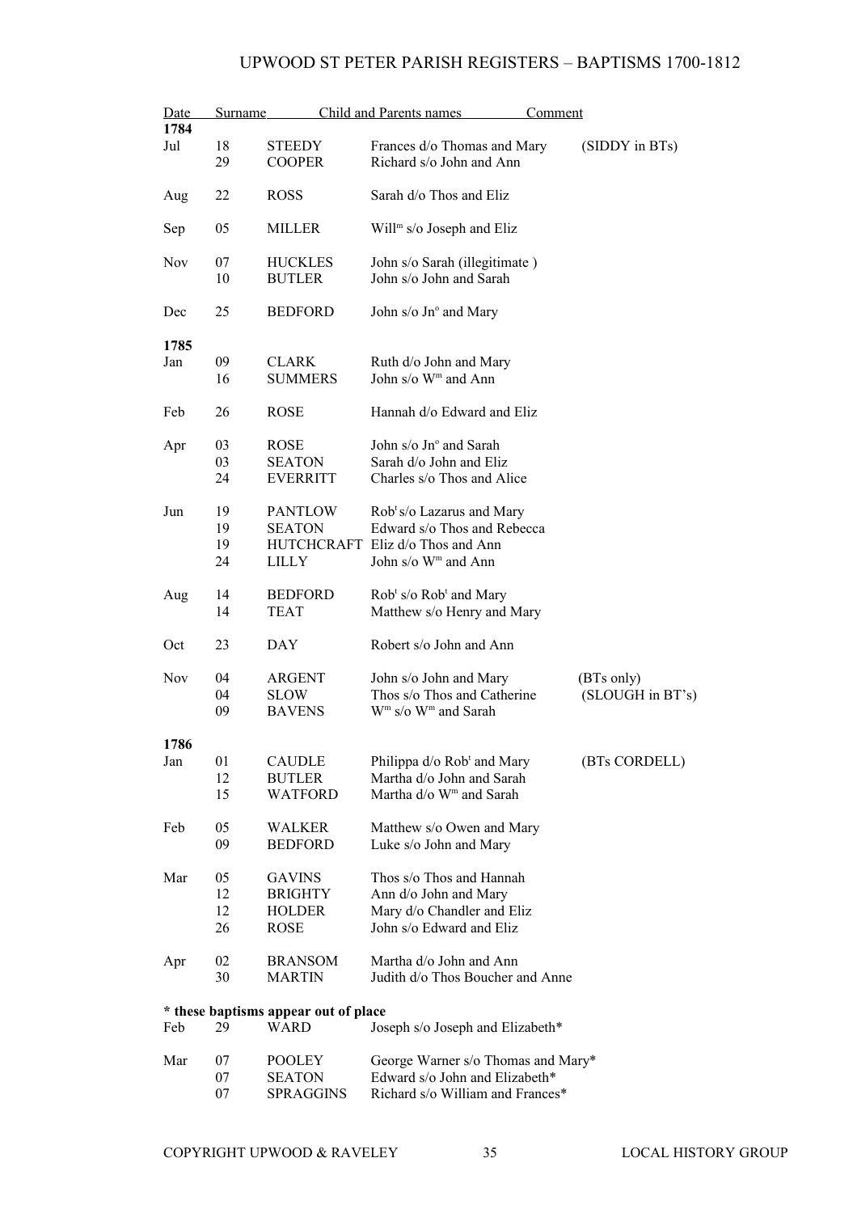# UPWOOD ST PETER PARISH REGISTERS – BAPTISMS 1700-1812

| Date | | Surname | Child and Parents names | Comment |
|---|---|---|---|---|
| **1784** | | | | |
| Jul | 18 | STEEDY | Frances d/o Thomas and Mary | (SIDDY in BTs) |
| | 29 | COOPER | Richard s/o John and Ann | |
| Aug | 22 | ROSS | Sarah d/o Thos and Eliz | |
| Sep | 05 | MILLER | Will$^{m}$ s/o Joseph and Eliz | |
| Nov | 07 | HUCKLES | John s/o Sarah (illegitimate ) | |
| | 10 | BUTLER | John s/o John and Sarah | |
| Dec | 25 | BEDFORD | John s/o Jn$^{o}$ and Mary | |
| **1785** | | | | |
| Jan | 09 | CLARK | Ruth d/o John and Mary | |
| | 16 | SUMMERS | John s/o W$^{m}$ and Ann | |
| Feb | 26 | ROSE | Hannah d/o Edward and Eliz | |
| Apr | 03 | ROSE | John s/o Jn$^{o}$ and Sarah | |
| | 03 | SEATON | Sarah d/o John and Eliz | |
| | 24 | EVERRITT | Charles s/o Thos and Alice | |
| Jun | 19 | PANTLOW | Rob$^{t}$ s/o Lazarus and Mary | |
| | 19 | SEATON | Edward s/o Thos and Rebecca | |
| | 19 | HUTCHCRAFT | Eliz d/o Thos and Ann | |
| | 24 | LILLY | John s/o W$^{m}$ and Ann | |
| Aug | 14 | BEDFORD | Rob$^{t}$ s/o Rob$^{t}$ and Mary | |
| | 14 | TEAT | Matthew s/o Henry and Mary | |
| Oct | 23 | DAY | Robert s/o John and Ann | |
| Nov | 04 | ARGENT | John s/o John and Mary | (BTs only) |
| | 04 | SLOW | Thos s/o Thos and Catherine | (SLOUGH in BT's) |
| | 09 | BAVENS | W$^{m}$ s/o W$^{m}$ and Sarah | |
| **1786** | | | | |
| Jan | 01 | CAUDLE | Philippa d/o Rob$^{t}$ and Mary | (BTs CORDELL) |
| | 12 | BUTLER | Martha d/o John and Sarah | |
| | 15 | WATFORD | Martha d/o W$^{m}$ and Sarah | |
| Feb | 05 | WALKER | Matthew s/o Owen and Mary | |
| | 09 | BEDFORD | Luke s/o John and Mary | |
| Mar | 05 | GAVINS | Thos s/o Thos and Hannah | |
| | 12 | BRIGHTY | Ann d/o John and Mary | |
| | 12 | HOLDER | Mary d/o Chandler and Eliz | |
| | 26 | ROSE | John s/o Edward and Eliz | |
| Apr | 02 | BRANSOM | Martha d/o John and Ann | |
| | 30 | MARTIN | Judith d/o Thos Boucher and Anne | |
| **\* these baptisms appear out of place** | | | | |
| Feb | 29 | WARD | Joseph s/o Joseph and Elizabeth* | |
| Mar | 07 | POOLEY | George Warner s/o Thomas and Mary* | |
| | 07 | SEATON | Edward s/o John and Elizabeth* | |
| | 07 | SPRAGGINS | Richard s/o William and Frances* | |

COPYRIGHT UPWOOD & RAVELEY LOCAL HISTORY GROUP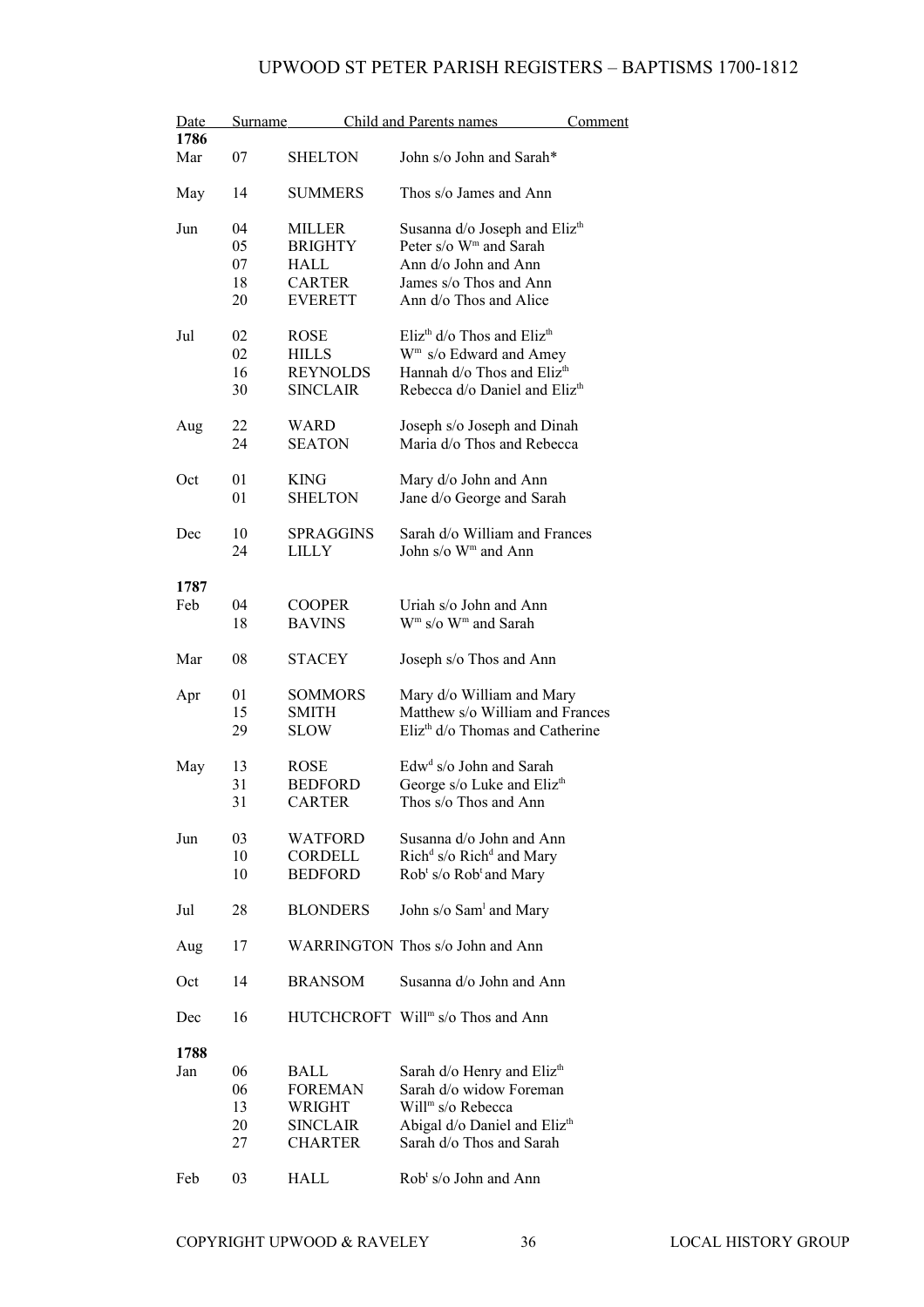| Date | | Surname | Child and Parents names | Comment |
|---|---|---|---|---|
| **1786** | | | | |
| Mar | 07 | SHELTON | John s/o John and Sarah* | |
| May | 14 | SUMMERS | Thos s/o James and Ann | |
| Jun | 04 | MILLER | Susanna d/o Joseph and Eliz$^{th}$ | |
| | 05 | BRIGHTY | Peter s/o W$^{m}$ and Sarah | |
| | 07 | HALL | Ann d/o John and Ann | |
| | 18 | CARTER | James s/o Thos and Ann | |
| | 20 | EVERETT | Ann d/o Thos and Alice | |
| Jul | 02 | ROSE | Eliz$^{th}$ d/o Thos and Eliz$^{th}$ | |
| | 02 | HILLS | W$^{m}$ s/o Edward and Amey | |
| | 16 | REYNOLDS | Hannah d/o Thos and Eliz$^{th}$ | |
| | 30 | SINCLAIR | Rebecca d/o Daniel and Eliz$^{th}$ | |
| Aug | 22 | WARD | Joseph s/o Joseph and Dinah | |
| | 24 | SEATON | Maria d/o Thos and Rebecca | |
| Oct | 01 | KING | Mary d/o John and Ann | |
| | 01 | SHELTON | Jane d/o George and Sarah | |
| Dec | 10 | SPRAGGINS | Sarah d/o William and Frances | |
| | 24 | LILLY | John s/o W$^{m}$ and Ann | |
| **1787** | | | | |
| Feb | 04 | COOPER | Uriah s/o John and Ann | |
| | 18 | BAVINS | W$^{m}$ s/o W$^{m}$ and Sarah | |
| Mar | 08 | STACEY | Joseph s/o Thos and Ann | |
| Apr | 01 | SOMMORS | Mary d/o William and Mary | |
| | 15 | SMITH | Matthew s/o William and Frances | |
| | 29 | SLOW | Eliz$^{th}$ d/o Thomas and Catherine | |
| May | 13 | ROSE | Edw$^{d}$ s/o John and Sarah | |
| | 31 | BEDFORD | George s/o Luke and Eliz$^{th}$ | |
| | 31 | CARTER | Thos s/o Thos and Ann | |
| Jun | 03 | WATFORD | Susanna d/o John and Ann | |
| | 10 | CORDELL | Rich$^{d}$ s/o Rich$^{d}$ and Mary | |
| | 10 | BEDFORD | Rob$^{t}$ s/o Rob$^{t}$ and Mary | |
| Jul | 28 | BLONDERS | John s/o Sam$^{l}$ and Mary | |
| Aug | 17 | WARRINGTON | Thos s/o John and Ann | |
| Oct | 14 | BRANSOM | Susanna d/o John and Ann | |
| Dec | 16 | HUTCHCROFT | Will$^{m}$ s/o Thos and Ann | |
| **1788** | | | | |
| Jan | 06 | BALL | Sarah d/o Henry and Eliz$^{th}$ | |
| | 06 | FOREMAN | Sarah d/o widow Foreman | |
| | 13 | WRIGHT | Will$^{m}$ s/o Rebecca | |
| | 20 | SINCLAIR | Abigal d/o Daniel and Eliz$^{th}$ | |
| | 27 | CHARTER | Sarah d/o Thos and Sarah | |
| Feb | 03 | HALL | Rob$^{t}$ s/o John and Ann | |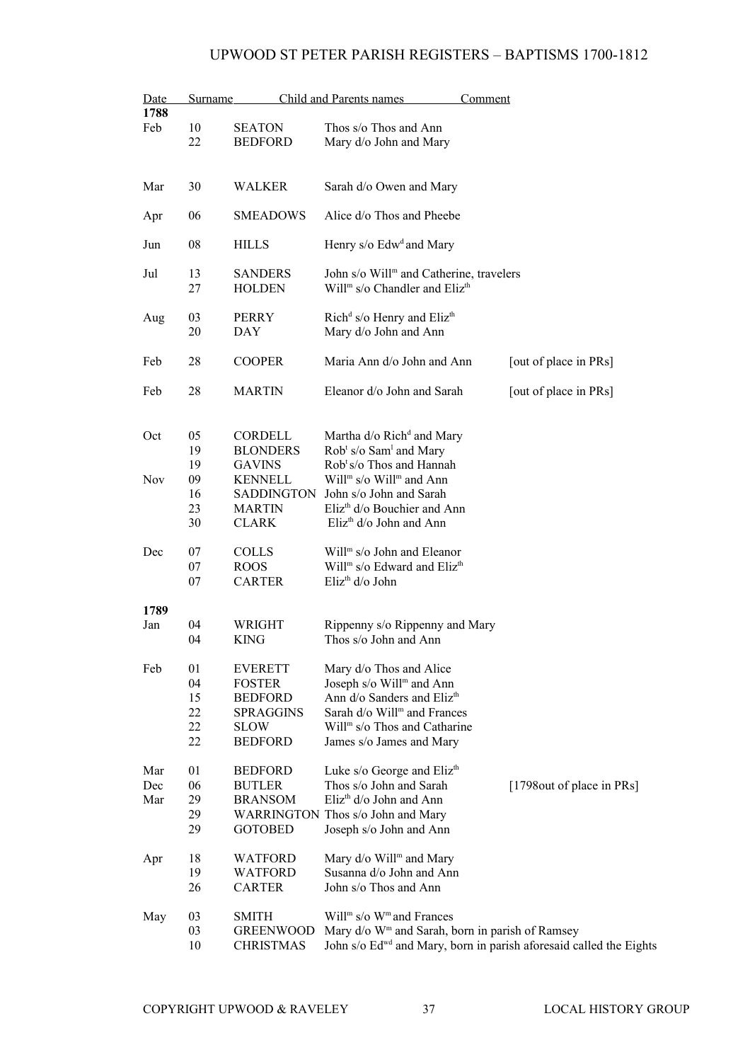# UPWOOD ST PETER PARISH REGISTERS – BAPTISMS 1700-1812

| Date | | Surname | Child and Parents names | Comment |
|---|---|---|---|---|
| **1788** | | | | |
| Feb | 10 | SEATON | Thos s/o Thos and Ann | |
| | 22 | BEDFORD | Mary d/o John and Mary | |
| Mar | 30 | WALKER | Sarah d/o Owen and Mary | |
| Apr | 06 | SMEADOWS | Alice d/o Thos and Pheebe | |
| Jun | 08 | HILLS | Henry s/o Edw[d] and Mary | |
| Jul | 13 | SANDERS | John s/o Will[m] and Catherine, travelers | |
| | 27 | HOLDEN | Will[m] s/o Chandler and Eliz[th] | |
| Aug | 03 | PERRY | Rich[d] s/o Henry and Eliz[th] | |
| | 20 | DAY | Mary d/o John and Ann | |
| Feb | 28 | COOPER | Maria Ann d/o John and Ann | [out of place in PRs] |
| Feb | 28 | MARTIN | Eleanor d/o John and Sarah | [out of place in PRs] |
| Oct | 05 | CORDELL | Martha d/o Rich[d] and Mary | |
| | 19 | BLONDERS | Rob[t] s/o Sam[l] and Mary | |
| | 19 | GAVINS | Rob[t] s/o Thos and Hannah | |
| Nov | 09 | KENNELL | Will[m] s/o Will[m] and Ann | |
| | 16 | SADDINGTON | John s/o John and Sarah | |
| | 23 | MARTIN | Eliz[th] d/o Bouchier and Ann | |
| | 30 | CLARK | Eliz[th] d/o John and Ann | |
| Dec | 07 | COLLS | Will[m] s/o John and Eleanor | |
| | 07 | ROOS | Will[m] s/o Edward and Eliz[th] | |
| | 07 | CARTER | Eliz[th] d/o John | |
| **1789** | | | | |
| Jan | 04 | WRIGHT | Rippenny s/o Rippenny and Mary | |
| | 04 | KING | Thos s/o John and Ann | |
| Feb | 01 | EVERETT | Mary d/o Thos and Alice | |
| | 04 | FOSTER | Joseph s/o Will[m] and Ann | |
| | 15 | BEDFORD | Ann d/o Sanders and Eliz[th] | |
| | 22 | SPRAGGINS | Sarah d/o Will[m] and Frances | |
| | 22 | SLOW | Will[m] s/o Thos and Catharine | |
| | 22 | BEDFORD | James s/o James and Mary | |
| Mar | 01 | BEDFORD | Luke s/o George and Eliz[th] | |
| Dec | 06 | BUTLER | Thos s/o John and Sarah | [1798out of place in PRs] |
| Mar | 29 | BRANSOM | Eliz[th] d/o John and Ann | |
| | 29 | WARRINGTON | Thos s/o John and Mary | |
| | 29 | GOTOBED | Joseph s/o John and Ann | |
| Apr | 18 | WATFORD | Mary d/o Will[m] and Mary | |
| | 19 | WATFORD | Susanna d/o John and Ann | |
| | 26 | CARTER | John s/o Thos and Ann | |
| May | 03 | SMITH | Will[m] s/o W[m] and Frances | |
| | 03 | GREENWOOD | Mary d/o W[m] and Sarah, born in parish of Ramsey | |
| | 10 | CHRISTMAS | John s/o Ed[wd] and Mary, born in parish aforesaid called the Eights | |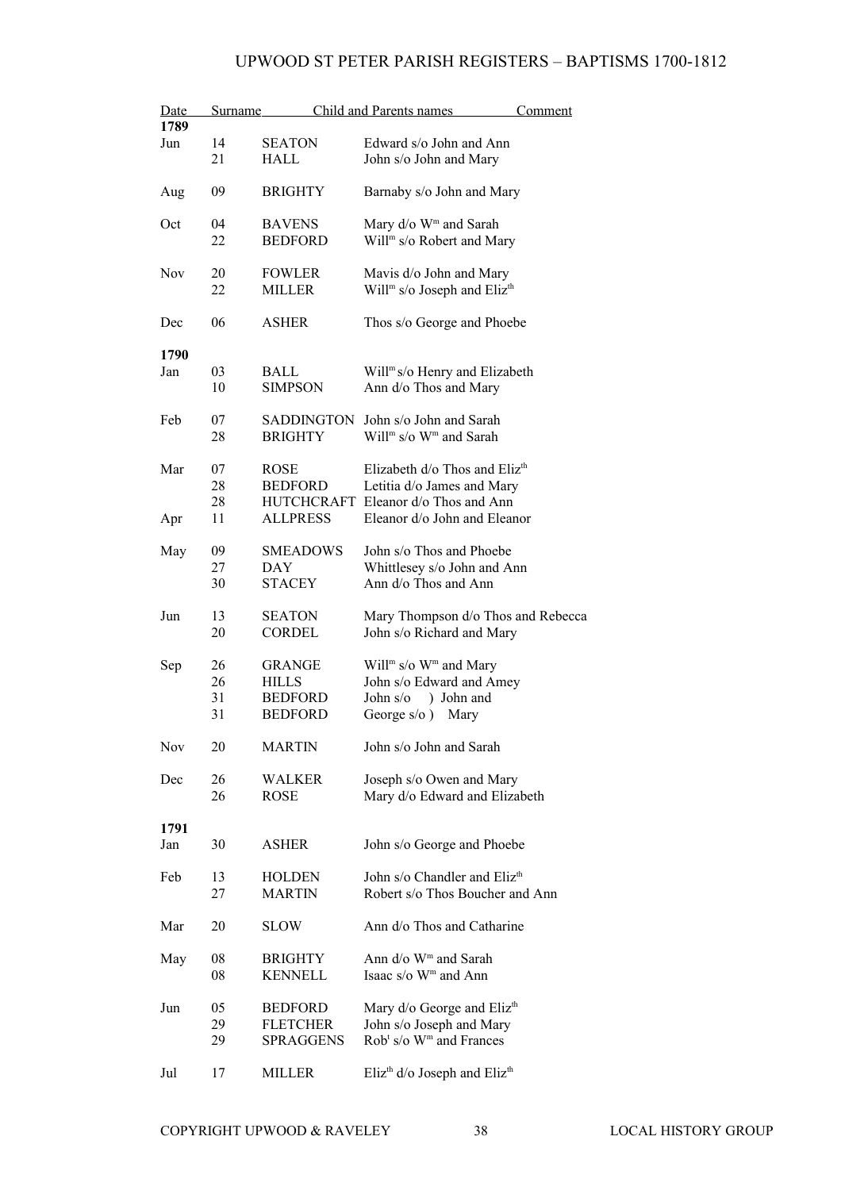# UPWOOD ST PETER PARISH REGISTERS – BAPTISMS 1700-1812

| Date | | Surname | Child and Parents names | Comment |
|---|---|---|---|---|
| **1789** | | | | |
| Jun | 14 | SEATON | Edward s/o John and Ann | |
| | 21 | HALL | John s/o John and Mary | |
| Aug | 09 | BRIGHTY | Barnaby s/o John and Mary | |
| Oct | 04 | BAVENS | Mary d/o W$^{m}$ and Sarah | |
| | 22 | BEDFORD | Will$^{m}$ s/o Robert and Mary | |
| Nov | 20 | FOWLER | Mavis d/o John and Mary | |
| | 22 | MILLER | Will$^{m}$ s/o Joseph and Eliz$^{th}$ | |
| Dec | 06 | ASHER | Thos s/o George and Phoebe | |
| **1790** | | | | |
| Jan | 03 | BALL | Will$^{m}$ s/o Henry and Elizabeth | |
| | 10 | SIMPSON | Ann d/o Thos and Mary | |
| Feb | 07 | SADDINGTON | John s/o John and Sarah | |
| | 28 | BRIGHTY | Will$^{m}$ s/o W$^{m}$ and Sarah | |
| Mar | 07 | ROSE | Elizabeth d/o Thos and Eliz$^{th}$ | |
| | 28 | BEDFORD | Letitia d/o James and Mary | |
| | 28 | HUTCHCRAFT | Eleanor d/o Thos and Ann | |
| Apr | 11 | ALLPRESS | Eleanor d/o John and Eleanor | |
| May | 09 | SMEADOWS | John s/o Thos and Phoebe | |
| | 27 | DAY | Whittlesey s/o John and Ann | |
| | 30 | STACEY | Ann d/o Thos and Ann | |
| Jun | 13 | SEATON | Mary Thompson d/o Thos and Rebecca | |
| | 20 | CORDEL | John s/o Richard and Mary | |
| Sep | 26 | GRANGE | Will$^{m}$ s/o W$^{m}$ and Mary | |
| | 26 | HILLS | John s/o Edward and Amey | |
| | 31 | BEDFORD | John s/o ) John and | |
| | 31 | BEDFORD | George s/o ) Mary | |
| Nov | 20 | MARTIN | John s/o John and Sarah | |
| Dec | 26 | WALKER | Joseph s/o Owen and Mary | |
| | 26 | ROSE | Mary d/o Edward and Elizabeth | |
| **1791** | | | | |
| Jan | 30 | ASHER | John s/o George and Phoebe | |
| Feb | 13 | HOLDEN | John s/o Chandler and Eliz$^{th}$ | |
| | 27 | MARTIN | Robert s/o Thos Boucher and Ann | |
| Mar | 20 | SLOW | Ann d/o Thos and Catharine | |
| May | 08 | BRIGHTY | Ann d/o W$^{m}$ and Sarah | |
| | 08 | KENNELL | Isaac s/o W$^{m}$ and Ann | |
| Jun | 05 | BEDFORD | Mary d/o George and Eliz$^{th}$ | |
| | 29 | FLETCHER | John s/o Joseph and Mary | |
| | 29 | SPRAGGENS | Rob$^{t}$ s/o W$^{m}$ and Frances | |
| Jul | 17 | MILLER | Eliz$^{th}$ d/o Joseph and Eliz$^{th}$ | |

COPYRIGHT UPWOOD & RAVELEY LOCAL HISTORY GROUP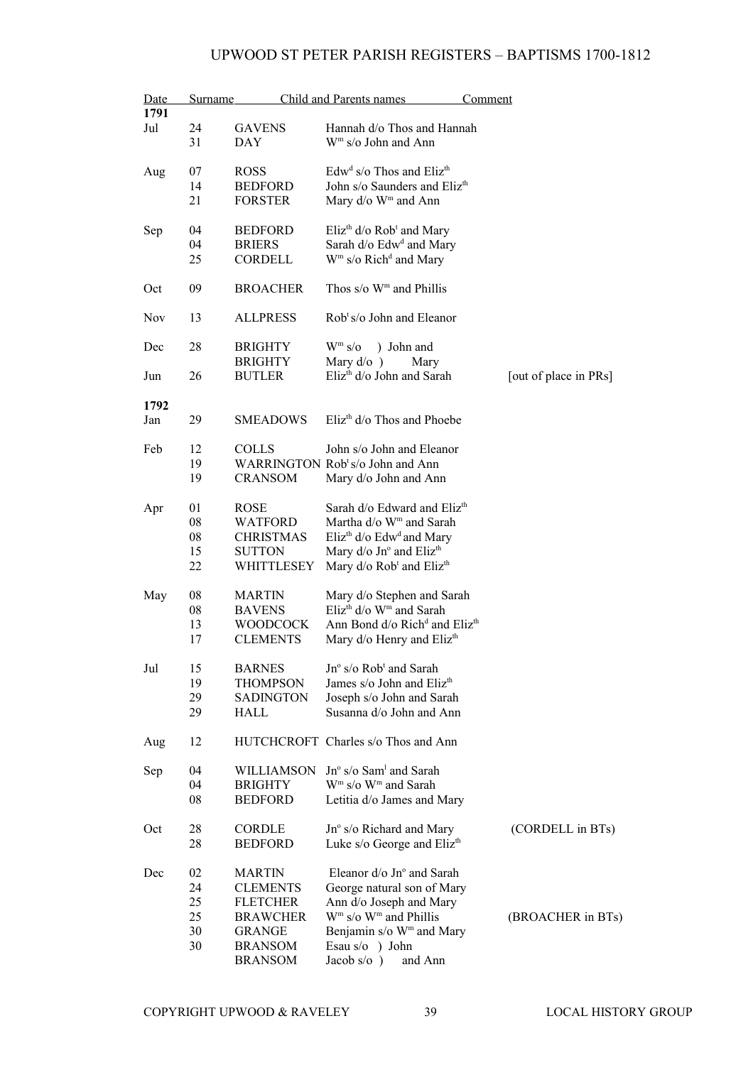# UPWOOD ST PETER PARISH REGISTERS – BAPTISMS 1700-1812

| Date | | Surname | Child and Parents names | Comment |
|---|---|---|---|---|
| **1791** | | | | |
| Jul | 24 | GAVENS | Hannah d/o Thos and Hannah | |
| | 31 | DAY | W$^{m}$ s/o John and Ann | |
| Aug | 07 | ROSS | Edw$^{d}$ s/o Thos and Eliz$^{th}$ | |
| | 14 | BEDFORD | John s/o Saunders and Eliz$^{th}$ | |
| | 21 | FORSTER | Mary d/o W$^{m}$ and Ann | |
| Sep | 04 | BEDFORD | Eliz$^{th}$ d/o Rob$^{t}$ and Mary | |
| | 04 | BRIERS | Sarah d/o Edw$^{d}$ and Mary | |
| | 25 | CORDELL | W$^{m}$ s/o Rich$^{d}$ and Mary | |
| Oct | 09 | BROACHER | Thos s/o W$^{m}$ and Phillis | |
| Nov | 13 | ALLPRESS | Rob$^{t}$ s/o John and Eleanor | |
| Dec | 28 | BRIGHTY | W$^{m}$ s/o ) John and | |
| | | BRIGHTY | Mary d/o ) Mary | |
| Jun | 26 | BUTLER | Eliz$^{th}$ d/o John and Sarah | [out of place in PRs] |
| **1792** | | | | |
| Jan | 29 | SMEADOWS | Eliz$^{th}$ d/o Thos and Phoebe | |
| Feb | 12 | COLLS | John s/o John and Eleanor | |
| | 19 | WARRINGTON | Rob$^{t}$ s/o John and Ann | |
| | 19 | CRANSOM | Mary d/o John and Ann | |
| Apr | 01 | ROSE | Sarah d/o Edward and Eliz$^{th}$ | |
| | 08 | WATFORD | Martha d/o W$^{m}$ and Sarah | |
| | 08 | CHRISTMAS | Eliz$^{th}$ d/o Edw$^{d}$ and Mary | |
| | 15 | SUTTON | Mary d/o Jn$^{o}$ and Eliz$^{th}$ | |
| | 22 | WHITTLESEY | Mary d/o Rob$^{t}$ and Eliz$^{th}$ | |
| May | 08 | MARTIN | Mary d/o Stephen and Sarah | |
| | 08 | BAVENS | Eliz$^{th}$ d/o W$^{m}$ and Sarah | |
| | 13 | WOODCOCK | Ann Bond d/o Rich$^{d}$ and Eliz$^{th}$ | |
| | 17 | CLEMENTS | Mary d/o Henry and Eliz$^{th}$ | |
| Jul | 15 | BARNES | Jn$^{o}$ s/o Rob$^{t}$ and Sarah | |
| | 19 | THOMPSON | James s/o John and Eliz$^{th}$ | |
| | 29 | SADINGTON | Joseph s/o John and Sarah | |
| | 29 | HALL | Susanna d/o John and Ann | |
| Aug | 12 | HUTCHCROFT | Charles s/o Thos and Ann | |
| Sep | 04 | WILLIAMSON | Jn$^{o}$ s/o Sam$^{l}$ and Sarah | |
| | 04 | BRIGHTY | W$^{m}$ s/o W$^{m}$ and Sarah | |
| | 08 | BEDFORD | Letitia d/o James and Mary | |
| Oct | 28 | CORDLE | Jn$^{o}$ s/o Richard and Mary | (CORDELL in BTs) |
| | 28 | BEDFORD | Luke s/o George and Eliz$^{th}$ | |
| Dec | 02 | MARTIN | Eleanor d/o Jn$^{o}$ and Sarah | |
| | 24 | CLEMENTS | George natural son of Mary | |
| | 25 | FLETCHER | Ann d/o Joseph and Mary | |
| | 25 | BRAWCHER | W$^{m}$ s/o W$^{m}$ and Phillis | (BROACHER in BTs) |
| | 30 | GRANGE | Benjamin s/o W$^{m}$ and Mary | |
| | 30 | BRANSOM | Esau s/o ) John | |
| | | BRANSOM | Jacob s/o ) and Ann | |

COPYRIGHT UPWOOD & RAVELEY LOCAL HISTORY GROUP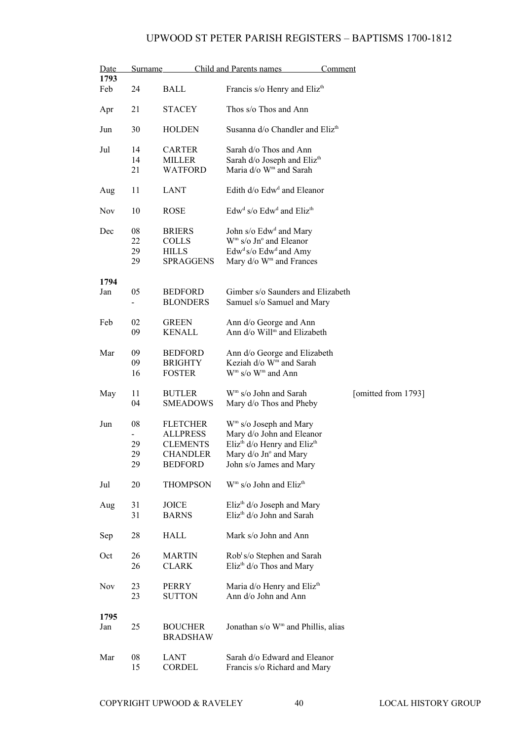| Date | | Surname | Child and Parents names | Comment |
|---|---|---|---|---|
| **1793** | | | | |
| Feb | 24 | BALL | Francis s/o Henry and Eliz^th^ | |
| Apr | 21 | STACEY | Thos s/o Thos and Ann | |
| Jun | 30 | HOLDEN | Susanna d/o Chandler and Eliz^th^ | |
| Jul | 14 | CARTER | Sarah d/o Thos and Ann | |
| | 14 | MILLER | Sarah d/o Joseph and Eliz^th^ | |
| | 21 | WATFORD | Maria d/o W^m^ and Sarah | |
| Aug | 11 | LANT | Edith d/o Edw^d^ and Eleanor | |
| Nov | 10 | ROSE | Edw^d^ s/o Edw^d^ and Eliz^th^ | |
| Dec | 08 | BRIERS | John s/o Edw^d^ and Mary | |
| | 22 | COLLS | W^m^ s/o Jn^o^ and Eleanor | |
| | 29 | HILLS | Edw^d^ s/o Edw^d^ and Amy | |
| | 29 | SPRAGGENS | Mary d/o W^m^ and Frances | |
| **1794** | | | | |
| Jan | 05 | BEDFORD | Gimber s/o Saunders and Elizabeth | |
| | - | BLONDERS | Samuel s/o Samuel and Mary | |
| Feb | 02 | GREEN | Ann d/o George and Ann | |
| | 09 | KENALL | Ann d/o Will^m^ and Elizabeth | |
| Mar | 09 | BEDFORD | Ann d/o George and Elizabeth | |
| | 09 | BRIGHTY | Keziah d/o W^m^ and Sarah | |
| | 16 | FOSTER | W^m^ s/o W^m^ and Ann | |
| May | 11 | BUTLER | W^m^ s/o John and Sarah | [omitted from 1793] |
| | 04 | SMEADOWS | Mary d/o Thos and Pheby | |
| Jun | 08 | FLETCHER | W^m^ s/o Joseph and Mary | |
| | - | ALLPRESS | Mary d/o John and Eleanor | |
| | 29 | CLEMENTS | Eliz^th^ d/o Henry and Eliz^th^ | |
| | 29 | CHANDLER | Mary d/o Jn^o^ and Mary | |
| | 29 | BEDFORD | John s/o James and Mary | |
| Jul | 20 | THOMPSON | W^m^ s/o John and Eliz^th^ | |
| Aug | 31 | JOICE | Eliz^th^ d/o Joseph and Mary | |
| | 31 | BARNS | Eliz^th^ d/o John and Sarah | |
| Sep | 28 | HALL | Mark s/o John and Ann | |
| Oct | 26 | MARTIN | Rob^t^ s/o Stephen and Sarah | |
| | 26 | CLARK | Eliz^th^ d/o Thos and Mary | |
| Nov | 23 | PERRY | Maria d/o Henry and Eliz^th^ | |
| | 23 | SUTTON | Ann d/o John and Ann | |
| **1795** | | | | |
| Jan | 25 | BOUCHER BRADSHAW | Jonathan s/o W^m^ and Phillis, alias | |
| Mar | 08 | LANT | Sarah d/o Edward and Eleanor | |
| | 15 | CORDEL | Francis s/o Richard and Mary | |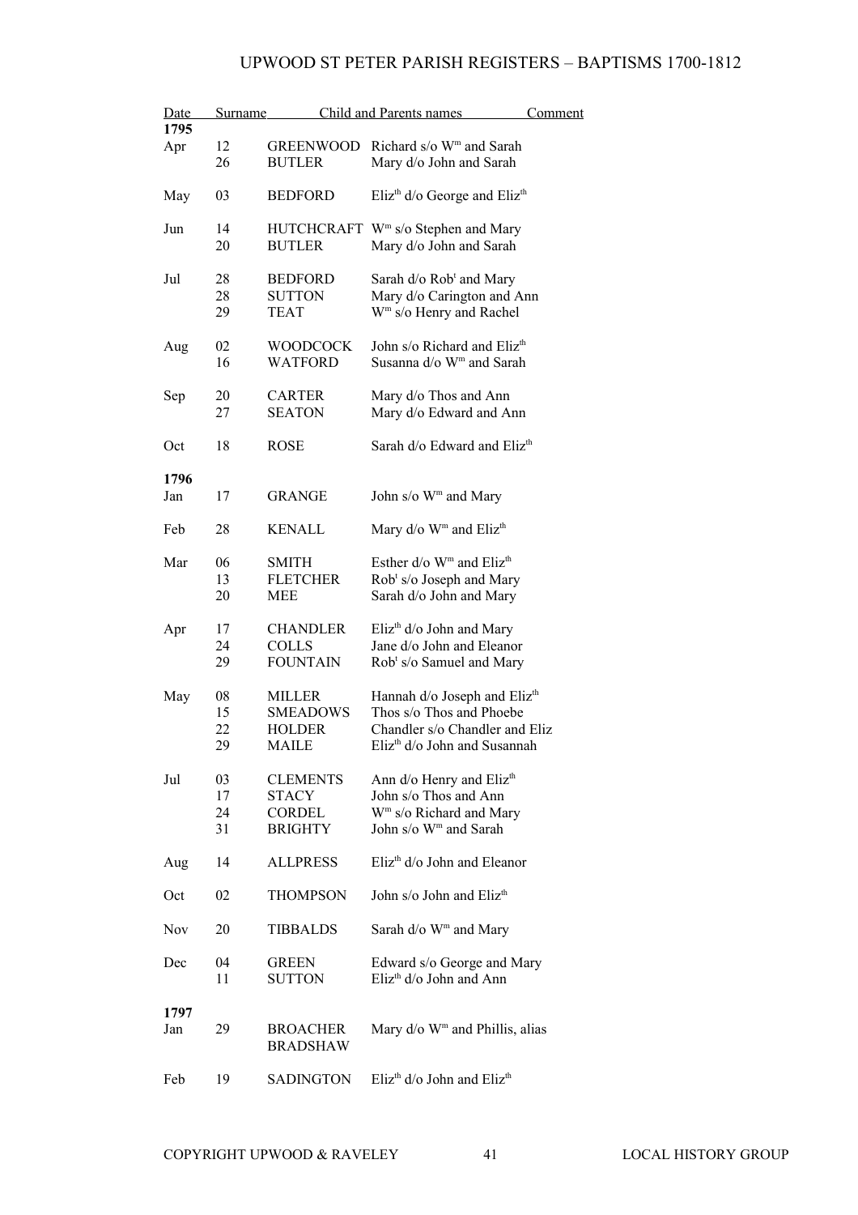# UPWOOD ST PETER PARISH REGISTERS – BAPTISMS 1700-1812

| Date | | Surname | Child and Parents names | Comment |
|---|---|---|---|---|
| **1795** | | | | |
| Apr | 12 | GREENWOOD | Richard s/o W^m and Sarah | |
| | 26 | BUTLER | Mary d/o John and Sarah | |
| May | 03 | BEDFORD | Eliz^th d/o George and Eliz^th | |
| Jun | 14 | HUTCHCRAFT | W^m s/o Stephen and Mary | |
| | 20 | BUTLER | Mary d/o John and Sarah | |
| Jul | 28 | BEDFORD | Sarah d/o Rob^t and Mary | |
| | 28 | SUTTON | Mary d/o Carington and Ann | |
| | 29 | TEAT | W^m s/o Henry and Rachel | |
| Aug | 02 | WOODCOCK | John s/o Richard and Eliz^th | |
| | 16 | WATFORD | Susanna d/o W^m and Sarah | |
| Sep | 20 | CARTER | Mary d/o Thos and Ann | |
| | 27 | SEATON | Mary d/o Edward and Ann | |
| Oct | 18 | ROSE | Sarah d/o Edward and Eliz^th | |
| **1796** | | | | |
| Jan | 17 | GRANGE | John s/o W^m and Mary | |
| Feb | 28 | KENALL | Mary d/o W^m and Eliz^th | |
| Mar | 06 | SMITH | Esther d/o W^m and Eliz^th | |
| | 13 | FLETCHER | Rob^t s/o Joseph and Mary | |
| | 20 | MEE | Sarah d/o John and Mary | |
| Apr | 17 | CHANDLER | Eliz^th d/o John and Mary | |
| | 24 | COLLS | Jane d/o John and Eleanor | |
| | 29 | FOUNTAIN | Rob^t s/o Samuel and Mary | |
| May | 08 | MILLER | Hannah d/o Joseph and Eliz^th | |
| | 15 | SMEADOWS | Thos s/o Thos and Phoebe | |
| | 22 | HOLDER | Chandler s/o Chandler and Eliz | |
| | 29 | MAILE | Eliz^th d/o John and Susannah | |
| Jul | 03 | CLEMENTS | Ann d/o Henry and Eliz^th | |
| | 17 | STACY | John s/o Thos and Ann | |
| | 24 | CORDEL | W^m s/o Richard and Mary | |
| | 31 | BRIGHTY | John s/o W^m and Sarah | |
| Aug | 14 | ALLPRESS | Eliz^th d/o John and Eleanor | |
| Oct | 02 | THOMPSON | John s/o John and Eliz^th | |
| Nov | 20 | TIBBALDS | Sarah d/o W^m and Mary | |
| Dec | 04 | GREEN | Edward s/o George and Mary | |
| | 11 | SUTTON | Eliz^th d/o John and Ann | |
| **1797** | | | | |
| Jan | 29 | BROACHER BRADSHAW | Mary d/o W^m and Phillis, alias | |
| Feb | 19 | SADINGTON | Eliz^th d/o John and Eliz^th | |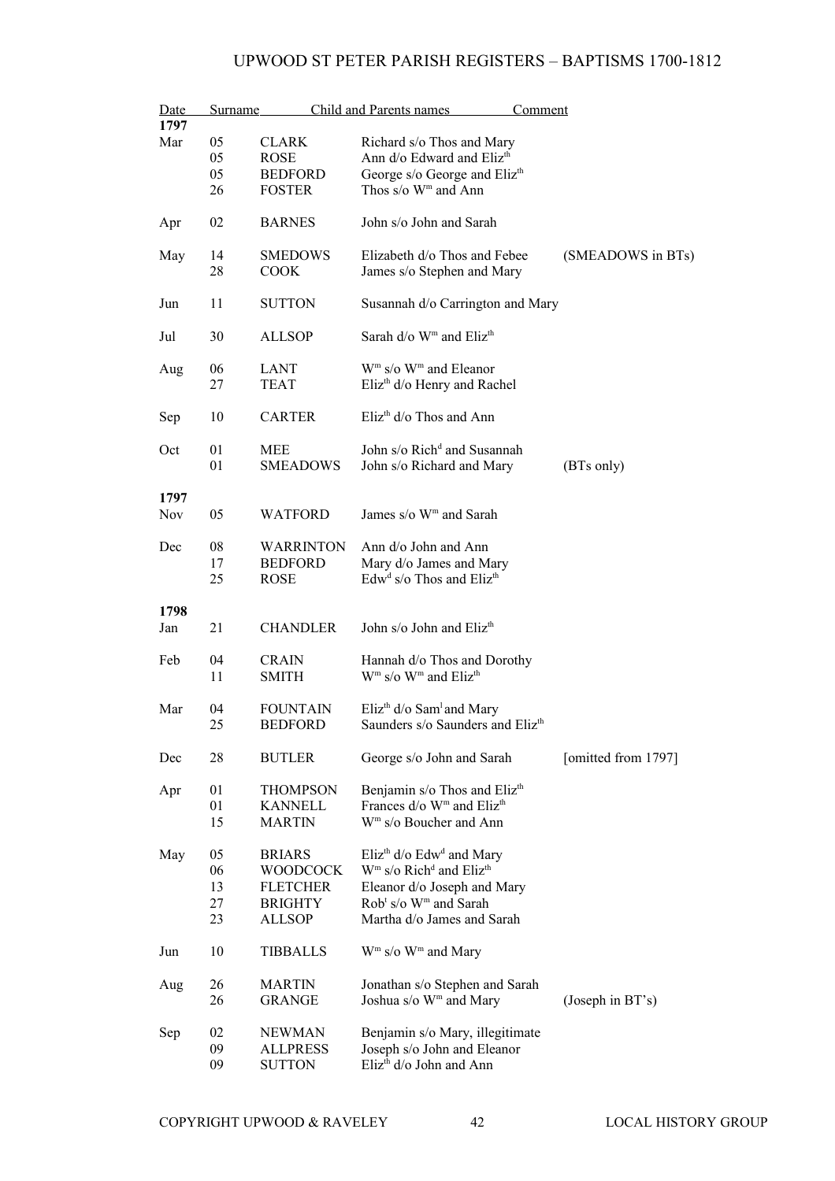| Date | | Surname | Child and Parents names | Comment |
|---|---|---|---|---|
| **1797** | | | | |
| Mar | 05 | CLARK | Richard s/o Thos and Mary | |
| | 05 | ROSE | Ann d/o Edward and Eliz$^{th}$ | |
| | 05 | BEDFORD | George s/o George and Eliz$^{th}$ | |
| | 26 | FOSTER | Thos s/o W$^{m}$ and Ann | |
| Apr | 02 | BARNES | John s/o John and Sarah | |
| May | 14 | SMEDOWS | Elizabeth d/o Thos and Febee | (SMEADOWS in BTs) |
| | 28 | COOK | James s/o Stephen and Mary | |
| Jun | 11 | SUTTON | Susannah d/o Carrington and Mary | |
| Jul | 30 | ALLSOP | Sarah d/o W$^{m}$ and Eliz$^{th}$ | |
| Aug | 06 | LANT | W$^{m}$ s/o W$^{m}$ and Eleanor | |
| | 27 | TEAT | Eliz$^{th}$ d/o Henry and Rachel | |
| Sep | 10 | CARTER | Eliz$^{th}$ d/o Thos and Ann | |
| Oct | 01 | MEE | John s/o Rich$^{d}$ and Susannah | |
| | 01 | SMEADOWS | John s/o Richard and Mary | (BTs only) |
| **1797** | | | | |
| Nov | 05 | WATFORD | James s/o W$^{m}$ and Sarah | |
| Dec | 08 | WARRINTON | Ann d/o John and Ann | |
| | 17 | BEDFORD | Mary d/o James and Mary | |
| | 25 | ROSE | Edw$^{d}$ s/o Thos and Eliz$^{th}$ | |
| **1798** | | | | |
| Jan | 21 | CHANDLER | John s/o John and Eliz$^{th}$ | |
| Feb | 04 | CRAIN | Hannah d/o Thos and Dorothy | |
| | 11 | SMITH | W$^{m}$ s/o W$^{m}$ and Eliz$^{th}$ | |
| Mar | 04 | FOUNTAIN | Eliz$^{th}$ d/o Sam$^{l}$ and Mary | |
| | 25 | BEDFORD | Saunders s/o Saunders and Eliz$^{th}$ | |
| Dec | 28 | BUTLER | George s/o John and Sarah | [omitted from 1797] |
| Apr | 01 | THOMPSON | Benjamin s/o Thos and Eliz$^{th}$ | |
| | 01 | KANNELL | Frances d/o W$^{m}$ and Eliz$^{th}$ | |
| | 15 | MARTIN | W$^{m}$ s/o Boucher and Ann | |
| May | 05 | BRIARS | Eliz$^{th}$ d/o Edw$^{d}$ and Mary | |
| | 06 | WOODCOCK | W$^{m}$ s/o Rich$^{d}$ and Eliz$^{th}$ | |
| | 13 | FLETCHER | Eleanor d/o Joseph and Mary | |
| | 27 | BRIGHTY | Rob$^{t}$ s/o W$^{m}$ and Sarah | |
| | 23 | ALLSOP | Martha d/o James and Sarah | |
| Jun | 10 | TIBBALLS | W$^{m}$ s/o W$^{m}$ and Mary | |
| Aug | 26 | MARTIN | Jonathan s/o Stephen and Sarah | |
| | 26 | GRANGE | Joshua s/o W$^{m}$ and Mary | (Joseph in BT's) |
| Sep | 02 | NEWMAN | Benjamin s/o Mary, illegitimate | |
| | 09 | ALLPRESS | Joseph s/o John and Eleanor | |
| | 09 | SUTTON | Eliz$^{th}$ d/o John and Ann | |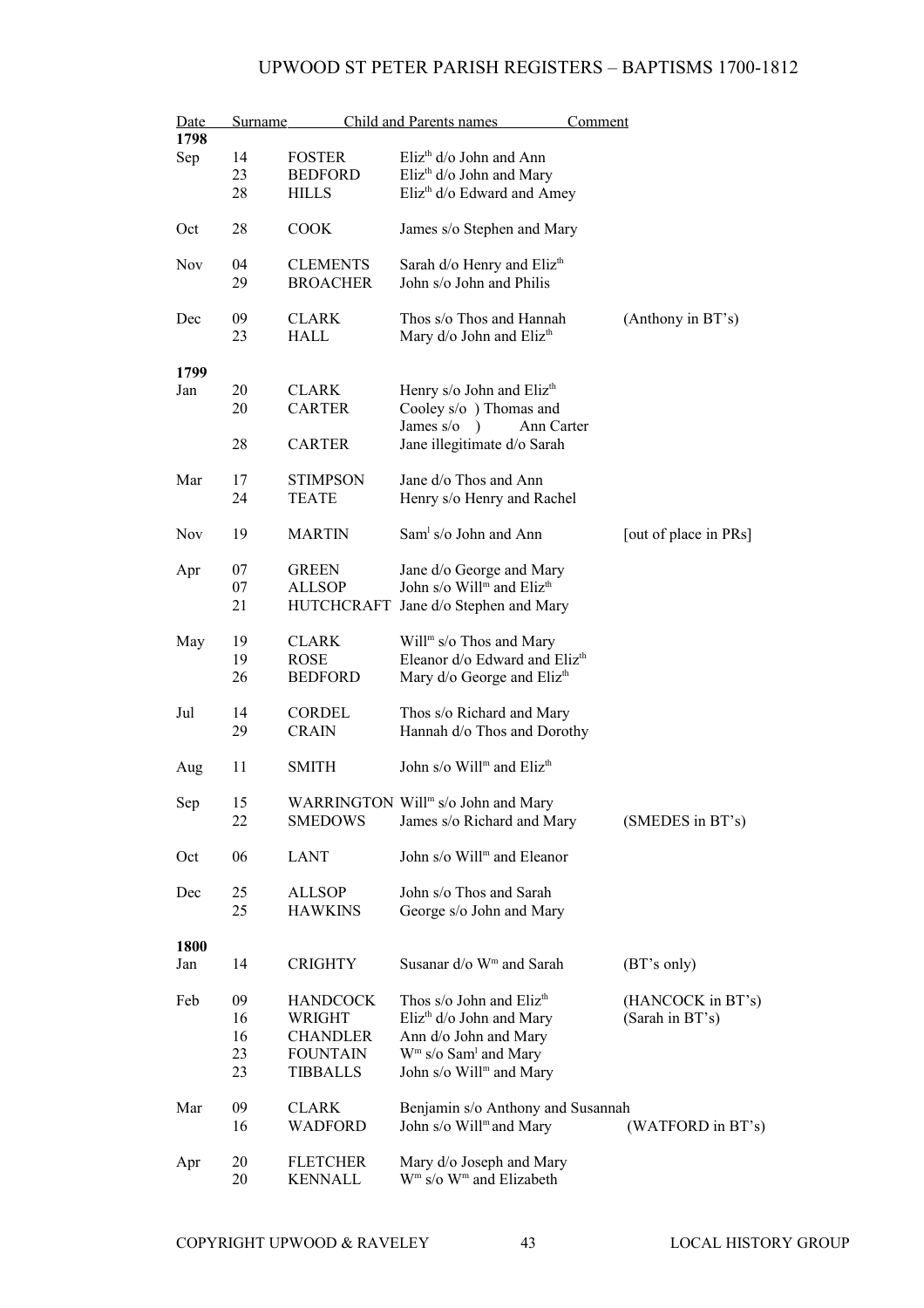# UPWOOD ST PETER PARISH REGISTERS – BAPTISMS 1700-1812

| Date | | Surname | Child and Parents names | Comment |
|---|---|---|---|---|
| **1798** | | | | |
| Sep | 14 | FOSTER | Eliz[th] d/o John and Ann | |
| | 23 | BEDFORD | Eliz[th] d/o John and Mary | |
| | 28 | HILLS | Eliz[th] d/o Edward and Amey | |
| Oct | 28 | COOK | James s/o Stephen and Mary | |
| Nov | 04 | CLEMENTS | Sarah d/o Henry and Eliz[th] | |
| | 29 | BROACHER | John s/o John and Philis | |
| Dec | 09 | CLARK | Thos s/o Thos and Hannah | (Anthony in BT's) |
| | 23 | HALL | Mary d/o John and Eliz[th] | |
| **1799** | | | | |
| Jan | 20 | CLARK | Henry s/o John and Eliz[th] | |
| | 20 | CARTER | Cooley s/o ) Thomas and<br>James s/o ) Ann Carter | |
| | 28 | CARTER | Jane illegitimate d/o Sarah | |
| Mar | 17 | STIMPSON | Jane d/o Thos and Ann | |
| | 24 | TEATE | Henry s/o Henry and Rachel | |
| Nov | 19 | MARTIN | Sam[l] s/o John and Ann | [out of place in PRs] |
| Apr | 07 | GREEN | Jane d/o George and Mary | |
| | 07 | ALLSOP | John s/o Will[m] and Eliz[th] | |
| | 21 | HUTCHCRAFT | Jane d/o Stephen and Mary | |
| May | 19 | CLARK | Will[m] s/o Thos and Mary | |
| | 19 | ROSE | Eleanor d/o Edward and Eliz[th] | |
| | 26 | BEDFORD | Mary d/o George and Eliz[th] | |
| Jul | 14 | CORDEL | Thos s/o Richard and Mary | |
| | 29 | CRAIN | Hannah d/o Thos and Dorothy | |
| Aug | 11 | SMITH | John s/o Will[m] and Eliz[th] | |
| Sep | 15 | WARRINGTON | Will[m] s/o John and Mary | |
| | 22 | SMEDOWS | James s/o Richard and Mary | (SMEDES in BT's) |
| Oct | 06 | LANT | John s/o Will[m] and Eleanor | |
| Dec | 25 | ALLSOP | John s/o Thos and Sarah | |
| | 25 | HAWKINS | George s/o John and Mary | |
| **1800** | | | | |
| Jan | 14 | CRIGHTY | Susanar d/o W[m] and Sarah | (BT's only) |
| Feb | 09 | HANDCOCK | Thos s/o John and Eliz[th] | (HANCOCK in BT's) |
| | 16 | WRIGHT | Eliz[th] d/o John and Mary | (Sarah in BT's) |
| | 16 | CHANDLER | Ann d/o John and Mary | |
| | 23 | FOUNTAIN | W[m] s/o Sam[l] and Mary | |
| | 23 | TIBBALLS | John s/o Will[m] and Mary | |
| Mar | 09 | CLARK | Benjamin s/o Anthony and Susannah | |
| | 16 | WADFORD | John s/o Will[m] and Mary | (WATFORD in BT's) |
| Apr | 20 | FLETCHER | Mary d/o Joseph and Mary | |
| | 20 | KENNALL | W[m] s/o W[m] and Elizabeth | |

COPYRIGHT UPWOOD & RAVELEY LOCAL HISTORY GROUP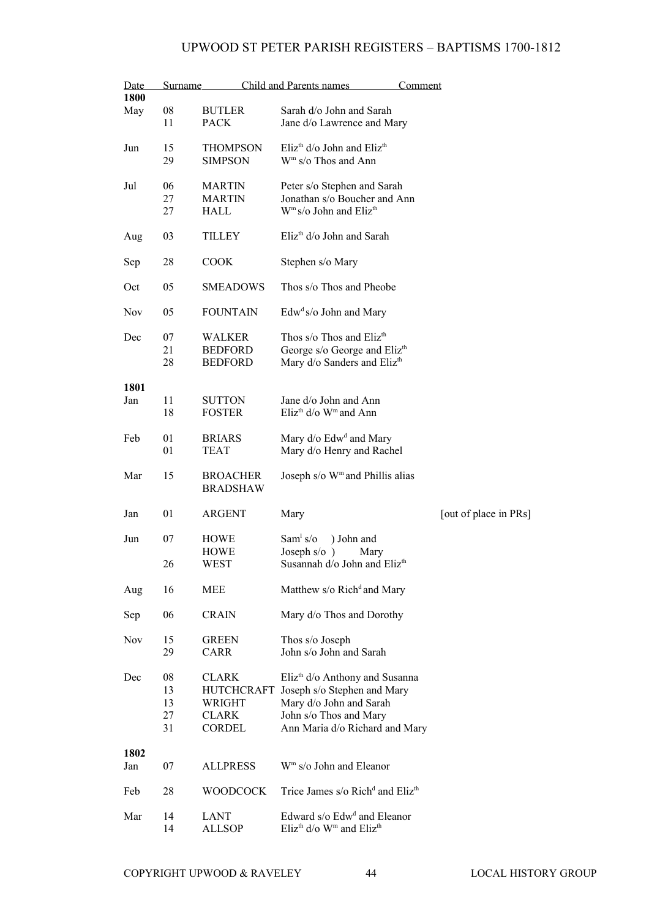# UPWOOD ST PETER PARISH REGISTERS – BAPTISMS 1700-1812

| Date | | Surname | Child and Parents names | Comment |
|---|---|---|---|---|
| **1800** | | | | |
| May | 08 | BUTLER | Sarah d/o John and Sarah | |
| | 11 | PACK | Jane d/o Lawrence and Mary | |
| Jun | 15 | THOMPSON | Eliz[th] d/o John and Eliz[th] | |
| | 29 | SIMPSON | W[m] s/o Thos and Ann | |
| Jul | 06 | MARTIN | Peter s/o Stephen and Sarah | |
| | 27 | MARTIN | Jonathan s/o Boucher and Ann | |
| | 27 | HALL | W[m] s/o John and Eliz[th] | |
| Aug | 03 | TILLEY | Eliz[th] d/o John and Sarah | |
| Sep | 28 | COOK | Stephen s/o Mary | |
| Oct | 05 | SMEADOWS | Thos s/o Thos and Pheobe | |
| Nov | 05 | FOUNTAIN | Edw[d] s/o John and Mary | |
| Dec | 07 | WALKER | Thos s/o Thos and Eliz[th] | |
| | 21 | BEDFORD | George s/o George and Eliz[th] | |
| | 28 | BEDFORD | Mary d/o Sanders and Eliz[th] | |
| **1801** | | | | |
| Jan | 11 | SUTTON | Jane d/o John and Ann | |
| | 18 | FOSTER | Eliz[th] d/o W[m] and Ann | |
| Feb | 01 | BRIARS | Mary d/o Edw[d] and Mary | |
| | 01 | TEAT | Mary d/o Henry and Rachel | |
| Mar | 15 | BROACHER BRADSHAW | Joseph s/o W[m] and Phillis alias | |
| Jan | 01 | ARGENT | Mary | [out of place in PRs] |
| Jun | 07 | HOWE | Sam[l] s/o ) John and | |
| | | HOWE | Joseph s/o ) Mary | |
| | 26 | WEST | Susannah d/o John and Eliz[th] | |
| Aug | 16 | MEE | Matthew s/o Rich[d] and Mary | |
| Sep | 06 | CRAIN | Mary d/o Thos and Dorothy | |
| Nov | 15 | GREEN | Thos s/o Joseph | |
| | 29 | CARR | John s/o John and Sarah | |
| Dec | 08 | CLARK | Eliz[th] d/o Anthony and Susanna | |
| | 13 | HUTCHCRAFT | Joseph s/o Stephen and Mary | |
| | 13 | WRIGHT | Mary d/o John and Sarah | |
| | 27 | CLARK | John s/o Thos and Mary | |
| | 31 | CORDEL | Ann Maria d/o Richard and Mary | |
| **1802** | | | | |
| Jan | 07 | ALLPRESS | W[m] s/o John and Eleanor | |
| Feb | 28 | WOODCOCK | Trice James s/o Rich[d] and Eliz[th] | |
| Mar | 14 | LANT | Edward s/o Edw[d] and Eleanor | |
| | 14 | ALLSOP | Eliz[th] d/o W[m] and Eliz[th] | |

COPYRIGHT UPWOOD & RAVELEY LOCAL HISTORY GROUP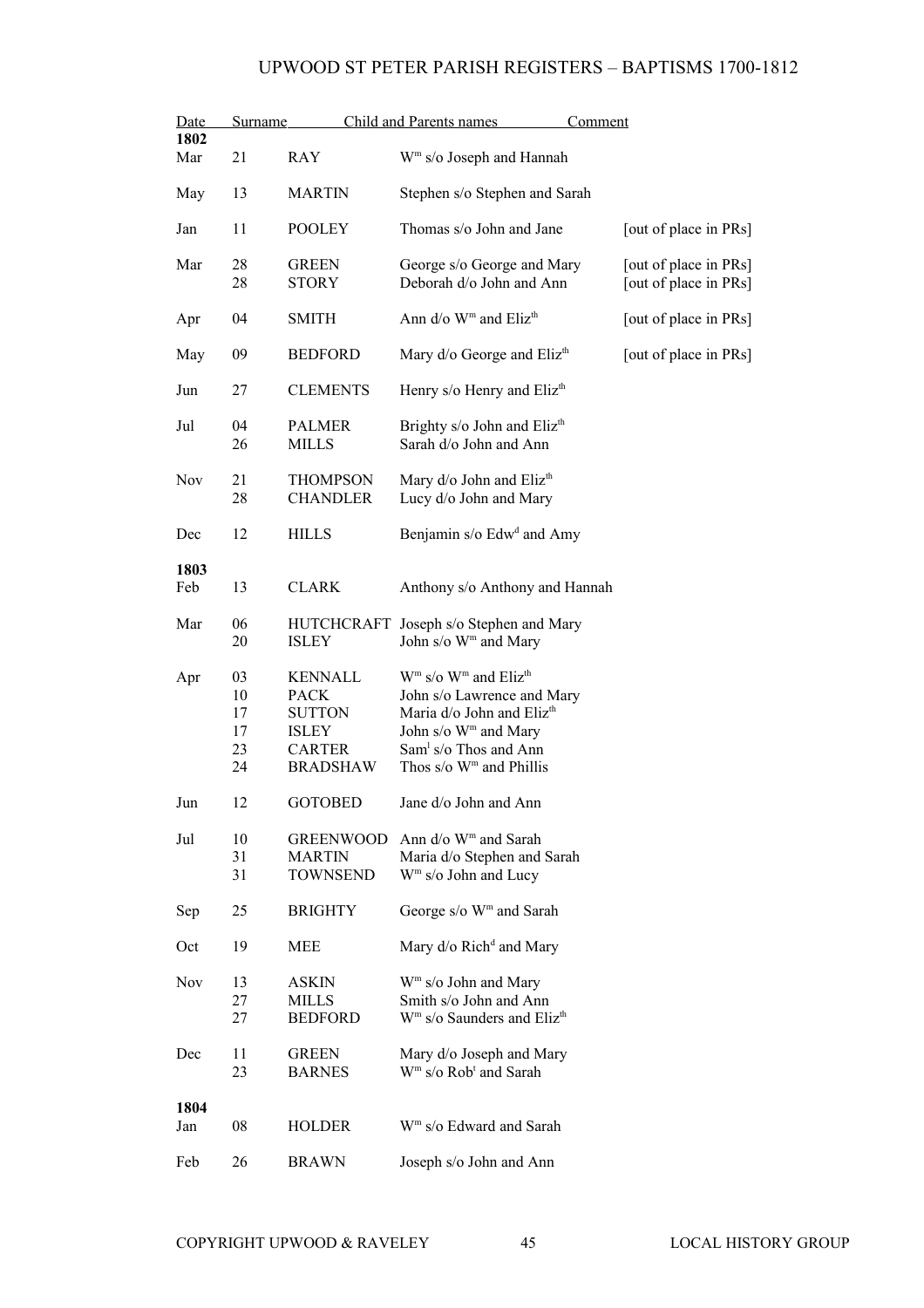| Date | | Surname | Child and Parents names | Comment |
|---|---|---|---|---|
| **1802** | | | | |
| Mar | 21 | RAY | Wm s/o Joseph and Hannah | |
| May | 13 | MARTIN | Stephen s/o Stephen and Sarah | |
| Jan | 11 | POOLEY | Thomas s/o John and Jane | [out of place in PRs] |
| Mar | 28 | GREEN | George s/o George and Mary | [out of place in PRs] |
| | 28 | STORY | Deborah d/o John and Ann | [out of place in PRs] |
| Apr | 04 | SMITH | Ann d/o Wm and Elizth | [out of place in PRs] |
| May | 09 | BEDFORD | Mary d/o George and Elizth | [out of place in PRs] |
| Jun | 27 | CLEMENTS | Henry s/o Henry and Elizth | |
| Jul | 04 | PALMER | Brighty s/o John and Elizth | |
| | 26 | MILLS | Sarah d/o John and Ann | |
| Nov | 21 | THOMPSON | Mary d/o John and Elizth | |
| | 28 | CHANDLER | Lucy d/o John and Mary | |
| Dec | 12 | HILLS | Benjamin s/o Edwd and Amy | |
| **1803** | | | | |
| Feb | 13 | CLARK | Anthony s/o Anthony and Hannah | |
| Mar | 06 | HUTCHCRAFT | Joseph s/o Stephen and Mary | |
| | 20 | ISLEY | John s/o Wm and Mary | |
| Apr | 03 | KENNALL | Wm s/o Wm and Elizth | |
| | 10 | PACK | John s/o Lawrence and Mary | |
| | 17 | SUTTON | Maria d/o John and Elizth | |
| | 17 | ISLEY | John s/o Wm and Mary | |
| | 23 | CARTER | Saml s/o Thos and Ann | |
| | 24 | BRADSHAW | Thos s/o Wm and Phillis | |
| Jun | 12 | GOTOBED | Jane d/o John and Ann | |
| Jul | 10 | GREENWOOD | Ann d/o Wm and Sarah | |
| | 31 | MARTIN | Maria d/o Stephen and Sarah | |
| | 31 | TOWNSEND | Wm s/o John and Lucy | |
| Sep | 25 | BRIGHTY | George s/o Wm and Sarah | |
| Oct | 19 | MEE | Mary d/o Richd and Mary | |
| Nov | 13 | ASKIN | Wm s/o John and Mary | |
| | 27 | MILLS | Smith s/o John and Ann | |
| | 27 | BEDFORD | Wm s/o Saunders and Elizth | |
| Dec | 11 | GREEN | Mary d/o Joseph and Mary | |
| | 23 | BARNES | Wm s/o Robt and Sarah | |
| **1804** | | | | |
| Jan | 08 | HOLDER | Wm s/o Edward and Sarah | |
| Feb | 26 | BRAWN | Joseph s/o John and Ann | |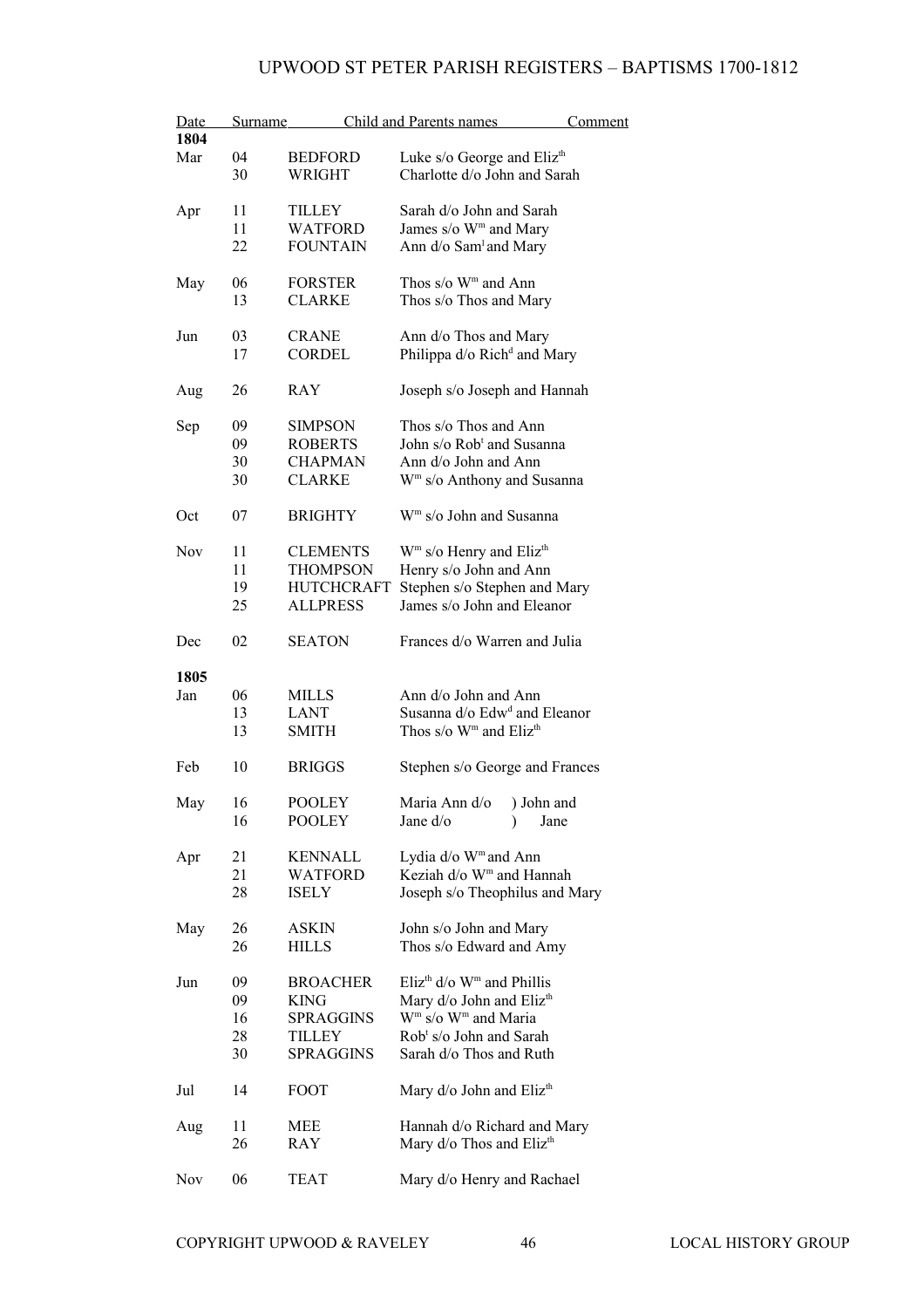| Date | | Surname | Child and Parents names | Comment |
|---|---|---|---|---|
| **1804** | | | | |
| Mar | 04 | BEDFORD | Luke s/o George and Eliz[th] | |
| | 30 | WRIGHT | Charlotte d/o John and Sarah | |
| Apr | 11 | TILLEY | Sarah d/o John and Sarah | |
| | 11 | WATFORD | James s/o W[m] and Mary | |
| | 22 | FOUNTAIN | Ann d/o Sam[l] and Mary | |
| May | 06 | FORSTER | Thos s/o W[m] and Ann | |
| | 13 | CLARKE | Thos s/o Thos and Mary | |
| Jun | 03 | CRANE | Ann d/o Thos and Mary | |
| | 17 | CORDEL | Philippa d/o Rich[d] and Mary | |
| Aug | 26 | RAY | Joseph s/o Joseph and Hannah | |
| Sep | 09 | SIMPSON | Thos s/o Thos and Ann | |
| | 09 | ROBERTS | John s/o Rob[t] and Susanna | |
| | 30 | CHAPMAN | Ann d/o John and Ann | |
| | 30 | CLARKE | W[m] s/o Anthony and Susanna | |
| Oct | 07 | BRIGHTY | W[m] s/o John and Susanna | |
| Nov | 11 | CLEMENTS | W[m] s/o Henry and Eliz[th] | |
| | 11 | THOMPSON | Henry s/o John and Ann | |
| | 19 | HUTCHCRAFT | Stephen s/o Stephen and Mary | |
| | 25 | ALLPRESS | James s/o John and Eleanor | |
| Dec | 02 | SEATON | Frances d/o Warren and Julia | |
| **1805** | | | | |
| Jan | 06 | MILLS | Ann d/o John and Ann | |
| | 13 | LANT | Susanna d/o Edw[d] and Eleanor | |
| | 13 | SMITH | Thos s/o W[m] and Eliz[th] | |
| Feb | 10 | BRIGGS | Stephen s/o George and Frances | |
| May | 16 | POOLEY | Maria Ann d/o ) John and | |
| | 16 | POOLEY | Jane d/o ) Jane | |
| Apr | 21 | KENNALL | Lydia d/o W[m] and Ann | |
| | 21 | WATFORD | Keziah d/o W[m] and Hannah | |
| | 28 | ISELY | Joseph s/o Theophilus and Mary | |
| May | 26 | ASKIN | John s/o John and Mary | |
| | 26 | HILLS | Thos s/o Edward and Amy | |
| Jun | 09 | BROACHER | Eliz[th] d/o W[m] and Phillis | |
| | 09 | KING | Mary d/o John and Eliz[th] | |
| | 16 | SPRAGGINS | W[m] s/o W[m] and Maria | |
| | 28 | TILLEY | Rob[t] s/o John and Sarah | |
| | 30 | SPRAGGINS | Sarah d/o Thos and Ruth | |
| Jul | 14 | FOOT | Mary d/o John and Eliz[th] | |
| Aug | 11 | MEE | Hannah d/o Richard and Mary | |
| | 26 | RAY | Mary d/o Thos and Eliz[th] | |
| Nov | 06 | TEAT | Mary d/o Henry and Rachael | |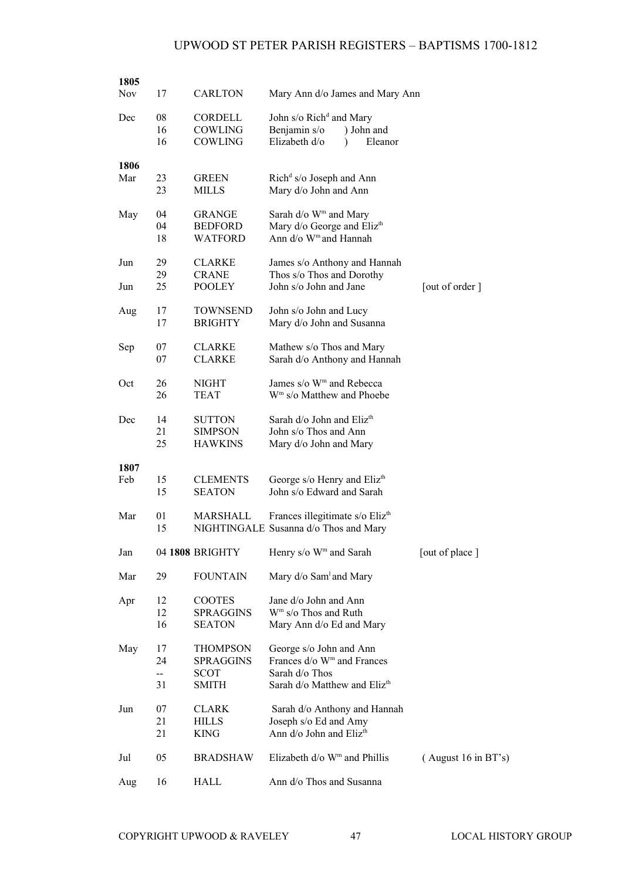| Year | Month | Day | Surname | Entry | Note |
|---|---|---|---|---|---|
| 1805 | Nov | 17 | CARLTON | Mary Ann d/o James and Mary Ann | |
| | Dec | 08 | CORDELL | John s/o Rich[d] and Mary | |
| | | 16 | COWLING | Benjamin s/o ) John and | |
| | | 16 | COWLING | Elizabeth d/o ) Eleanor | |
| 1806 | Mar | 23 | GREEN | Rich[d] s/o Joseph and Ann | |
| | | 23 | MILLS | Mary d/o John and Ann | |
| | May | 04 | GRANGE | Sarah d/o W[m] and Mary | |
| | | 04 | BEDFORD | Mary d/o George and Eliz[th] | |
| | | 18 | WATFORD | Ann d/o W[m] and Hannah | |
| | Jun | 29 | CLARKE | James s/o Anthony and Hannah | |
| | | 29 | CRANE | Thos s/o Thos and Dorothy | |
| | Jun | 25 | POOLEY | John s/o John and Jane | [out of order ] |
| | Aug | 17 | TOWNSEND | John s/o John and Lucy | |
| | | 17 | BRIGHTY | Mary d/o John and Susanna | |
| | Sep | 07 | CLARKE | Mathew s/o Thos and Mary | |
| | | 07 | CLARKE | Sarah d/o Anthony and Hannah | |
| | Oct | 26 | NIGHT | James s/o W[m] and Rebecca | |
| | | 26 | TEAT | W[m] s/o Matthew and Phoebe | |
| | Dec | 14 | SUTTON | Sarah d/o John and Eliz[th] | |
| | | 21 | SIMPSON | John s/o Thos and Ann | |
| | | 25 | HAWKINS | Mary d/o John and Mary | |
| 1807 | Feb | 15 | CLEMENTS | George s/o Henry and Eliz[th] | |
| | | 15 | SEATON | John s/o Edward and Sarah | |
| | Mar | 01 | MARSHALL | Frances illegitimate s/o Eliz[th] | |
| | | 15 | NIGHTINGALE | Susanna d/o Thos and Mary | |
| | Jan | 04 **1808** | BRIGHTY | Henry s/o W[m] and Sarah | [out of place ] |
| | Mar | 29 | FOUNTAIN | Mary d/o Sam[l] and Mary | |
| | Apr | 12 | COOTES | Jane d/o John and Ann | |
| | | 12 | SPRAGGINS | W[m] s/o Thos and Ruth | |
| | | 16 | SEATON | Mary Ann d/o Ed and Mary | |
| | May | 17 | THOMPSON | George s/o John and Ann | |
| | | 24 | SPRAGGINS | Frances d/o W[m] and Frances | |
| | | -- | SCOT | Sarah d/o Thos | |
| | | 31 | SMITH | Sarah d/o Matthew and Eliz[th] | |
| | Jun | 07 | CLARK | Sarah d/o Anthony and Hannah | |
| | | 21 | HILLS | Joseph s/o Ed and Amy | |
| | | 21 | KING | Ann d/o John and Eliz[th] | |
| | Jul | 05 | BRADSHAW | Elizabeth d/o W[m] and Phillis | ( August 16 in BT's) |
| | Aug | 16 | HALL | Ann d/o Thos and Susanna | |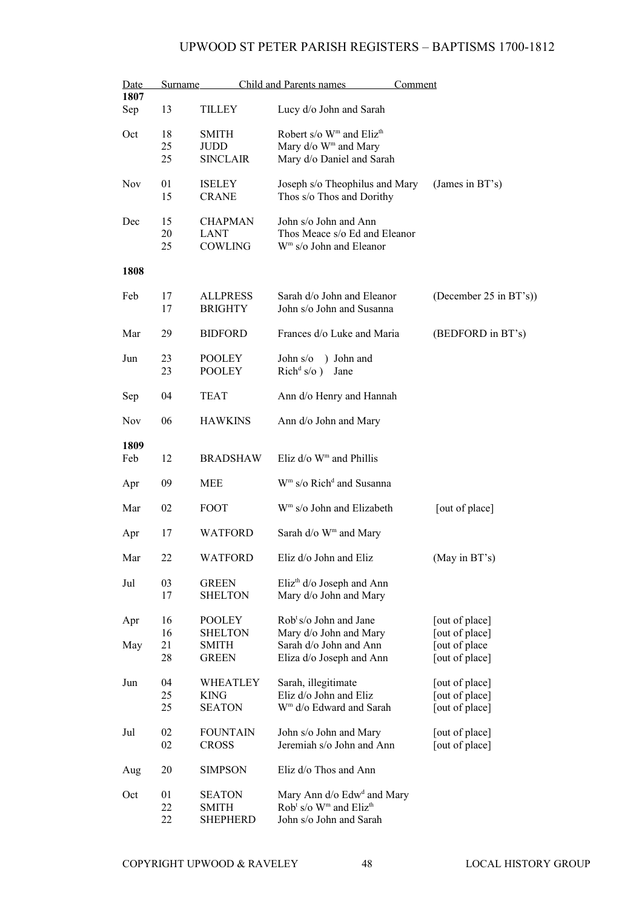# UPWOOD ST PETER PARISH REGISTERS – BAPTISMS 1700-1812

| Date | | Surname | Child and Parents names | Comment |
|---|---|---|---|---|
| **1807** | | | | |
| Sep | 13 | TILLEY | Lucy d/o John and Sarah | |
| Oct | 18 | SMITH | Robert s/o W$^{m}$ and Eliz$^{th}$ | |
| | 25 | JUDD | Mary d/o W$^{m}$ and Mary | |
| | 25 | SINCLAIR | Mary d/o Daniel and Sarah | |
| Nov | 01 | ISELEY | Joseph s/o Theophilus and Mary | (James in BT's) |
| | 15 | CRANE | Thos s/o Thos and Dorithy | |
| Dec | 15 | CHAPMAN | John s/o John and Ann | |
| | 20 | LANT | Thos Meace s/o Ed and Eleanor | |
| | 25 | COWLING | W$^{m}$ s/o John and Eleanor | |
| **1808** | | | | |
| Feb | 17 | ALLPRESS | Sarah d/o John and Eleanor | (December 25 in BT's)) |
| | 17 | BRIGHTY | John s/o John and Susanna | |
| Mar | 29 | BIDFORD | Frances d/o Luke and Maria | (BEDFORD in BT's) |
| Jun | 23 | POOLEY | John s/o ) John and | |
| | 23 | POOLEY | Rich$^{d}$ s/o ) Jane | |
| Sep | 04 | TEAT | Ann d/o Henry and Hannah | |
| Nov | 06 | HAWKINS | Ann d/o John and Mary | |
| **1809** | | | | |
| Feb | 12 | BRADSHAW | Eliz d/o W$^{m}$ and Phillis | |
| Apr | 09 | MEE | W$^{m}$ s/o Rich$^{d}$ and Susanna | |
| Mar | 02 | FOOT | W$^{m}$ s/o John and Elizabeth | [out of place] |
| Apr | 17 | WATFORD | Sarah d/o W$^{m}$ and Mary | |
| Mar | 22 | WATFORD | Eliz d/o John and Eliz | (May in BT's) |
| Jul | 03 | GREEN | Eliz$^{th}$ d/o Joseph and Ann | |
| | 17 | SHELTON | Mary d/o John and Mary | |
| Apr | 16 | POOLEY | Rob$^{t}$ s/o John and Jane | [out of place] |
| | 16 | SHELTON | Mary d/o John and Mary | [out of place] |
| May | 21 | SMITH | Sarah d/o John and Ann | [out of place |
| | 28 | GREEN | Eliza d/o Joseph and Ann | [out of place] |
| Jun | 04 | WHEATLEY | Sarah, illegitimate | [out of place] |
| | 25 | KING | Eliz d/o John and Eliz | [out of place] |
| | 25 | SEATON | W$^{m}$ d/o Edward and Sarah | [out of place] |
| Jul | 02 | FOUNTAIN | John s/o John and Mary | [out of place] |
| | 02 | CROSS | Jeremiah s/o John and Ann | [out of place] |
| Aug | 20 | SIMPSON | Eliz d/o Thos and Ann | |
| Oct | 01 | SEATON | Mary Ann d/o Edw$^{d}$ and Mary | |
| | 22 | SMITH | Rob$^{t}$ s/o W$^{m}$ and Eliz$^{th}$ | |
| | 22 | SHEPHERD | John s/o John and Sarah | |

COPYRIGHT UPWOOD & RAVELEY LOCAL HISTORY GROUP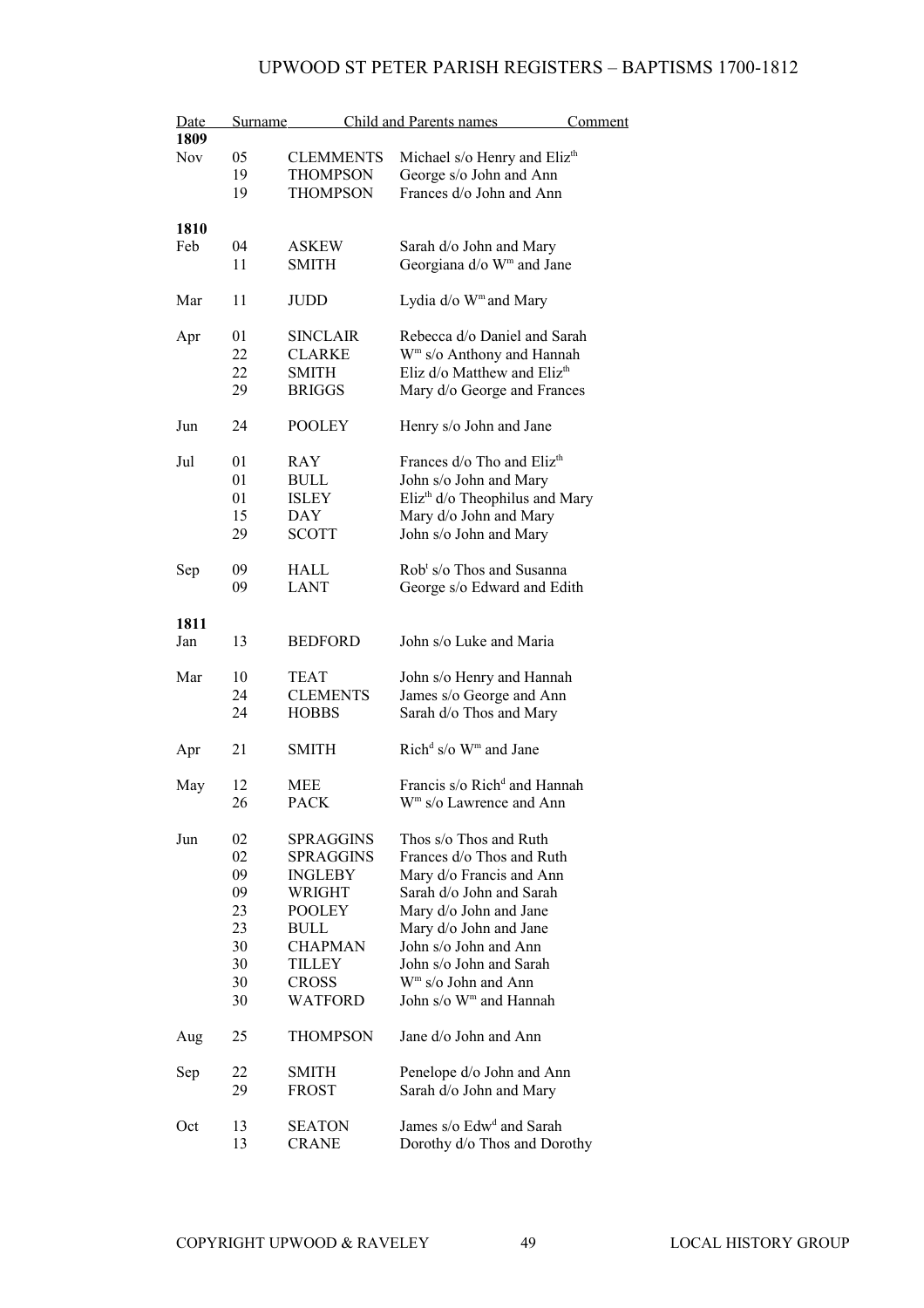| Date | Surname | | Child and Parents names | Comment |
|---|---|---|---|---|
| **1809** | | | | |
| Nov | 05 | CLEMMENTS | Michael s/o Henry and Eliz$^{th}$ | |
| | 19 | THOMPSON | George s/o John and Ann | |
| | 19 | THOMPSON | Frances d/o John and Ann | |
| **1810** | | | | |
| Feb | 04 | ASKEW | Sarah d/o John and Mary | |
| | 11 | SMITH | Georgiana d/o W$^{m}$ and Jane | |
| Mar | 11 | JUDD | Lydia d/o W$^{m}$ and Mary | |
| Apr | 01 | SINCLAIR | Rebecca d/o Daniel and Sarah | |
| | 22 | CLARKE | W$^{m}$ s/o Anthony and Hannah | |
| | 22 | SMITH | Eliz d/o Matthew and Eliz$^{th}$ | |
| | 29 | BRIGGS | Mary d/o George and Frances | |
| Jun | 24 | POOLEY | Henry s/o John and Jane | |
| Jul | 01 | RAY | Frances d/o Tho and Eliz$^{th}$ | |
| | 01 | BULL | John s/o John and Mary | |
| | 01 | ISLEY | Eliz$^{th}$ d/o Theophilus and Mary | |
| | 15 | DAY | Mary d/o John and Mary | |
| | 29 | SCOTT | John s/o John and Mary | |
| Sep | 09 | HALL | Rob$^{t}$ s/o Thos and Susanna | |
| | 09 | LANT | George s/o Edward and Edith | |
| **1811** | | | | |
| Jan | 13 | BEDFORD | John s/o Luke and Maria | |
| Mar | 10 | TEAT | John s/o Henry and Hannah | |
| | 24 | CLEMENTS | James s/o George and Ann | |
| | 24 | HOBBS | Sarah d/o Thos and Mary | |
| Apr | 21 | SMITH | Rich$^{d}$ s/o W$^{m}$ and Jane | |
| May | 12 | MEE | Francis s/o Rich$^{d}$ and Hannah | |
| | 26 | PACK | W$^{m}$ s/o Lawrence and Ann | |
| Jun | 02 | SPRAGGINS | Thos s/o Thos and Ruth | |
| | 02 | SPRAGGINS | Frances d/o Thos and Ruth | |
| | 09 | INGLEBY | Mary d/o Francis and Ann | |
| | 09 | WRIGHT | Sarah d/o John and Sarah | |
| | 23 | POOLEY | Mary d/o John and Jane | |
| | 23 | BULL | Mary d/o John and Jane | |
| | 30 | CHAPMAN | John s/o John and Ann | |
| | 30 | TILLEY | John s/o John and Sarah | |
| | 30 | CROSS | W$^{m}$ s/o John and Ann | |
| | 30 | WATFORD | John s/o W$^{m}$ and Hannah | |
| Aug | 25 | THOMPSON | Jane d/o John and Ann | |
| Sep | 22 | SMITH | Penelope d/o John and Ann | |
| | 29 | FROST | Sarah d/o John and Mary | |
| Oct | 13 | SEATON | James s/o Edw$^{d}$ and Sarah | |
| | 13 | CRANE | Dorothy d/o Thos and Dorothy | |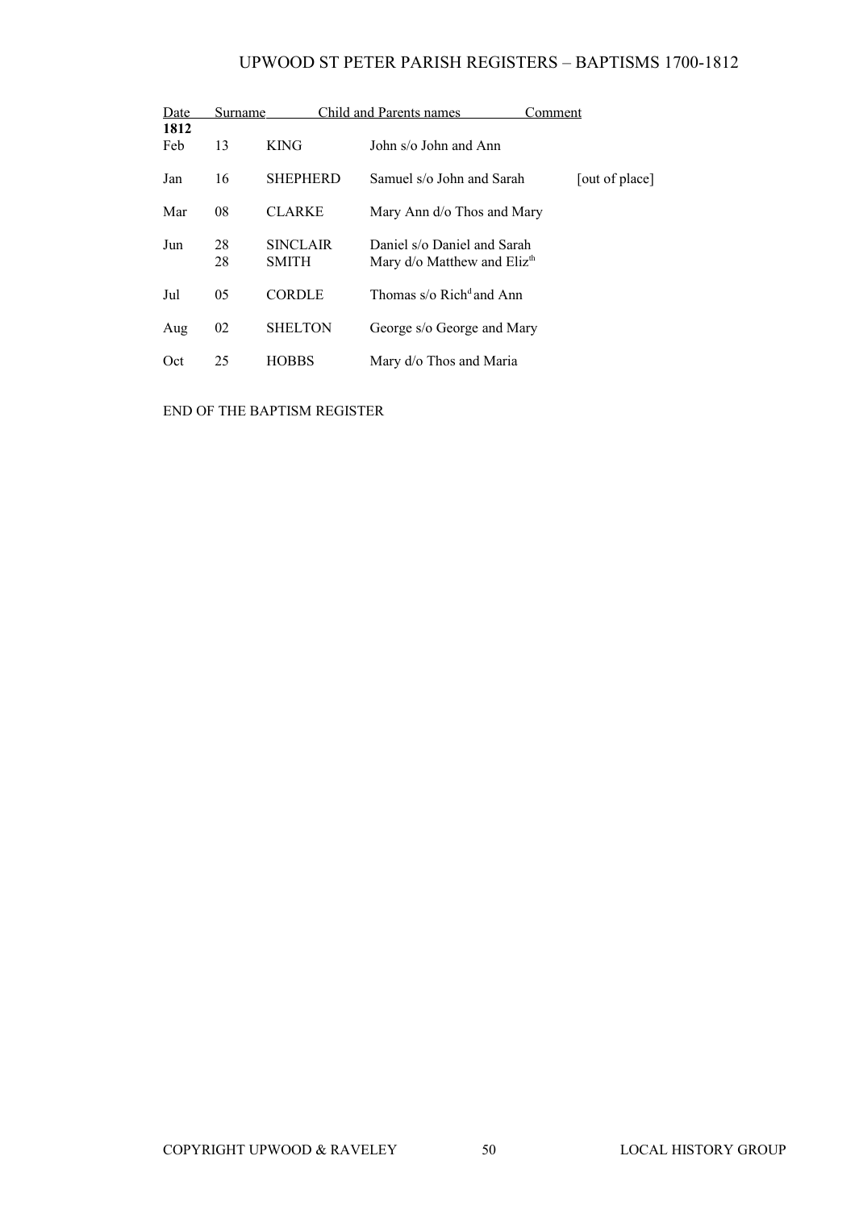| Date | | Surname | Child and Parents names | Comment |
|---|---|---|---|---|
| **1812** | | | | |
| Feb | 13 | KING | John s/o John and Ann | |
| Jan | 16 | SHEPHERD | Samuel s/o John and Sarah | [out of place] |
| Mar | 08 | CLARKE | Mary Ann d/o Thos and Mary | |
| Jun | 28 | SINCLAIR | Daniel s/o Daniel and Sarah | |
| | 28 | SMITH | Mary d/o Matthew and Eliz[th] | |
| Jul | 05 | CORDLE | Thomas s/o Rich[d] and Ann | |
| Aug | 02 | SHELTON | George s/o George and Mary | |
| Oct | 25 | HOBBS | Mary d/o Thos and Maria | |

END OF THE BAPTISM REGISTER